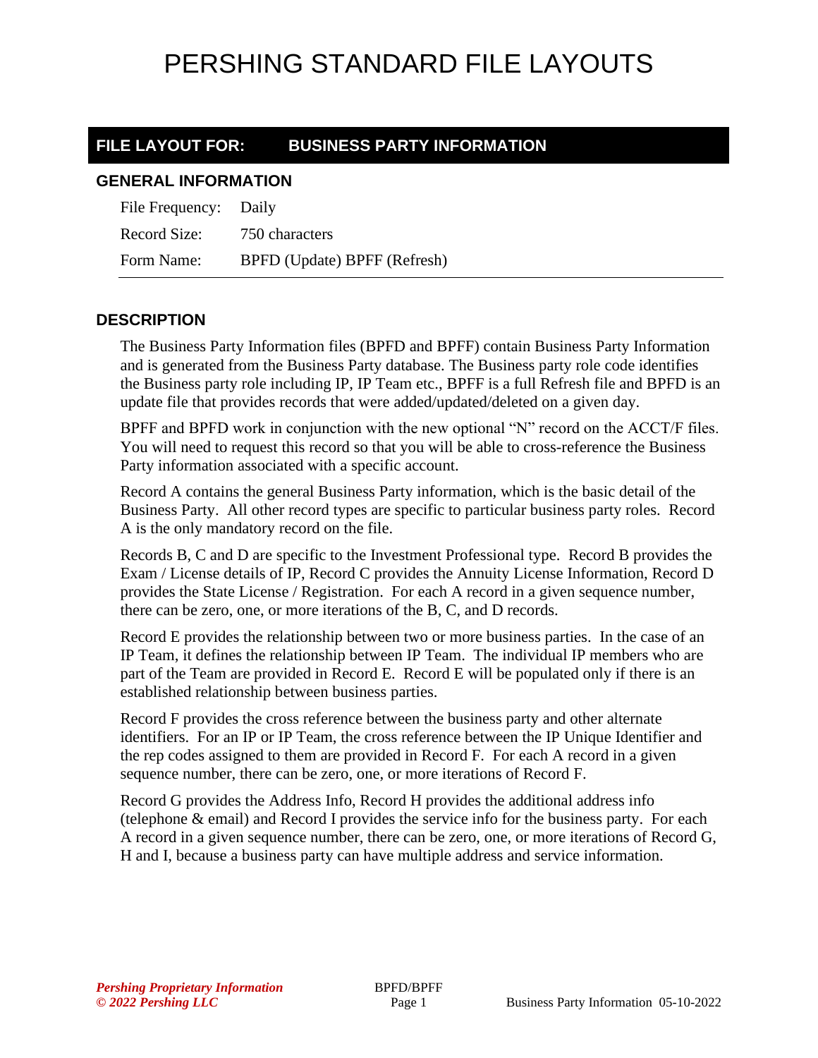# PERSHING STANDARD FILE LAYOUTS

## FILE LAYOUT FOR: BUSINESS PARTY INFORMATION

### GENERAL INFORMATION

| | |
|---|---|
| File Frequency: | Daily |
| Record Size: | 750 characters |
| Form Name: | BPFD (Update) BPFF (Refresh) |

### DESCRIPTION

The Business Party Information files (BPFD and BPFF) contain Business Party Information and is generated from the Business Party database. The Business party role code identifies the Business party role including IP, IP Team etc., BPFF is a full Refresh file and BPFD is an update file that provides records that were added/updated/deleted on a given day.

BPFF and BPFD work in conjunction with the new optional "N" record on the ACCT/F files. You will need to request this record so that you will be able to cross-reference the Business Party information associated with a specific account.

Record A contains the general Business Party information, which is the basic detail of the Business Party. All other record types are specific to particular business party roles. Record A is the only mandatory record on the file.

Records B, C and D are specific to the Investment Professional type. Record B provides the Exam / License details of IP, Record C provides the Annuity License Information, Record D provides the State License / Registration. For each A record in a given sequence number, there can be zero, one, or more iterations of the B, C, and D records.

Record E provides the relationship between two or more business parties. In the case of an IP Team, it defines the relationship between IP Team. The individual IP members who are part of the Team are provided in Record E. Record E will be populated only if there is an established relationship between business parties.

Record F provides the cross reference between the business party and other alternate identifiers. For an IP or IP Team, the cross reference between the IP Unique Identifier and the rep codes assigned to them are provided in Record F. For each A record in a given sequence number, there can be zero, one, or more iterations of Record F.

Record G provides the Address Info, Record H provides the additional address info (telephone & email) and Record I provides the service info for the business party. For each A record in a given sequence number, there can be zero, one, or more iterations of Record G, H and I, because a business party can have multiple address and service information.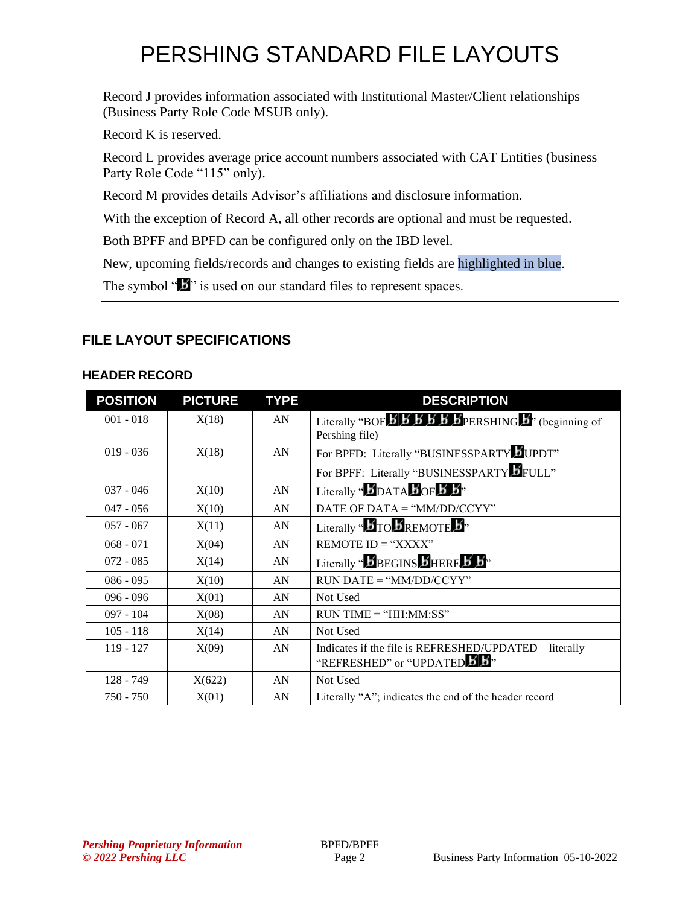# PERSHING STANDARD FILE LAYOUTS

Record J provides information associated with Institutional Master/Client relationships (Business Party Role Code MSUB only).

Record K is reserved.

Record L provides average price account numbers associated with CAT Entities (business Party Role Code “115” only).

Record M provides details Advisor’s affiliations and disclosure information.

With the exception of Record A, all other records are optional and must be requested.

Both BPFF and BPFD can be configured only on the IBD level.

New, upcoming fields/records and changes to existing fields are highlighted in blue.

The symbol “ƀ” is used on our standard files to represent spaces.

## FILE LAYOUT SPECIFICATIONS

### HEADER RECORD

| POSITION | PICTURE | TYPE | DESCRIPTION |
|---|---|---|---|
| 001 - 018 | X(18) | AN | Literally “BOFƀƀƀƀƀPERSHINGƀ” (beginning of Pershing file) |
| 019 - 036 | X(18) | AN | For BPFD: Literally “BUSINESSPARTYƀUPDT”<br>For BPFF: Literally “BUSINESSPARTYƀFULL” |
| 037 - 046 | X(10) | AN | Literally “ƀDATAƀOFƀƀ” |
| 047 - 056 | X(10) | AN | DATE OF DATA = “MM/DD/CCYY” |
| 057 - 067 | X(11) | AN | Literally “ƀTOƀREMOTEƀ” |
| 068 - 071 | X(04) | AN | REMOTE ID = “XXXX” |
| 072 - 085 | X(14) | AN | Literally “ƀBEGINSƀHEREƀƀ” |
| 086 - 095 | X(10) | AN | RUN DATE = “MM/DD/CCYY” |
| 096 - 096 | X(01) | AN | Not Used |
| 097 - 104 | X(08) | AN | RUN TIME = “HH:MM:SS” |
| 105 - 118 | X(14) | AN | Not Used |
| 119 - 127 | X(09) | AN | Indicates if the file is REFRESHED/UPDATED – literally “REFRESHED” or “UPDATEDƀƀ” |
| 128 - 749 | X(622) | AN | Not Used |
| 750 - 750 | X(01) | AN | Literally “A”; indicates the end of the header record |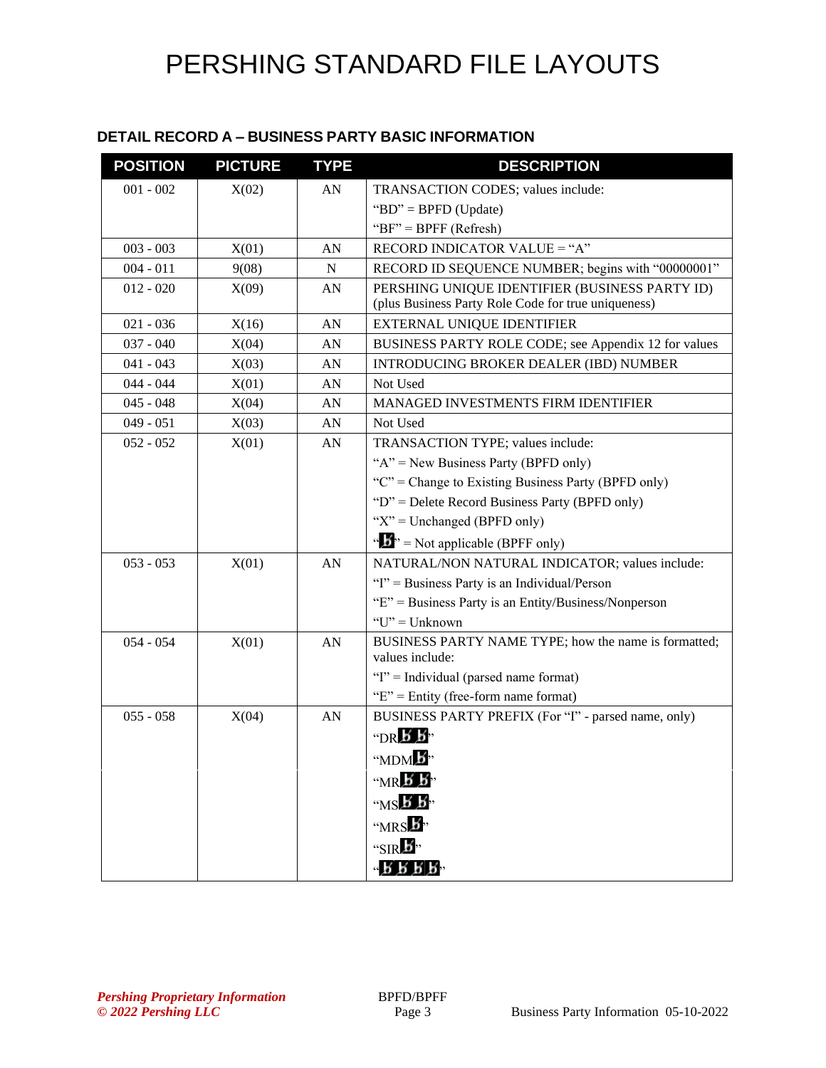## DETAIL RECORD A – BUSINESS PARTY BASIC INFORMATION

| POSITION | PICTURE | TYPE | DESCRIPTION |
|---|---|---|---|
| 001 - 002 | X(02) | AN | TRANSACTION CODES; values include:<br>"BD" = BPFD (Update)<br>"BF" = BPFF (Refresh) |
| 003 - 003 | X(01) | AN | RECORD INDICATOR VALUE = "A" |
| 004 - 011 | 9(08) | N | RECORD ID SEQUENCE NUMBER; begins with "00000001" |
| 012 - 020 | X(09) | AN | PERSHING UNIQUE IDENTIFIER (BUSINESS PARTY ID) (plus Business Party Role Code for true uniqueness) |
| 021 - 036 | X(16) | AN | EXTERNAL UNIQUE IDENTIFIER |
| 037 - 040 | X(04) | AN | BUSINESS PARTY ROLE CODE; see Appendix 12 for values |
| 041 - 043 | X(03) | AN | INTRODUCING BROKER DEALER (IBD) NUMBER |
| 044 - 044 | X(01) | AN | Not Used |
| 045 - 048 | X(04) | AN | MANAGED INVESTMENTS FIRM IDENTIFIER |
| 049 - 051 | X(03) | AN | Not Used |
| 052 - 052 | X(01) | AN | TRANSACTION TYPE; values include:<br>"A" = New Business Party (BPFD only)<br>"C" = Change to Existing Business Party (BPFD only)<br>"D" = Delete Record Business Party (BPFD only)<br>"X" = Unchanged (BPFD only)<br>"ƀ" = Not applicable (BPFF only) |
| 053 - 053 | X(01) | AN | NATURAL/NON NATURAL INDICATOR; values include:<br>"I" = Business Party is an Individual/Person<br>"E" = Business Party is an Entity/Business/Nonperson<br>"U" = Unknown |
| 054 - 054 | X(01) | AN | BUSINESS PARTY NAME TYPE; how the name is formatted; values include:<br>"I" = Individual (parsed name format)<br>"E" = Entity (free-form name format) |
| 055 - 058 | X(04) | AN | BUSINESS PARTY PREFIX (For "I" - parsed name, only)<br>"DRƀƀ"<br>"MDMƀ"<br>"MRƀƀ"<br>"MSƀƀ"<br>"MRSƀ"<br>"SIRƀ"<br>"ƀƀƀƀ" |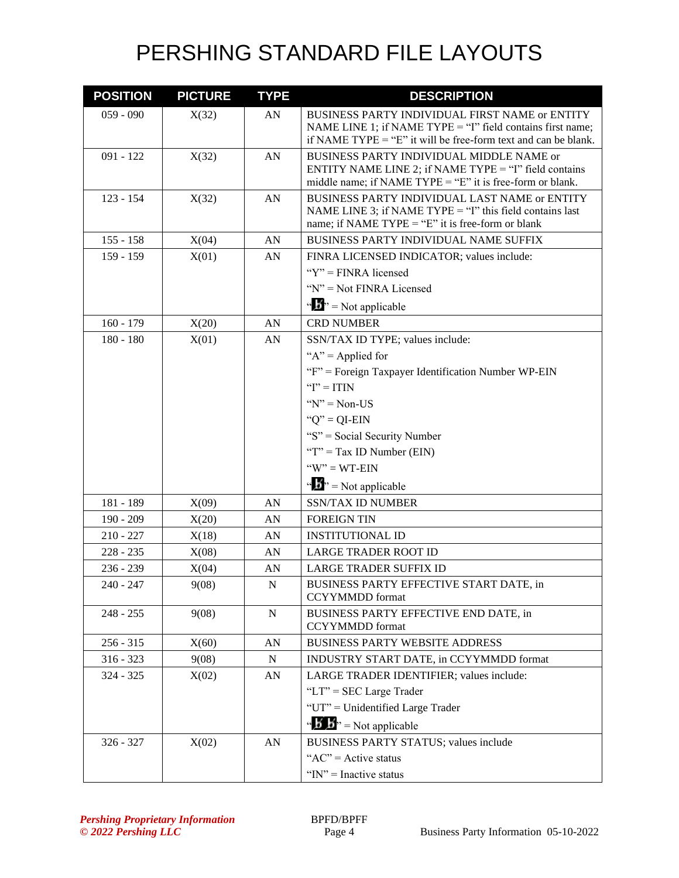# PERSHING STANDARD FILE LAYOUTS

| POSITION | PICTURE | TYPE | DESCRIPTION |
|---|---|---|---|
| 059 - 090 | X(32) | AN | BUSINESS PARTY INDIVIDUAL FIRST NAME or ENTITY NAME LINE 1; if NAME TYPE = "I" field contains first name; if NAME TYPE = "E" it will be free-form text and can be blank. |
| 091 - 122 | X(32) | AN | BUSINESS PARTY INDIVIDUAL MIDDLE NAME or ENTITY NAME LINE 2; if NAME TYPE = "I" field contains middle name; if NAME TYPE = "E" it is free-form or blank. |
| 123 - 154 | X(32) | AN | BUSINESS PARTY INDIVIDUAL LAST NAME or ENTITY NAME LINE 3; if NAME TYPE = "I" this field contains last name; if NAME TYPE = "E" it is free-form or blank |
| 155 - 158 | X(04) | AN | BUSINESS PARTY INDIVIDUAL NAME SUFFIX |
| 159 - 159 | X(01) | AN | FINRA LICENSED INDICATOR; values include:<br>"Y" = FINRA licensed<br>"N" = Not FINRA Licensed<br>"b" = Not applicable |
| 160 - 179 | X(20) | AN | CRD NUMBER |
| 180 - 180 | X(01) | AN | SSN/TAX ID TYPE; values include:<br>"A" = Applied for<br>"F" = Foreign Taxpayer Identification Number WP-EIN<br>"I" = ITIN<br>"N" = Non-US<br>"Q" = QI-EIN<br>"S" = Social Security Number<br>"T" = Tax ID Number (EIN)<br>"W" = WT-EIN<br>"b" = Not applicable |
| 181 - 189 | X(09) | AN | SSN/TAX ID NUMBER |
| 190 - 209 | X(20) | AN | FOREIGN TIN |
| 210 - 227 | X(18) | AN | INSTITUTIONAL ID |
| 228 - 235 | X(08) | AN | LARGE TRADER ROOT ID |
| 236 - 239 | X(04) | AN | LARGE TRADER SUFFIX ID |
| 240 - 247 | 9(08) | N | BUSINESS PARTY EFFECTIVE START DATE, in CCYYMMDD format |
| 248 - 255 | 9(08) | N | BUSINESS PARTY EFFECTIVE END DATE, in CCYYMMDD format |
| 256 - 315 | X(60) | AN | BUSINESS PARTY WEBSITE ADDRESS |
| 316 - 323 | 9(08) | N | INDUSTRY START DATE, in CCYYMMDD format |
| 324 - 325 | X(02) | AN | LARGE TRADER IDENTIFIER; values include:<br>"LT" = SEC Large Trader<br>"UT" = Unidentified Large Trader<br>"bb" = Not applicable |
| 326 - 327 | X(02) | AN | BUSINESS PARTY STATUS; values include<br>"AC" = Active status<br>"IN" = Inactive status |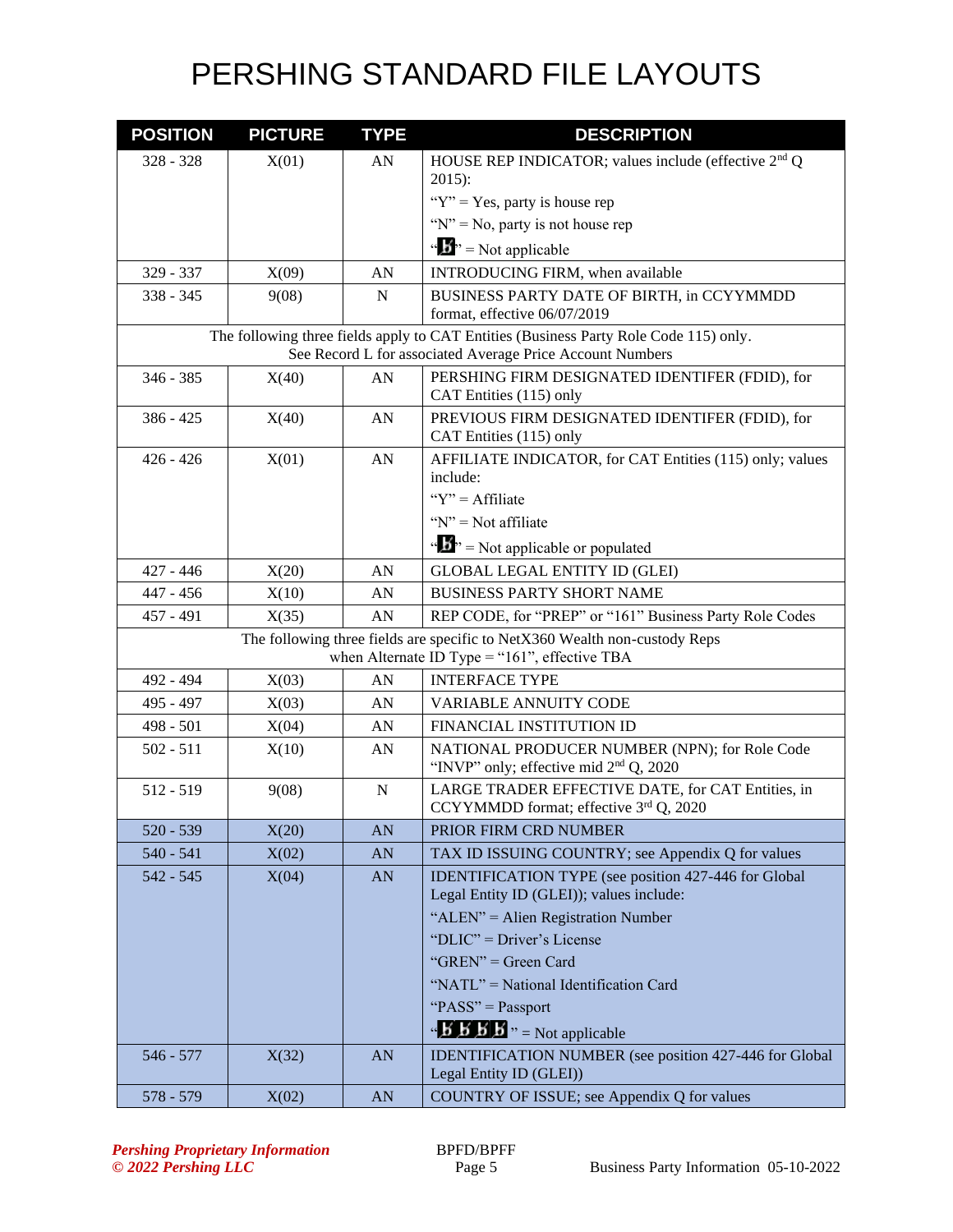# PERSHING STANDARD FILE LAYOUTS

| POSITION | PICTURE | TYPE | DESCRIPTION |
|---|---|---|---|
| 328 - 328 | X(01) | AN | HOUSE REP INDICATOR; values include (effective 2nd Q 2015):<br>"Y" = Yes, party is house rep<br>"N" = No, party is not house rep<br>"b" = Not applicable |
| 329 - 337 | X(09) | AN | INTRODUCING FIRM, when available |
| 338 - 345 | 9(08) | N | BUSINESS PARTY DATE OF BIRTH, in CCYYMMDD format, effective 06/07/2019 |
| The following three fields apply to CAT Entities (Business Party Role Code 115) only. See Record L for associated Average Price Account Numbers | | | |
| 346 - 385 | X(40) | AN | PERSHING FIRM DESIGNATED IDENTIFER (FDID), for CAT Entities (115) only |
| 386 - 425 | X(40) | AN | PREVIOUS FIRM DESIGNATED IDENTIFER (FDID), for CAT Entities (115) only |
| 426 - 426 | X(01) | AN | AFFILIATE INDICATOR, for CAT Entities (115) only; values include:<br>"Y" = Affiliate<br>"N" = Not affiliate<br>"b" = Not applicable or populated |
| 427 - 446 | X(20) | AN | GLOBAL LEGAL ENTITY ID (GLEI) |
| 447 - 456 | X(10) | AN | BUSINESS PARTY SHORT NAME |
| 457 - 491 | X(35) | AN | REP CODE, for "PREP" or "161" Business Party Role Codes |
| The following three fields are specific to NetX360 Wealth non-custody Reps when Alternate ID Type = "161", effective TBA | | | |
| 492 - 494 | X(03) | AN | INTERFACE TYPE |
| 495 - 497 | X(03) | AN | VARIABLE ANNUITY CODE |
| 498 - 501 | X(04) | AN | FINANCIAL INSTITUTION ID |
| 502 - 511 | X(10) | AN | NATIONAL PRODUCER NUMBER (NPN); for Role Code "INVP" only; effective mid 2nd Q, 2020 |
| 512 - 519 | 9(08) | N | LARGE TRADER EFFECTIVE DATE, for CAT Entities, in CCYYMMDD format; effective 3rd Q, 2020 |
| 520 - 539 | X(20) | AN | PRIOR FIRM CRD NUMBER |
| 540 - 541 | X(02) | AN | TAX ID ISSUING COUNTRY; see Appendix Q for values |
| 542 - 545 | X(04) | AN | IDENTIFICATION TYPE (see position 427-446 for Global Legal Entity ID (GLEI)); values include:<br>"ALEN" = Alien Registration Number<br>"DLIC" = Driver's License<br>"GREN" = Green Card<br>"NATL" = National Identification Card<br>"PASS" = Passport<br>"bbbb" = Not applicable |
| 546 - 577 | X(32) | AN | IDENTIFICATION NUMBER (see position 427-446 for Global Legal Entity ID (GLEI)) |
| 578 - 579 | X(02) | AN | COUNTRY OF ISSUE; see Appendix Q for values |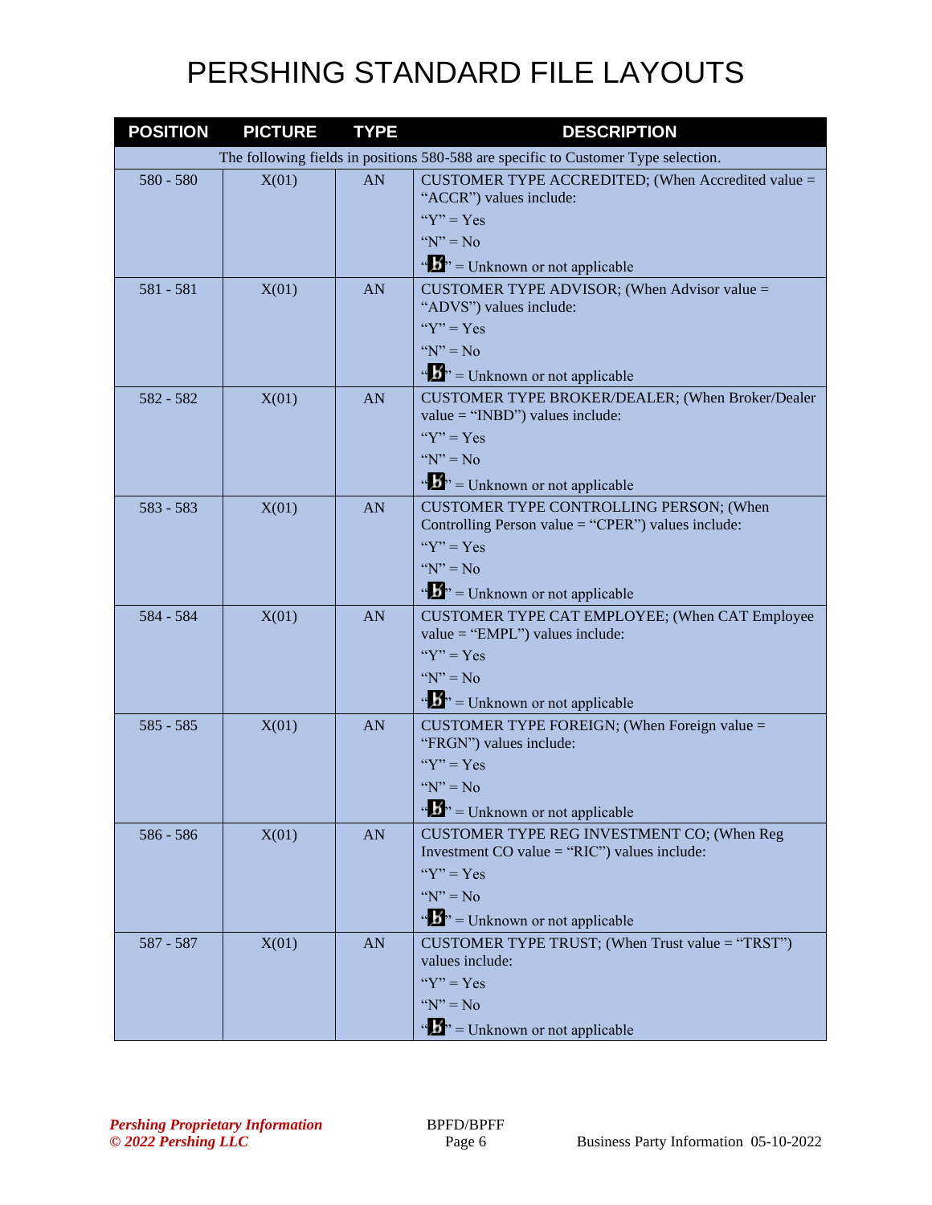# PERSHING STANDARD FILE LAYOUTS

| POSITION | PICTURE | TYPE | DESCRIPTION |
|---|---|---|---|
| The following fields in positions 580-588 are specific to Customer Type selection. | | | |
| 580 - 580 | X(01) | AN | CUSTOMER TYPE ACCREDITED; (When Accredited value = "ACCR") values include:<br>"Y" = Yes<br>"N" = No<br>"b" = Unknown or not applicable |
| 581 - 581 | X(01) | AN | CUSTOMER TYPE ADVISOR; (When Advisor value = "ADVS") values include:<br>"Y" = Yes<br>"N" = No<br>"b" = Unknown or not applicable |
| 582 - 582 | X(01) | AN | CUSTOMER TYPE BROKER/DEALER; (When Broker/Dealer value = "INBD") values include:<br>"Y" = Yes<br>"N" = No<br>"b" = Unknown or not applicable |
| 583 - 583 | X(01) | AN | CUSTOMER TYPE CONTROLLING PERSON; (When Controlling Person value = "CPER") values include:<br>"Y" = Yes<br>"N" = No<br>"b" = Unknown or not applicable |
| 584 - 584 | X(01) | AN | CUSTOMER TYPE CAT EMPLOYEE; (When CAT Employee value = "EMPL") values include:<br>"Y" = Yes<br>"N" = No<br>"b" = Unknown or not applicable |
| 585 - 585 | X(01) | AN | CUSTOMER TYPE FOREIGN; (When Foreign value = "FRGN") values include:<br>"Y" = Yes<br>"N" = No<br>"b" = Unknown or not applicable |
| 586 - 586 | X(01) | AN | CUSTOMER TYPE REG INVESTMENT CO; (When Reg Investment CO value = "RIC") values include:<br>"Y" = Yes<br>"N" = No<br>"b" = Unknown or not applicable |
| 587 - 587 | X(01) | AN | CUSTOMER TYPE TRUST; (When Trust value = "TRST") values include:<br>"Y" = Yes<br>"N" = No<br>"b" = Unknown or not applicable |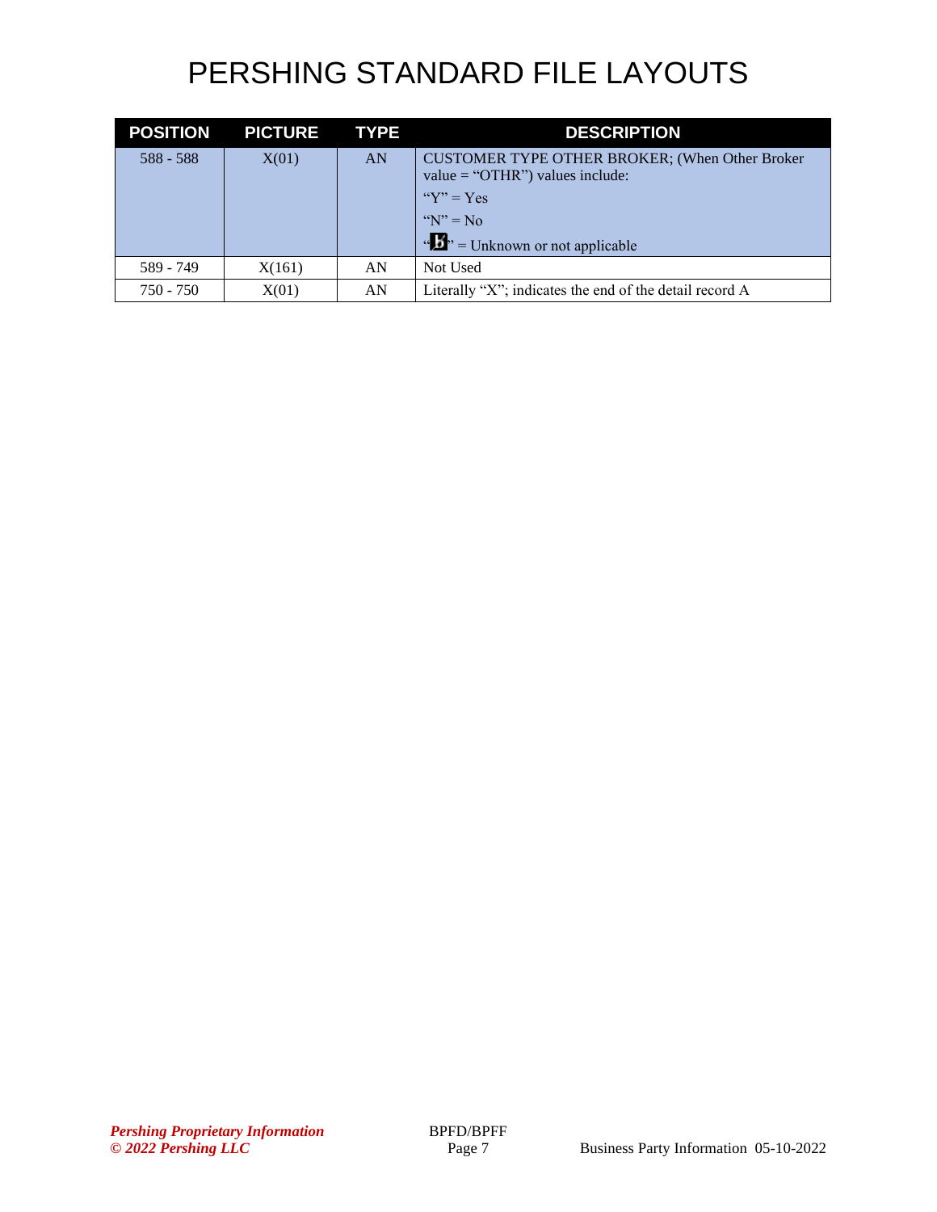# PERSHING STANDARD FILE LAYOUTS

| POSITION | PICTURE | TYPE | DESCRIPTION |
|---|---|---|---|
| 588 - 588 | X(01) | AN | CUSTOMER TYPE OTHER BROKER; (When Other Broker value = "OTHR") values include:<br>"Y" = Yes<br>"N" = No<br>"b̸" = Unknown or not applicable |
| 589 - 749 | X(161) | AN | Not Used |
| 750 - 750 | X(01) | AN | Literally "X"; indicates the end of the detail record A |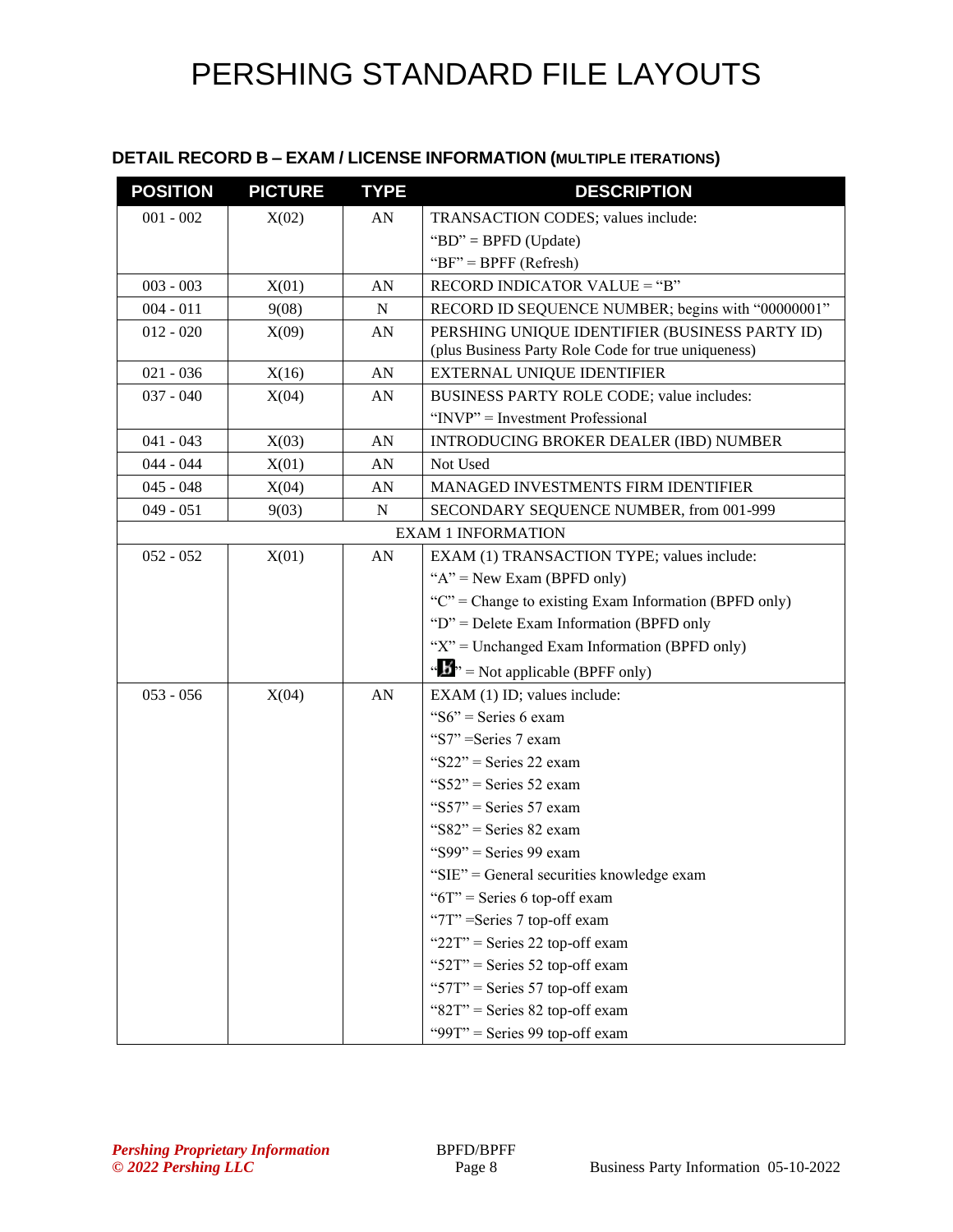# PERSHING STANDARD FILE LAYOUTS

### DETAIL RECORD B – EXAM / LICENSE INFORMATION (MULTIPLE ITERATIONS)

| POSITION | PICTURE | TYPE | DESCRIPTION |
|---|---|---|---|
| 001 - 002 | X(02) | AN | TRANSACTION CODES; values include:<br>“BD” = BPFD (Update)<br>“BF” = BPFF (Refresh) |
| 003 - 003 | X(01) | AN | RECORD INDICATOR VALUE = “B” |
| 004 - 011 | 9(08) | N | RECORD ID SEQUENCE NUMBER; begins with “00000001” |
| 012 - 020 | X(09) | AN | PERSHING UNIQUE IDENTIFIER (BUSINESS PARTY ID) (plus Business Party Role Code for true uniqueness) |
| 021 - 036 | X(16) | AN | EXTERNAL UNIQUE IDENTIFIER |
| 037 - 040 | X(04) | AN | BUSINESS PARTY ROLE CODE; value includes:<br>“INVP” = Investment Professional |
| 041 - 043 | X(03) | AN | INTRODUCING BROKER DEALER (IBD) NUMBER |
| 044 - 044 | X(01) | AN | Not Used |
| 045 - 048 | X(04) | AN | MANAGED INVESTMENTS FIRM IDENTIFIER |
| 049 - 051 | 9(03) | N | SECONDARY SEQUENCE NUMBER, from 001-999 |
| | | | EXAM 1 INFORMATION |
| 052 - 052 | X(01) | AN | EXAM (1) TRANSACTION TYPE; values include:<br>“A” = New Exam (BPFD only)<br>“C” = Change to existing Exam Information (BPFD only)<br>“D” = Delete Exam Information (BPFD only<br>“X” = Unchanged Exam Information (BPFD only)<br>“b” = Not applicable (BPFF only) |
| 053 - 056 | X(04) | AN | EXAM (1) ID; values include:<br>“S6” = Series 6 exam<br>“S7” =Series 7 exam<br>“S22” = Series 22 exam<br>“S52” = Series 52 exam<br>“S57” = Series 57 exam<br>“S82” = Series 82 exam<br>“S99” = Series 99 exam<br>“SIE” = General securities knowledge exam<br>“6T” = Series 6 top-off exam<br>“7T” =Series 7 top-off exam<br>“22T” = Series 22 top-off exam<br>“52T” = Series 52 top-off exam<br>“57T” = Series 57 top-off exam<br>“82T” = Series 82 top-off exam<br>“99T” = Series 99 top-off exam |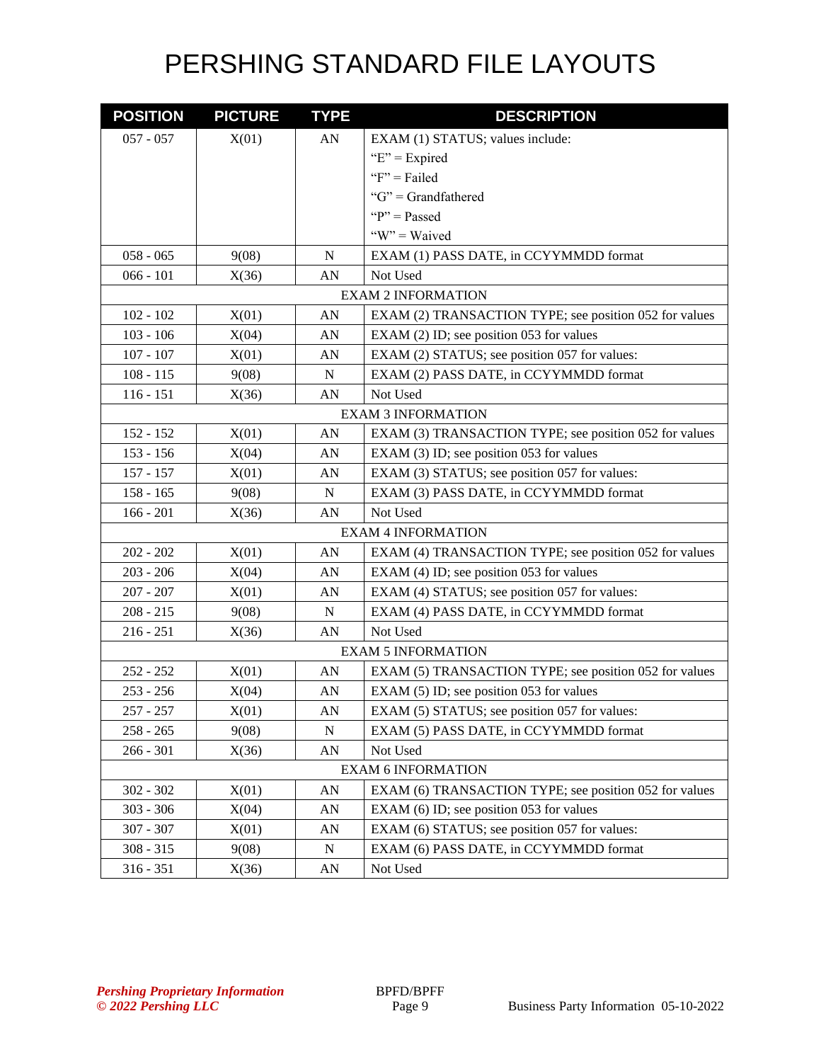# PERSHING STANDARD FILE LAYOUTS

| POSITION | PICTURE | TYPE | DESCRIPTION |
|---|---|---|---|
| 057 - 057 | X(01) | AN | EXAM (1) STATUS; values include:<br>“E” = Expired<br>“F” = Failed<br>“G” = Grandfathered<br>“P” = Passed<br>“W” = Waived |
| 058 - 065 | 9(08) | N | EXAM (1) PASS DATE, in CCYYMMDD format |
| 066 - 101 | X(36) | AN | Not Used |
| EXAM 2 INFORMATION | | | |
| 102 - 102 | X(01) | AN | EXAM (2) TRANSACTION TYPE; see position 052 for values |
| 103 - 106 | X(04) | AN | EXAM (2) ID; see position 053 for values |
| 107 - 107 | X(01) | AN | EXAM (2) STATUS; see position 057 for values: |
| 108 - 115 | 9(08) | N | EXAM (2) PASS DATE, in CCYYMMDD format |
| 116 - 151 | X(36) | AN | Not Used |
| EXAM 3 INFORMATION | | | |
| 152 - 152 | X(01) | AN | EXAM (3) TRANSACTION TYPE; see position 052 for values |
| 153 - 156 | X(04) | AN | EXAM (3) ID; see position 053 for values |
| 157 - 157 | X(01) | AN | EXAM (3) STATUS; see position 057 for values: |
| 158 - 165 | 9(08) | N | EXAM (3) PASS DATE, in CCYYMMDD format |
| 166 - 201 | X(36) | AN | Not Used |
| EXAM 4 INFORMATION | | | |
| 202 - 202 | X(01) | AN | EXAM (4) TRANSACTION TYPE; see position 052 for values |
| 203 - 206 | X(04) | AN | EXAM (4) ID; see position 053 for values |
| 207 - 207 | X(01) | AN | EXAM (4) STATUS; see position 057 for values: |
| 208 - 215 | 9(08) | N | EXAM (4) PASS DATE, in CCYYMMDD format |
| 216 - 251 | X(36) | AN | Not Used |
| EXAM 5 INFORMATION | | | |
| 252 - 252 | X(01) | AN | EXAM (5) TRANSACTION TYPE; see position 052 for values |
| 253 - 256 | X(04) | AN | EXAM (5) ID; see position 053 for values |
| 257 - 257 | X(01) | AN | EXAM (5) STATUS; see position 057 for values: |
| 258 - 265 | 9(08) | N | EXAM (5) PASS DATE, in CCYYMMDD format |
| 266 - 301 | X(36) | AN | Not Used |
| EXAM 6 INFORMATION | | | |
| 302 - 302 | X(01) | AN | EXAM (6) TRANSACTION TYPE; see position 052 for values |
| 303 - 306 | X(04) | AN | EXAM (6) ID; see position 053 for values |
| 307 - 307 | X(01) | AN | EXAM (6) STATUS; see position 057 for values: |
| 308 - 315 | 9(08) | N | EXAM (6) PASS DATE, in CCYYMMDD format |
| 316 - 351 | X(36) | AN | Not Used |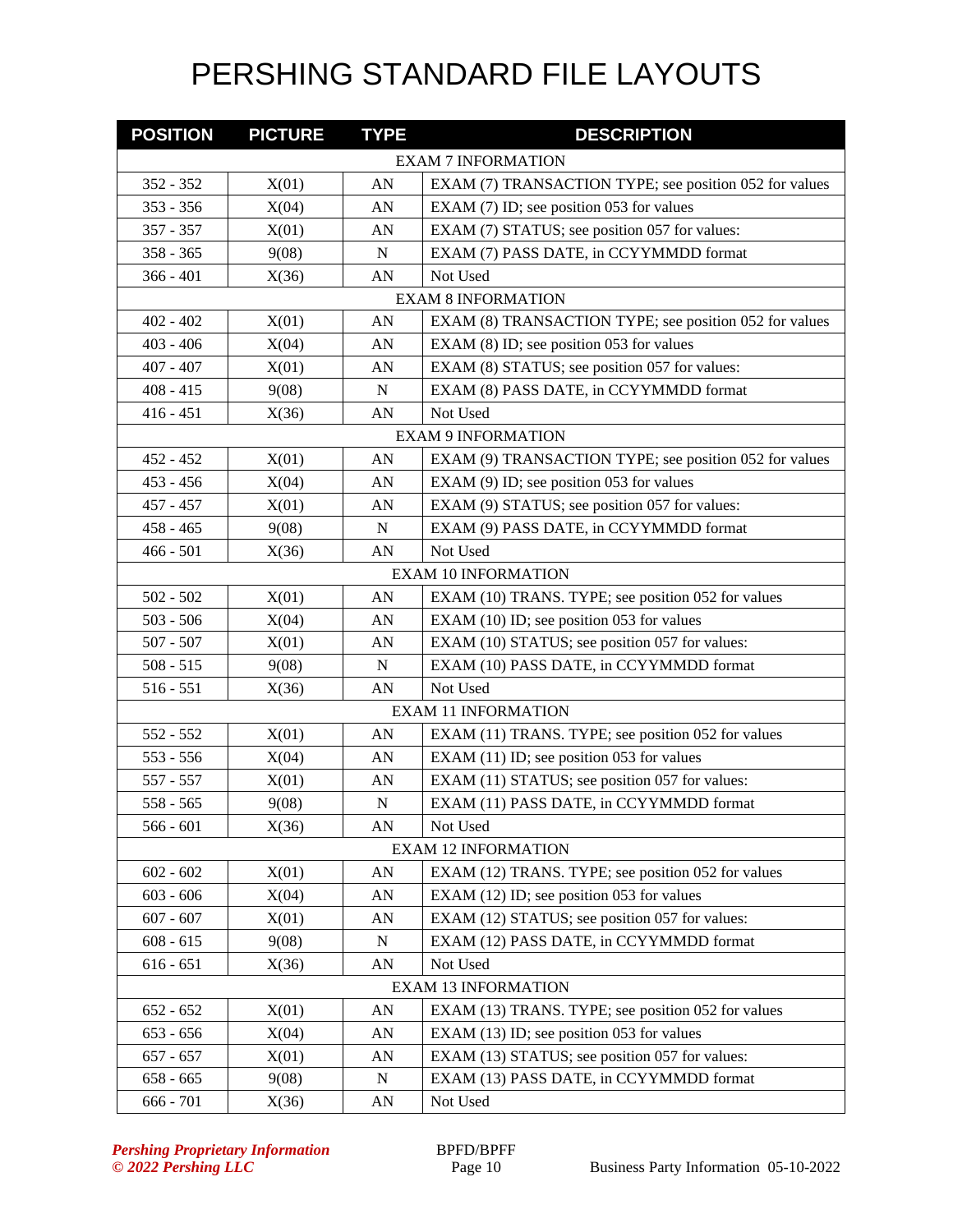# PERSHING STANDARD FILE LAYOUTS

| POSITION | PICTURE | TYPE | DESCRIPTION |
|---|---|---|---|
| EXAM 7 INFORMATION | | | |
| 352 - 352 | X(01) | AN | EXAM (7) TRANSACTION TYPE; see position 052 for values |
| 353 - 356 | X(04) | AN | EXAM (7) ID; see position 053 for values |
| 357 - 357 | X(01) | AN | EXAM (7) STATUS; see position 057 for values: |
| 358 - 365 | 9(08) | N | EXAM (7) PASS DATE, in CCYYMMDD format |
| 366 - 401 | X(36) | AN | Not Used |
| EXAM 8 INFORMATION | | | |
| 402 - 402 | X(01) | AN | EXAM (8) TRANSACTION TYPE; see position 052 for values |
| 403 - 406 | X(04) | AN | EXAM (8) ID; see position 053 for values |
| 407 - 407 | X(01) | AN | EXAM (8) STATUS; see position 057 for values: |
| 408 - 415 | 9(08) | N | EXAM (8) PASS DATE, in CCYYMMDD format |
| 416 - 451 | X(36) | AN | Not Used |
| EXAM 9 INFORMATION | | | |
| 452 - 452 | X(01) | AN | EXAM (9) TRANSACTION TYPE; see position 052 for values |
| 453 - 456 | X(04) | AN | EXAM (9) ID; see position 053 for values |
| 457 - 457 | X(01) | AN | EXAM (9) STATUS; see position 057 for values: |
| 458 - 465 | 9(08) | N | EXAM (9) PASS DATE, in CCYYMMDD format |
| 466 - 501 | X(36) | AN | Not Used |
| EXAM 10 INFORMATION | | | |
| 502 - 502 | X(01) | AN | EXAM (10) TRANS. TYPE; see position 052 for values |
| 503 - 506 | X(04) | AN | EXAM (10) ID; see position 053 for values |
| 507 - 507 | X(01) | AN | EXAM (10) STATUS; see position 057 for values: |
| 508 - 515 | 9(08) | N | EXAM (10) PASS DATE, in CCYYMMDD format |
| 516 - 551 | X(36) | AN | Not Used |
| EXAM 11 INFORMATION | | | |
| 552 - 552 | X(01) | AN | EXAM (11) TRANS. TYPE; see position 052 for values |
| 553 - 556 | X(04) | AN | EXAM (11) ID; see position 053 for values |
| 557 - 557 | X(01) | AN | EXAM (11) STATUS; see position 057 for values: |
| 558 - 565 | 9(08) | N | EXAM (11) PASS DATE, in CCYYMMDD format |
| 566 - 601 | X(36) | AN | Not Used |
| EXAM 12 INFORMATION | | | |
| 602 - 602 | X(01) | AN | EXAM (12) TRANS. TYPE; see position 052 for values |
| 603 - 606 | X(04) | AN | EXAM (12) ID; see position 053 for values |
| 607 - 607 | X(01) | AN | EXAM (12) STATUS; see position 057 for values: |
| 608 - 615 | 9(08) | N | EXAM (12) PASS DATE, in CCYYMMDD format |
| 616 - 651 | X(36) | AN | Not Used |
| EXAM 13 INFORMATION | | | |
| 652 - 652 | X(01) | AN | EXAM (13) TRANS. TYPE; see position 052 for values |
| 653 - 656 | X(04) | AN | EXAM (13) ID; see position 053 for values |
| 657 - 657 | X(01) | AN | EXAM (13) STATUS; see position 057 for values: |
| 658 - 665 | 9(08) | N | EXAM (13) PASS DATE, in CCYYMMDD format |
| 666 - 701 | X(36) | AN | Not Used |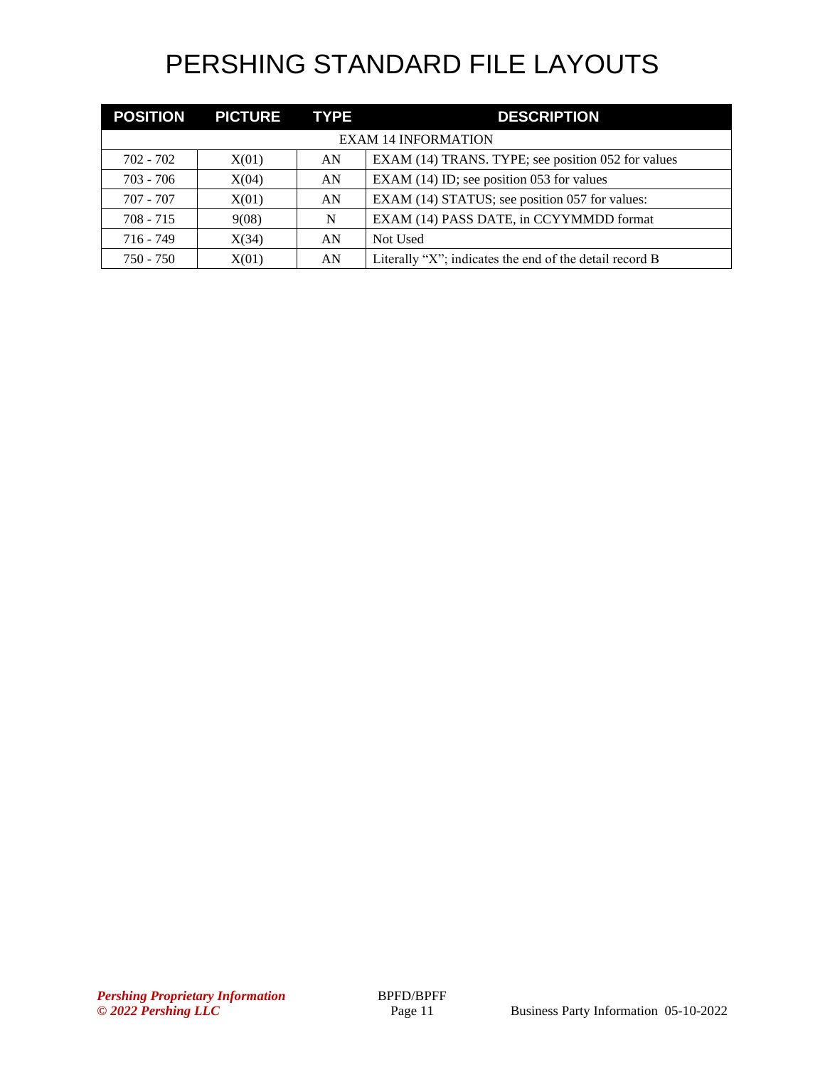# PERSHING STANDARD FILE LAYOUTS

| POSITION | PICTURE | TYPE | DESCRIPTION |
|---|---|---|---|
| EXAM 14 INFORMATION | | | |
| 702 - 702 | X(01) | AN | EXAM (14) TRANS. TYPE; see position 052 for values |
| 703 - 706 | X(04) | AN | EXAM (14) ID; see position 053 for values |
| 707 - 707 | X(01) | AN | EXAM (14) STATUS; see position 057 for values: |
| 708 - 715 | 9(08) | N | EXAM (14) PASS DATE, in CCYYMMDD format |
| 716 - 749 | X(34) | AN | Not Used |
| 750 - 750 | X(01) | AN | Literally “X”; indicates the end of the detail record B |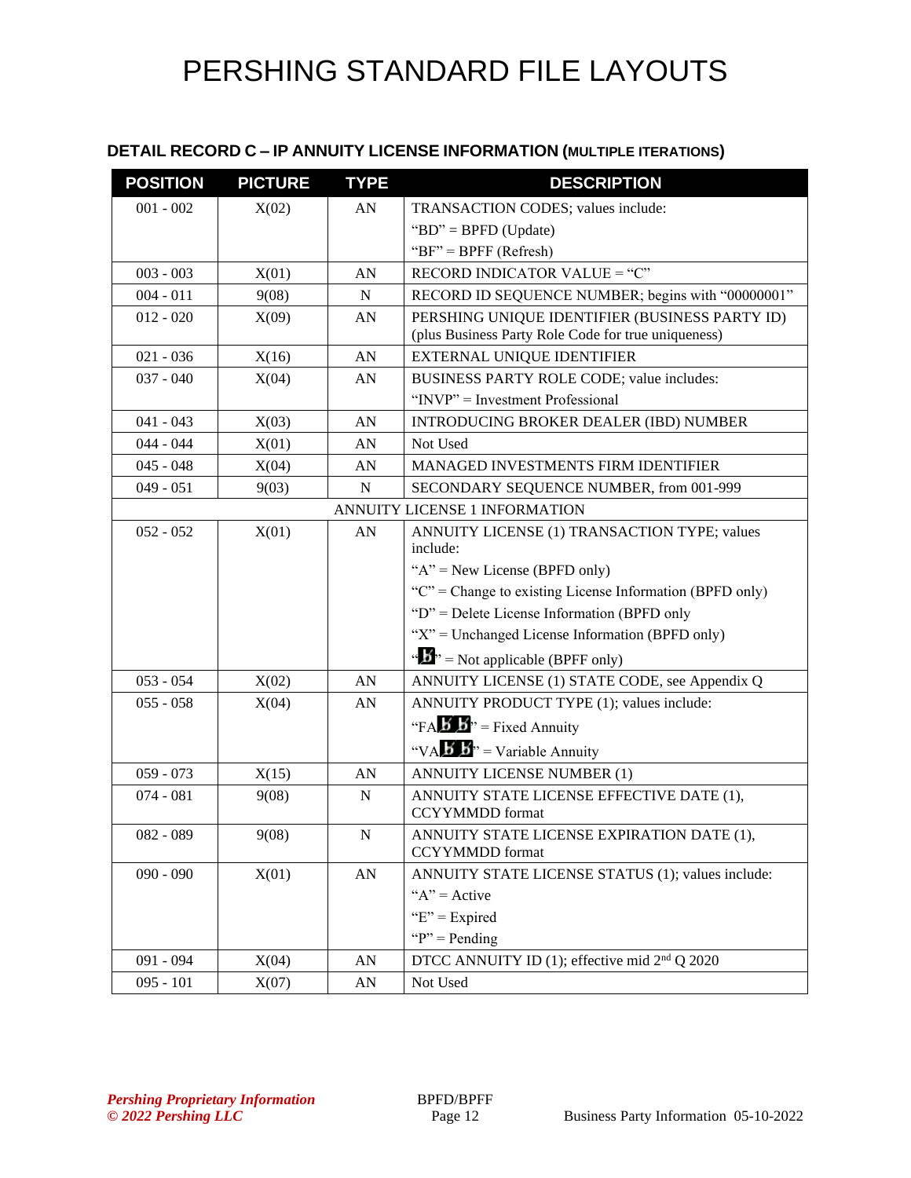# PERSHING STANDARD FILE LAYOUTS

### DETAIL RECORD C – IP ANNUITY LICENSE INFORMATION (MULTIPLE ITERATIONS)

| POSITION | PICTURE | TYPE | DESCRIPTION |
|---|---|---|---|
| 001 - 002 | X(02) | AN | TRANSACTION CODES; values include:<br>"BD" = BPFD (Update)<br>"BF" = BPFF (Refresh) |
| 003 - 003 | X(01) | AN | RECORD INDICATOR VALUE = "C" |
| 004 - 011 | 9(08) | N | RECORD ID SEQUENCE NUMBER; begins with "00000001" |
| 012 - 020 | X(09) | AN | PERSHING UNIQUE IDENTIFIER (BUSINESS PARTY ID) (plus Business Party Role Code for true uniqueness) |
| 021 - 036 | X(16) | AN | EXTERNAL UNIQUE IDENTIFIER |
| 037 - 040 | X(04) | AN | BUSINESS PARTY ROLE CODE; value includes:<br>"INVP" = Investment Professional |
| 041 - 043 | X(03) | AN | INTRODUCING BROKER DEALER (IBD) NUMBER |
| 044 - 044 | X(01) | AN | Not Used |
| 045 - 048 | X(04) | AN | MANAGED INVESTMENTS FIRM IDENTIFIER |
| 049 - 051 | 9(03) | N | SECONDARY SEQUENCE NUMBER, from 001-999 |
| ANNUITY LICENSE 1 INFORMATION | | | |
| 052 - 052 | X(01) | AN | ANNUITY LICENSE (1) TRANSACTION TYPE; values include:<br>"A" = New License (BPFD only)<br>"C" = Change to existing License Information (BPFD only)<br>"D" = Delete License Information (BPFD only<br>"X" = Unchanged License Information (BPFD only)<br>"ƀ" = Not applicable (BPFF only) |
| 053 - 054 | X(02) | AN | ANNUITY LICENSE (1) STATE CODE, see Appendix Q |
| 055 - 058 | X(04) | AN | ANNUITY PRODUCT TYPE (1); values include:<br>"FAƀƀ" = Fixed Annuity<br>"VAƀƀ" = Variable Annuity |
| 059 - 073 | X(15) | AN | ANNUITY LICENSE NUMBER (1) |
| 074 - 081 | 9(08) | N | ANNUITY STATE LICENSE EFFECTIVE DATE (1), CCYYMMDD format |
| 082 - 089 | 9(08) | N | ANNUITY STATE LICENSE EXPIRATION DATE (1), CCYYMMDD format |
| 090 - 090 | X(01) | AN | ANNUITY STATE LICENSE STATUS (1); values include:<br>"A" = Active<br>"E" = Expired<br>"P" = Pending |
| 091 - 094 | X(04) | AN | DTCC ANNUITY ID (1); effective mid 2nd Q 2020 |
| 095 - 101 | X(07) | AN | Not Used |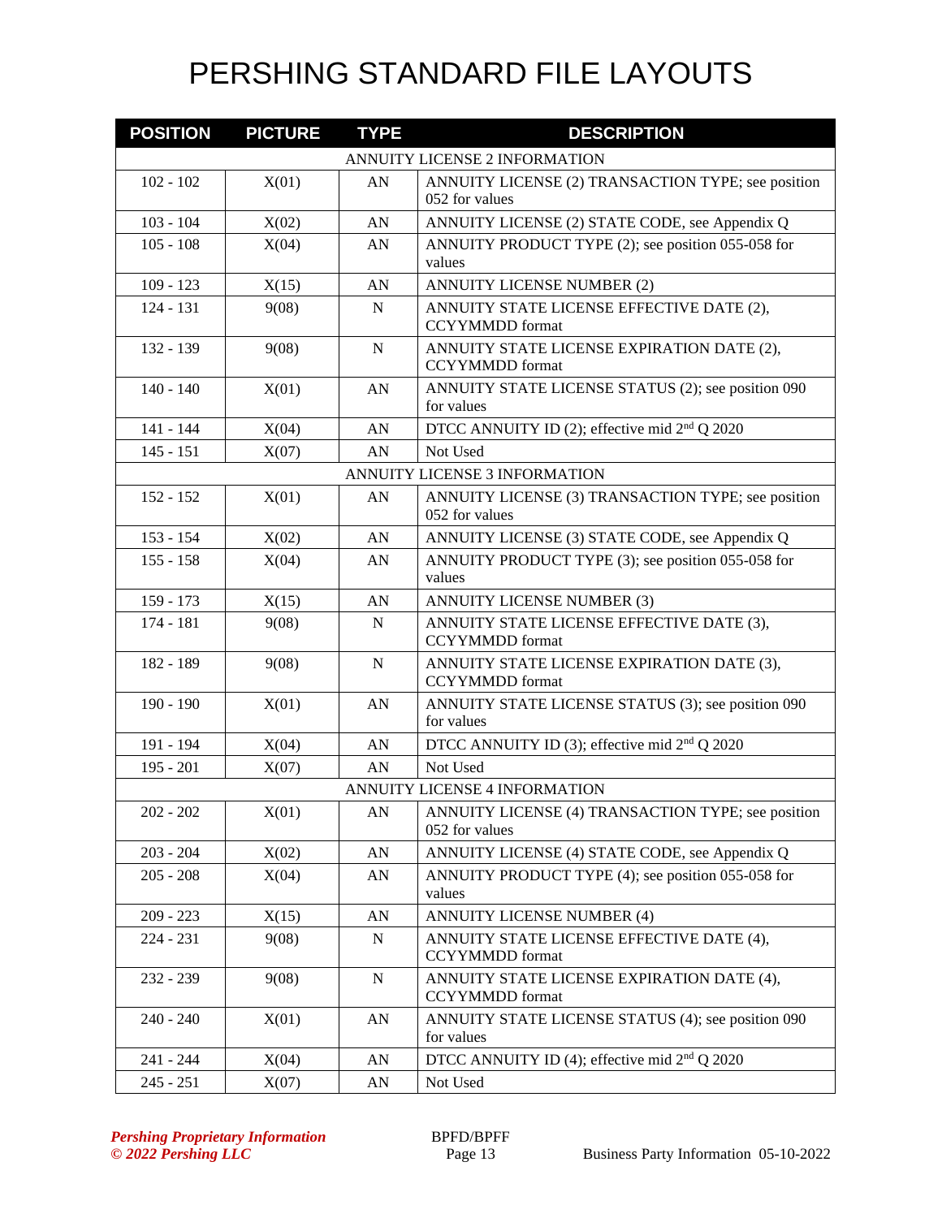# PERSHING STANDARD FILE LAYOUTS

| POSITION | PICTURE | TYPE | DESCRIPTION |
|---|---|---|---|
| ANNUITY LICENSE 2 INFORMATION | | | |
| 102 - 102 | X(01) | AN | ANNUITY LICENSE (2) TRANSACTION TYPE; see position 052 for values |
| 103 - 104 | X(02) | AN | ANNUITY LICENSE (2) STATE CODE, see Appendix Q |
| 105 - 108 | X(04) | AN | ANNUITY PRODUCT TYPE (2); see position 055-058 for values |
| 109 - 123 | X(15) | AN | ANNUITY LICENSE NUMBER (2) |
| 124 - 131 | 9(08) | N | ANNUITY STATE LICENSE EFFECTIVE DATE (2), CCYYMMDD format |
| 132 - 139 | 9(08) | N | ANNUITY STATE LICENSE EXPIRATION DATE (2), CCYYMMDD format |
| 140 - 140 | X(01) | AN | ANNUITY STATE LICENSE STATUS (2); see position 090 for values |
| 141 - 144 | X(04) | AN | DTCC ANNUITY ID (2); effective mid 2nd Q 2020 |
| 145 - 151 | X(07) | AN | Not Used |
| ANNUITY LICENSE 3 INFORMATION | | | |
| 152 - 152 | X(01) | AN | ANNUITY LICENSE (3) TRANSACTION TYPE; see position 052 for values |
| 153 - 154 | X(02) | AN | ANNUITY LICENSE (3) STATE CODE, see Appendix Q |
| 155 - 158 | X(04) | AN | ANNUITY PRODUCT TYPE (3); see position 055-058 for values |
| 159 - 173 | X(15) | AN | ANNUITY LICENSE NUMBER (3) |
| 174 - 181 | 9(08) | N | ANNUITY STATE LICENSE EFFECTIVE DATE (3), CCYYMMDD format |
| 182 - 189 | 9(08) | N | ANNUITY STATE LICENSE EXPIRATION DATE (3), CCYYMMDD format |
| 190 - 190 | X(01) | AN | ANNUITY STATE LICENSE STATUS (3); see position 090 for values |
| 191 - 194 | X(04) | AN | DTCC ANNUITY ID (3); effective mid 2nd Q 2020 |
| 195 - 201 | X(07) | AN | Not Used |
| ANNUITY LICENSE 4 INFORMATION | | | |
| 202 - 202 | X(01) | AN | ANNUITY LICENSE (4) TRANSACTION TYPE; see position 052 for values |
| 203 - 204 | X(02) | AN | ANNUITY LICENSE (4) STATE CODE, see Appendix Q |
| 205 - 208 | X(04) | AN | ANNUITY PRODUCT TYPE (4); see position 055-058 for values |
| 209 - 223 | X(15) | AN | ANNUITY LICENSE NUMBER (4) |
| 224 - 231 | 9(08) | N | ANNUITY STATE LICENSE EFFECTIVE DATE (4), CCYYMMDD format |
| 232 - 239 | 9(08) | N | ANNUITY STATE LICENSE EXPIRATION DATE (4), CCYYMMDD format |
| 240 - 240 | X(01) | AN | ANNUITY STATE LICENSE STATUS (4); see position 090 for values |
| 241 - 244 | X(04) | AN | DTCC ANNUITY ID (4); effective mid 2nd Q 2020 |
| 245 - 251 | X(07) | AN | Not Used |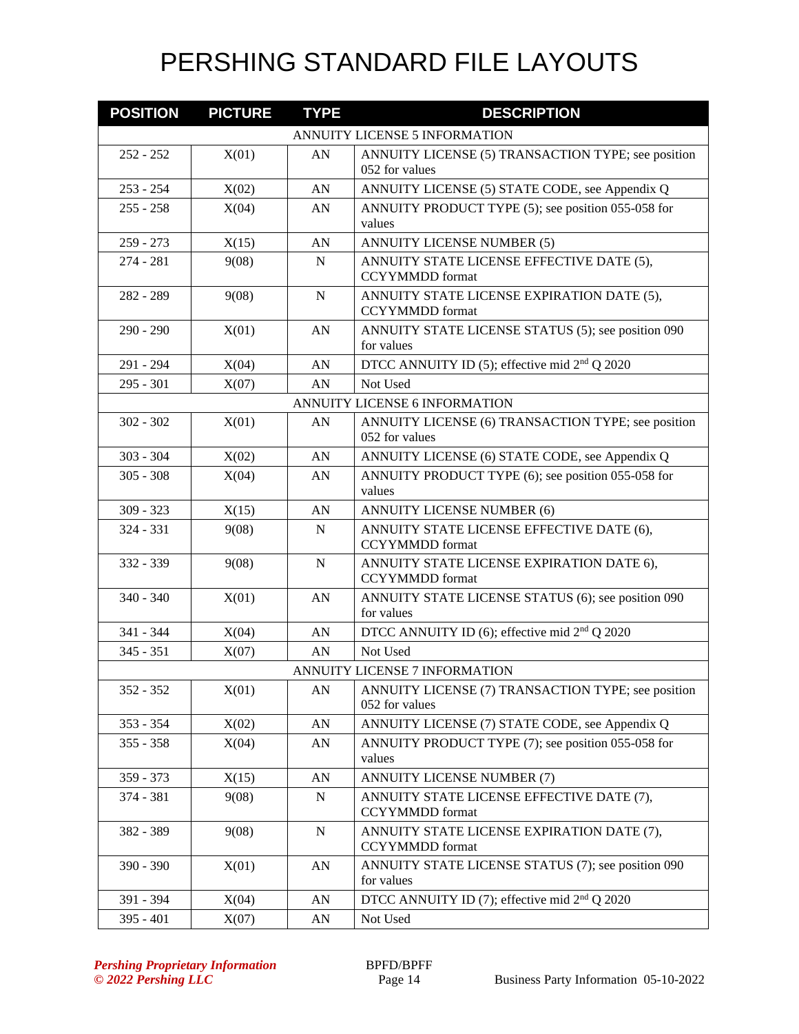# PERSHING STANDARD FILE LAYOUTS

| POSITION | PICTURE | TYPE | DESCRIPTION |
|---|---|---|---|
| ANNUITY LICENSE 5 INFORMATION | | | |
| 252 - 252 | X(01) | AN | ANNUITY LICENSE (5) TRANSACTION TYPE; see position 052 for values |
| 253 - 254 | X(02) | AN | ANNUITY LICENSE (5) STATE CODE, see Appendix Q |
| 255 - 258 | X(04) | AN | ANNUITY PRODUCT TYPE (5); see position 055-058 for values |
| 259 - 273 | X(15) | AN | ANNUITY LICENSE NUMBER (5) |
| 274 - 281 | 9(08) | N | ANNUITY STATE LICENSE EFFECTIVE DATE (5), CCYYMMDD format |
| 282 - 289 | 9(08) | N | ANNUITY STATE LICENSE EXPIRATION DATE (5), CCYYMMDD format |
| 290 - 290 | X(01) | AN | ANNUITY STATE LICENSE STATUS (5); see position 090 for values |
| 291 - 294 | X(04) | AN | DTCC ANNUITY ID (5); effective mid 2nd Q 2020 |
| 295 - 301 | X(07) | AN | Not Used |
| ANNUITY LICENSE 6 INFORMATION | | | |
| 302 - 302 | X(01) | AN | ANNUITY LICENSE (6) TRANSACTION TYPE; see position 052 for values |
| 303 - 304 | X(02) | AN | ANNUITY LICENSE (6) STATE CODE, see Appendix Q |
| 305 - 308 | X(04) | AN | ANNUITY PRODUCT TYPE (6); see position 055-058 for values |
| 309 - 323 | X(15) | AN | ANNUITY LICENSE NUMBER (6) |
| 324 - 331 | 9(08) | N | ANNUITY STATE LICENSE EFFECTIVE DATE (6), CCYYMMDD format |
| 332 - 339 | 9(08) | N | ANNUITY STATE LICENSE EXPIRATION DATE 6), CCYYMMDD format |
| 340 - 340 | X(01) | AN | ANNUITY STATE LICENSE STATUS (6); see position 090 for values |
| 341 - 344 | X(04) | AN | DTCC ANNUITY ID (6); effective mid 2nd Q 2020 |
| 345 - 351 | X(07) | AN | Not Used |
| ANNUITY LICENSE 7 INFORMATION | | | |
| 352 - 352 | X(01) | AN | ANNUITY LICENSE (7) TRANSACTION TYPE; see position 052 for values |
| 353 - 354 | X(02) | AN | ANNUITY LICENSE (7) STATE CODE, see Appendix Q |
| 355 - 358 | X(04) | AN | ANNUITY PRODUCT TYPE (7); see position 055-058 for values |
| 359 - 373 | X(15) | AN | ANNUITY LICENSE NUMBER (7) |
| 374 - 381 | 9(08) | N | ANNUITY STATE LICENSE EFFECTIVE DATE (7), CCYYMMDD format |
| 382 - 389 | 9(08) | N | ANNUITY STATE LICENSE EXPIRATION DATE (7), CCYYMMDD format |
| 390 - 390 | X(01) | AN | ANNUITY STATE LICENSE STATUS (7); see position 090 for values |
| 391 - 394 | X(04) | AN | DTCC ANNUITY ID (7); effective mid 2nd Q 2020 |
| 395 - 401 | X(07) | AN | Not Used |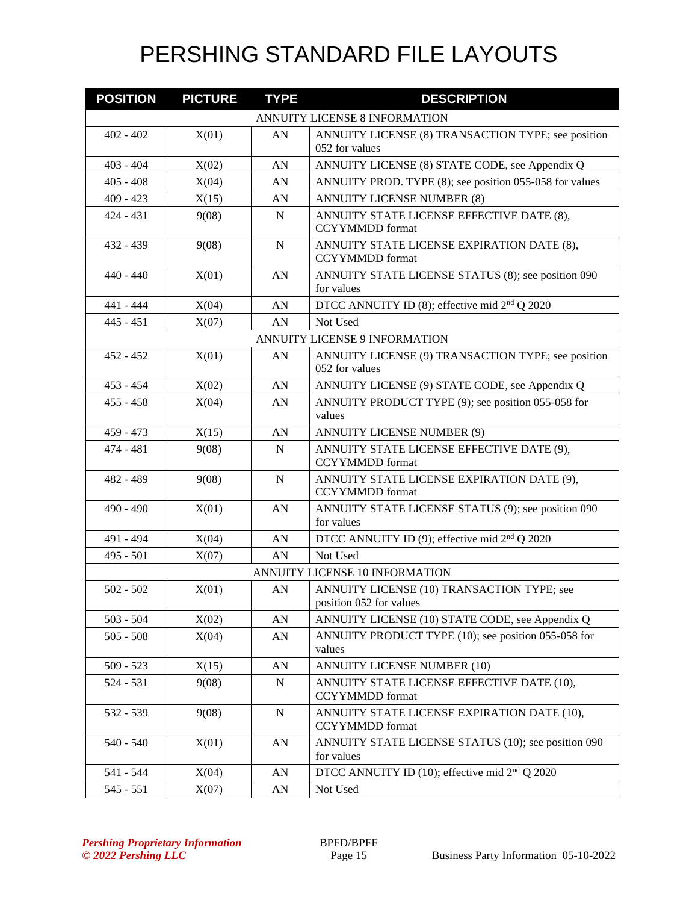# PERSHING STANDARD FILE LAYOUTS

| POSITION | PICTURE | TYPE | DESCRIPTION |
|---|---|---|---|
| ANNUITY LICENSE 8 INFORMATION | | | |
| 402 - 402 | X(01) | AN | ANNUITY LICENSE (8) TRANSACTION TYPE; see position 052 for values |
| 403 - 404 | X(02) | AN | ANNUITY LICENSE (8) STATE CODE, see Appendix Q |
| 405 - 408 | X(04) | AN | ANNUITY PROD. TYPE (8); see position 055-058 for values |
| 409 - 423 | X(15) | AN | ANNUITY LICENSE NUMBER (8) |
| 424 - 431 | 9(08) | N | ANNUITY STATE LICENSE EFFECTIVE DATE (8), CCYYMMDD format |
| 432 - 439 | 9(08) | N | ANNUITY STATE LICENSE EXPIRATION DATE (8), CCYYMMDD format |
| 440 - 440 | X(01) | AN | ANNUITY STATE LICENSE STATUS (8); see position 090 for values |
| 441 - 444 | X(04) | AN | DTCC ANNUITY ID (8); effective mid 2nd Q 2020 |
| 445 - 451 | X(07) | AN | Not Used |
| ANNUITY LICENSE 9 INFORMATION | | | |
| 452 - 452 | X(01) | AN | ANNUITY LICENSE (9) TRANSACTION TYPE; see position 052 for values |
| 453 - 454 | X(02) | AN | ANNUITY LICENSE (9) STATE CODE, see Appendix Q |
| 455 - 458 | X(04) | AN | ANNUITY PRODUCT TYPE (9); see position 055-058 for values |
| 459 - 473 | X(15) | AN | ANNUITY LICENSE NUMBER (9) |
| 474 - 481 | 9(08) | N | ANNUITY STATE LICENSE EFFECTIVE DATE (9), CCYYMMDD format |
| 482 - 489 | 9(08) | N | ANNUITY STATE LICENSE EXPIRATION DATE (9), CCYYMMDD format |
| 490 - 490 | X(01) | AN | ANNUITY STATE LICENSE STATUS (9); see position 090 for values |
| 491 - 494 | X(04) | AN | DTCC ANNUITY ID (9); effective mid 2nd Q 2020 |
| 495 - 501 | X(07) | AN | Not Used |
| ANNUITY LICENSE 10 INFORMATION | | | |
| 502 - 502 | X(01) | AN | ANNUITY LICENSE (10) TRANSACTION TYPE; see position 052 for values |
| 503 - 504 | X(02) | AN | ANNUITY LICENSE (10) STATE CODE, see Appendix Q |
| 505 - 508 | X(04) | AN | ANNUITY PRODUCT TYPE (10); see position 055-058 for values |
| 509 - 523 | X(15) | AN | ANNUITY LICENSE NUMBER (10) |
| 524 - 531 | 9(08) | N | ANNUITY STATE LICENSE EFFECTIVE DATE (10), CCYYMMDD format |
| 532 - 539 | 9(08) | N | ANNUITY STATE LICENSE EXPIRATION DATE (10), CCYYMMDD format |
| 540 - 540 | X(01) | AN | ANNUITY STATE LICENSE STATUS (10); see position 090 for values |
| 541 - 544 | X(04) | AN | DTCC ANNUITY ID (10); effective mid 2nd Q 2020 |
| 545 - 551 | X(07) | AN | Not Used |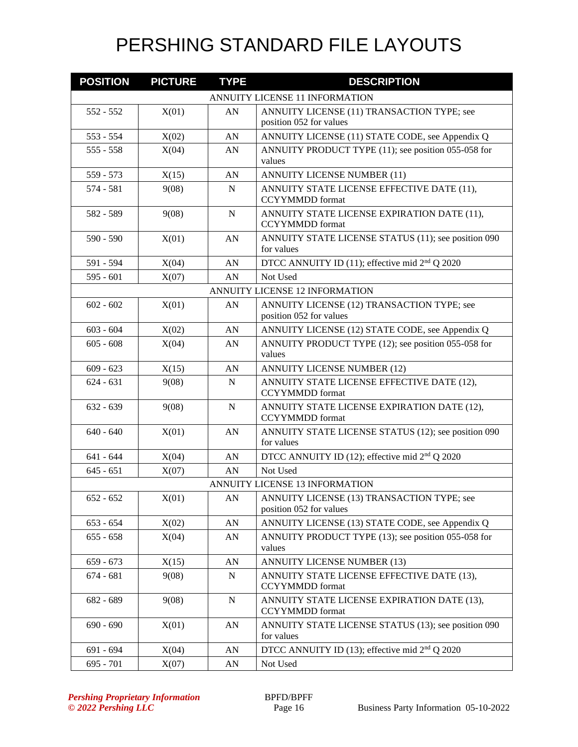# PERSHING STANDARD FILE LAYOUTS

| POSITION | PICTURE | TYPE | DESCRIPTION |
|---|---|---|---|
| | | | ANNUITY LICENSE 11 INFORMATION |
| 552 - 552 | X(01) | AN | ANNUITY LICENSE (11) TRANSACTION TYPE; see position 052 for values |
| 553 - 554 | X(02) | AN | ANNUITY LICENSE (11) STATE CODE, see Appendix Q |
| 555 - 558 | X(04) | AN | ANNUITY PRODUCT TYPE (11); see position 055-058 for values |
| 559 - 573 | X(15) | AN | ANNUITY LICENSE NUMBER (11) |
| 574 - 581 | 9(08) | N | ANNUITY STATE LICENSE EFFECTIVE DATE (11), CCYYMMDD format |
| 582 - 589 | 9(08) | N | ANNUITY STATE LICENSE EXPIRATION DATE (11), CCYYMMDD format |
| 590 - 590 | X(01) | AN | ANNUITY STATE LICENSE STATUS (11); see position 090 for values |
| 591 - 594 | X(04) | AN | DTCC ANNUITY ID (11); effective mid 2nd Q 2020 |
| 595 - 601 | X(07) | AN | Not Used |
| | | | ANNUITY LICENSE 12 INFORMATION |
| 602 - 602 | X(01) | AN | ANNUITY LICENSE (12) TRANSACTION TYPE; see position 052 for values |
| 603 - 604 | X(02) | AN | ANNUITY LICENSE (12) STATE CODE, see Appendix Q |
| 605 - 608 | X(04) | AN | ANNUITY PRODUCT TYPE (12); see position 055-058 for values |
| 609 - 623 | X(15) | AN | ANNUITY LICENSE NUMBER (12) |
| 624 - 631 | 9(08) | N | ANNUITY STATE LICENSE EFFECTIVE DATE (12), CCYYMMDD format |
| 632 - 639 | 9(08) | N | ANNUITY STATE LICENSE EXPIRATION DATE (12), CCYYMMDD format |
| 640 - 640 | X(01) | AN | ANNUITY STATE LICENSE STATUS (12); see position 090 for values |
| 641 - 644 | X(04) | AN | DTCC ANNUITY ID (12); effective mid 2nd Q 2020 |
| 645 - 651 | X(07) | AN | Not Used |
| | | | ANNUITY LICENSE 13 INFORMATION |
| 652 - 652 | X(01) | AN | ANNUITY LICENSE (13) TRANSACTION TYPE; see position 052 for values |
| 653 - 654 | X(02) | AN | ANNUITY LICENSE (13) STATE CODE, see Appendix Q |
| 655 - 658 | X(04) | AN | ANNUITY PRODUCT TYPE (13); see position 055-058 for values |
| 659 - 673 | X(15) | AN | ANNUITY LICENSE NUMBER (13) |
| 674 - 681 | 9(08) | N | ANNUITY STATE LICENSE EFFECTIVE DATE (13), CCYYMMDD format |
| 682 - 689 | 9(08) | N | ANNUITY STATE LICENSE EXPIRATION DATE (13), CCYYMMDD format |
| 690 - 690 | X(01) | AN | ANNUITY STATE LICENSE STATUS (13); see position 090 for values |
| 691 - 694 | X(04) | AN | DTCC ANNUITY ID (13); effective mid 2nd Q 2020 |
| 695 - 701 | X(07) | AN | Not Used |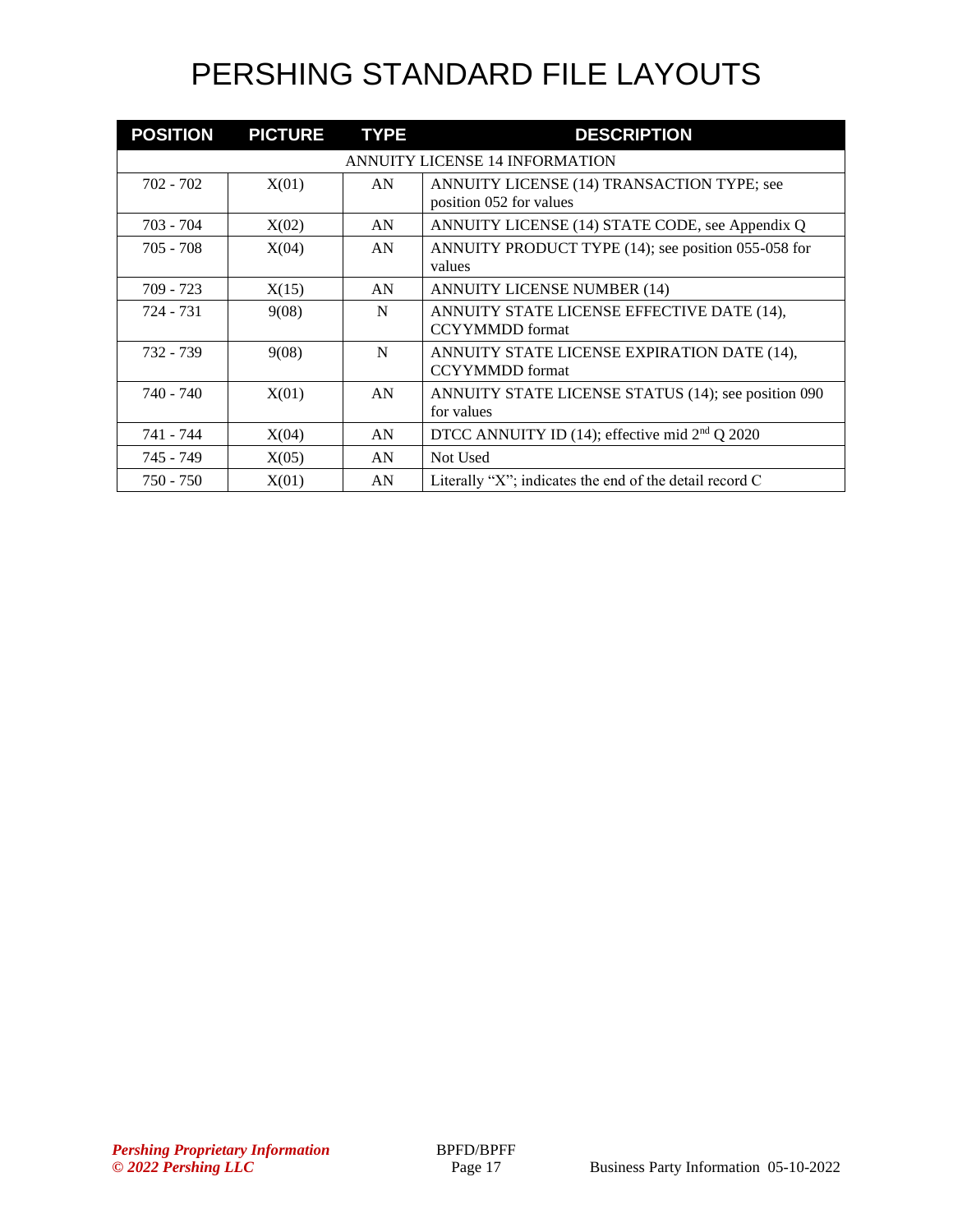# PERSHING STANDARD FILE LAYOUTS

| POSITION | PICTURE | TYPE | DESCRIPTION |
|---|---|---|---|
| ANNUITY LICENSE 14 INFORMATION | | | |
| 702 - 702 | X(01) | AN | ANNUITY LICENSE (14) TRANSACTION TYPE; see position 052 for values |
| 703 - 704 | X(02) | AN | ANNUITY LICENSE (14) STATE CODE, see Appendix Q |
| 705 - 708 | X(04) | AN | ANNUITY PRODUCT TYPE (14); see position 055-058 for values |
| 709 - 723 | X(15) | AN | ANNUITY LICENSE NUMBER (14) |
| 724 - 731 | 9(08) | N | ANNUITY STATE LICENSE EFFECTIVE DATE (14), CCYYMMDD format |
| 732 - 739 | 9(08) | N | ANNUITY STATE LICENSE EXPIRATION DATE (14), CCYYMMDD format |
| 740 - 740 | X(01) | AN | ANNUITY STATE LICENSE STATUS (14); see position 090 for values |
| 741 - 744 | X(04) | AN | DTCC ANNUITY ID (14); effective mid 2nd Q 2020 |
| 745 - 749 | X(05) | AN | Not Used |
| 750 - 750 | X(01) | AN | Literally "X"; indicates the end of the detail record C |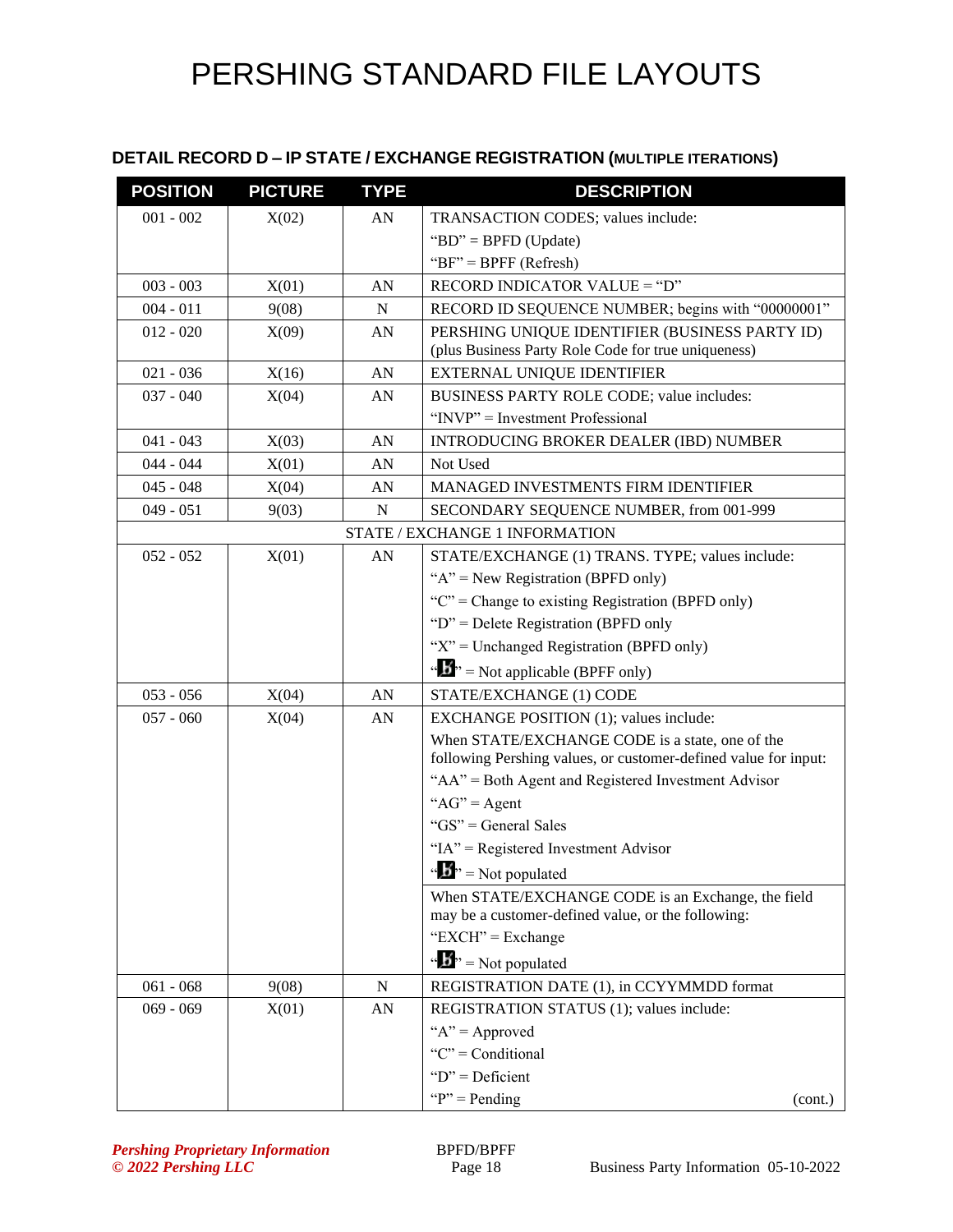# PERSHING STANDARD FILE LAYOUTS

## DETAIL RECORD D – IP STATE / EXCHANGE REGISTRATION (MULTIPLE ITERATIONS)

| POSITION | PICTURE | TYPE | DESCRIPTION |
|---|---|---|---|
| 001 - 002 | X(02) | AN | TRANSACTION CODES; values include:<br>"BD" = BPFD (Update)<br>"BF" = BPFF (Refresh) |
| 003 - 003 | X(01) | AN | RECORD INDICATOR VALUE = "D" |
| 004 - 011 | 9(08) | N | RECORD ID SEQUENCE NUMBER; begins with "00000001" |
| 012 - 020 | X(09) | AN | PERSHING UNIQUE IDENTIFIER (BUSINESS PARTY ID) (plus Business Party Role Code for true uniqueness) |
| 021 - 036 | X(16) | AN | EXTERNAL UNIQUE IDENTIFIER |
| 037 - 040 | X(04) | AN | BUSINESS PARTY ROLE CODE; value includes:<br>"INVP" = Investment Professional |
| 041 - 043 | X(03) | AN | INTRODUCING BROKER DEALER (IBD) NUMBER |
| 044 - 044 | X(01) | AN | Not Used |
| 045 - 048 | X(04) | AN | MANAGED INVESTMENTS FIRM IDENTIFIER |
| 049 - 051 | 9(03) | N | SECONDARY SEQUENCE NUMBER, from 001-999 |
| STATE / EXCHANGE 1 INFORMATION | | | |
| 052 - 052 | X(01) | AN | STATE/EXCHANGE (1) TRANS. TYPE; values include:<br>"A" = New Registration (BPFD only)<br>"C" = Change to existing Registration (BPFD only)<br>"D" = Delete Registration (BPFD only<br>"X" = Unchanged Registration (BPFD only)<br>"b" = Not applicable (BPFF only) |
| 053 - 056 | X(04) | AN | STATE/EXCHANGE (1) CODE |
| 057 - 060 | X(04) | AN | EXCHANGE POSITION (1); values include:<br>When STATE/EXCHANGE CODE is a state, one of the following Pershing values, or customer-defined value for input:<br>"AA" = Both Agent and Registered Investment Advisor<br>"AG" = Agent<br>"GS" = General Sales<br>"IA" = Registered Investment Advisor<br>"b" = Not populated<br>When STATE/EXCHANGE CODE is an Exchange, the field may be a customer-defined value, or the following:<br>"EXCH" = Exchange<br>"b" = Not populated |
| 061 - 068 | 9(08) | N | REGISTRATION DATE (1), in CCYYMMDD format |
| 069 - 069 | X(01) | AN | REGISTRATION STATUS (1); values include:<br>"A" = Approved<br>"C" = Conditional<br>"D" = Deficient<br>"P" = Pending (cont.) |

*Pershing Proprietary Information*
*© 2022 Pershing LLC*

BPFD/BPFF

Business Party Information 05-10-2022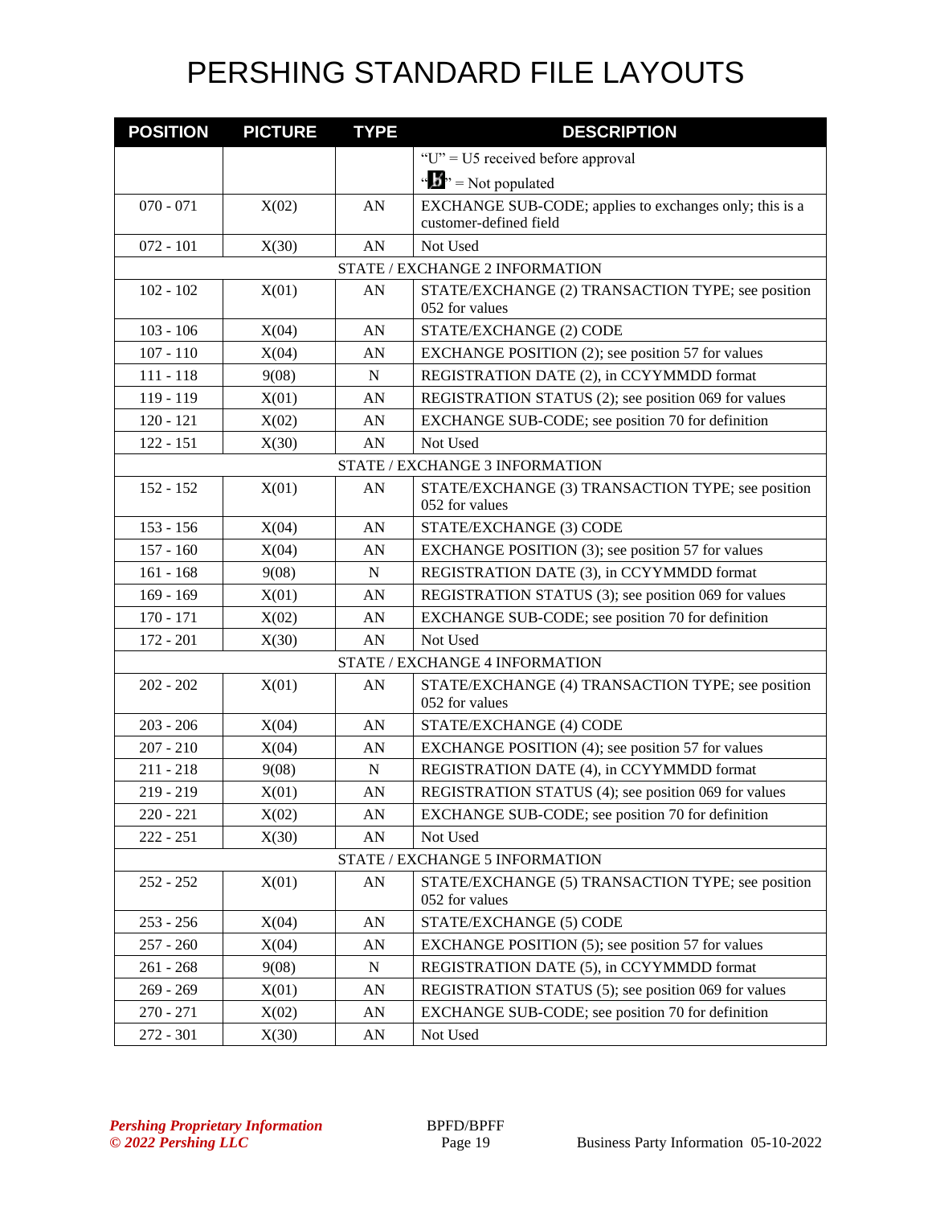# PERSHING STANDARD FILE LAYOUTS

| POSITION | PICTURE | TYPE | DESCRIPTION |
|---|---|---|---|
| | | | "U" = U5 received before approval<br>"b̸" = Not populated |
| 070 - 071 | X(02) | AN | EXCHANGE SUB-CODE; applies to exchanges only; this is a customer-defined field |
| 072 - 101 | X(30) | AN | Not Used |
| | | | STATE / EXCHANGE 2 INFORMATION |
| 102 - 102 | X(01) | AN | STATE/EXCHANGE (2) TRANSACTION TYPE; see position 052 for values |
| 103 - 106 | X(04) | AN | STATE/EXCHANGE (2) CODE |
| 107 - 110 | X(04) | AN | EXCHANGE POSITION (2); see position 57 for values |
| 111 - 118 | 9(08) | N | REGISTRATION DATE (2), in CCYYMMDD format |
| 119 - 119 | X(01) | AN | REGISTRATION STATUS (2); see position 069 for values |
| 120 - 121 | X(02) | AN | EXCHANGE SUB-CODE; see position 70 for definition |
| 122 - 151 | X(30) | AN | Not Used |
| | | | STATE / EXCHANGE 3 INFORMATION |
| 152 - 152 | X(01) | AN | STATE/EXCHANGE (3) TRANSACTION TYPE; see position 052 for values |
| 153 - 156 | X(04) | AN | STATE/EXCHANGE (3) CODE |
| 157 - 160 | X(04) | AN | EXCHANGE POSITION (3); see position 57 for values |
| 161 - 168 | 9(08) | N | REGISTRATION DATE (3), in CCYYMMDD format |
| 169 - 169 | X(01) | AN | REGISTRATION STATUS (3); see position 069 for values |
| 170 - 171 | X(02) | AN | EXCHANGE SUB-CODE; see position 70 for definition |
| 172 - 201 | X(30) | AN | Not Used |
| | | | STATE / EXCHANGE 4 INFORMATION |
| 202 - 202 | X(01) | AN | STATE/EXCHANGE (4) TRANSACTION TYPE; see position 052 for values |
| 203 - 206 | X(04) | AN | STATE/EXCHANGE (4) CODE |
| 207 - 210 | X(04) | AN | EXCHANGE POSITION (4); see position 57 for values |
| 211 - 218 | 9(08) | N | REGISTRATION DATE (4), in CCYYMMDD format |
| 219 - 219 | X(01) | AN | REGISTRATION STATUS (4); see position 069 for values |
| 220 - 221 | X(02) | AN | EXCHANGE SUB-CODE; see position 70 for definition |
| 222 - 251 | X(30) | AN | Not Used |
| | | | STATE / EXCHANGE 5 INFORMATION |
| 252 - 252 | X(01) | AN | STATE/EXCHANGE (5) TRANSACTION TYPE; see position 052 for values |
| 253 - 256 | X(04) | AN | STATE/EXCHANGE (5) CODE |
| 257 - 260 | X(04) | AN | EXCHANGE POSITION (5); see position 57 for values |
| 261 - 268 | 9(08) | N | REGISTRATION DATE (5), in CCYYMMDD format |
| 269 - 269 | X(01) | AN | REGISTRATION STATUS (5); see position 069 for values |
| 270 - 271 | X(02) | AN | EXCHANGE SUB-CODE; see position 70 for definition |
| 272 - 301 | X(30) | AN | Not Used |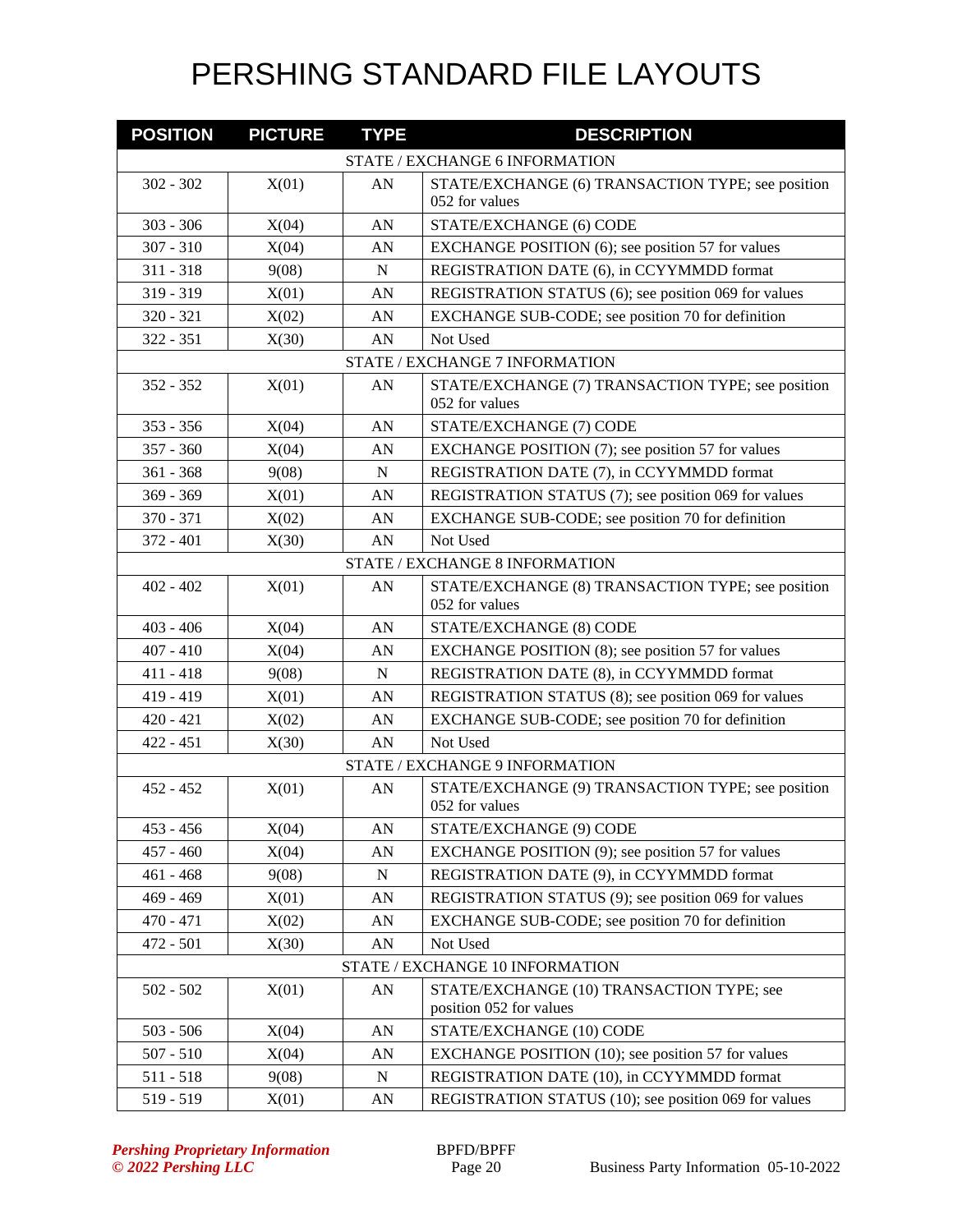# PERSHING STANDARD FILE LAYOUTS

| POSITION | PICTURE | TYPE | DESCRIPTION |
|---|---|---|---|
| | | | STATE / EXCHANGE 6 INFORMATION |
| 302 - 302 | X(01) | AN | STATE/EXCHANGE (6) TRANSACTION TYPE; see position 052 for values |
| 303 - 306 | X(04) | AN | STATE/EXCHANGE (6) CODE |
| 307 - 310 | X(04) | AN | EXCHANGE POSITION (6); see position 57 for values |
| 311 - 318 | 9(08) | N | REGISTRATION DATE (6), in CCYYMMDD format |
| 319 - 319 | X(01) | AN | REGISTRATION STATUS (6); see position 069 for values |
| 320 - 321 | X(02) | AN | EXCHANGE SUB-CODE; see position 70 for definition |
| 322 - 351 | X(30) | AN | Not Used |
| | | | STATE / EXCHANGE 7 INFORMATION |
| 352 - 352 | X(01) | AN | STATE/EXCHANGE (7) TRANSACTION TYPE; see position 052 for values |
| 353 - 356 | X(04) | AN | STATE/EXCHANGE (7) CODE |
| 357 - 360 | X(04) | AN | EXCHANGE POSITION (7); see position 57 for values |
| 361 - 368 | 9(08) | N | REGISTRATION DATE (7), in CCYYMMDD format |
| 369 - 369 | X(01) | AN | REGISTRATION STATUS (7); see position 069 for values |
| 370 - 371 | X(02) | AN | EXCHANGE SUB-CODE; see position 70 for definition |
| 372 - 401 | X(30) | AN | Not Used |
| | | | STATE / EXCHANGE 8 INFORMATION |
| 402 - 402 | X(01) | AN | STATE/EXCHANGE (8) TRANSACTION TYPE; see position 052 for values |
| 403 - 406 | X(04) | AN | STATE/EXCHANGE (8) CODE |
| 407 - 410 | X(04) | AN | EXCHANGE POSITION (8); see position 57 for values |
| 411 - 418 | 9(08) | N | REGISTRATION DATE (8), in CCYYMMDD format |
| 419 - 419 | X(01) | AN | REGISTRATION STATUS (8); see position 069 for values |
| 420 - 421 | X(02) | AN | EXCHANGE SUB-CODE; see position 70 for definition |
| 422 - 451 | X(30) | AN | Not Used |
| | | | STATE / EXCHANGE 9 INFORMATION |
| 452 - 452 | X(01) | AN | STATE/EXCHANGE (9) TRANSACTION TYPE; see position 052 for values |
| 453 - 456 | X(04) | AN | STATE/EXCHANGE (9) CODE |
| 457 - 460 | X(04) | AN | EXCHANGE POSITION (9); see position 57 for values |
| 461 - 468 | 9(08) | N | REGISTRATION DATE (9), in CCYYMMDD format |
| 469 - 469 | X(01) | AN | REGISTRATION STATUS (9); see position 069 for values |
| 470 - 471 | X(02) | AN | EXCHANGE SUB-CODE; see position 70 for definition |
| 472 - 501 | X(30) | AN | Not Used |
| | | | STATE / EXCHANGE 10 INFORMATION |
| 502 - 502 | X(01) | AN | STATE/EXCHANGE (10) TRANSACTION TYPE; see position 052 for values |
| 503 - 506 | X(04) | AN | STATE/EXCHANGE (10) CODE |
| 507 - 510 | X(04) | AN | EXCHANGE POSITION (10); see position 57 for values |
| 511 - 518 | 9(08) | N | REGISTRATION DATE (10), in CCYYMMDD format |
| 519 - 519 | X(01) | AN | REGISTRATION STATUS (10); see position 069 for values |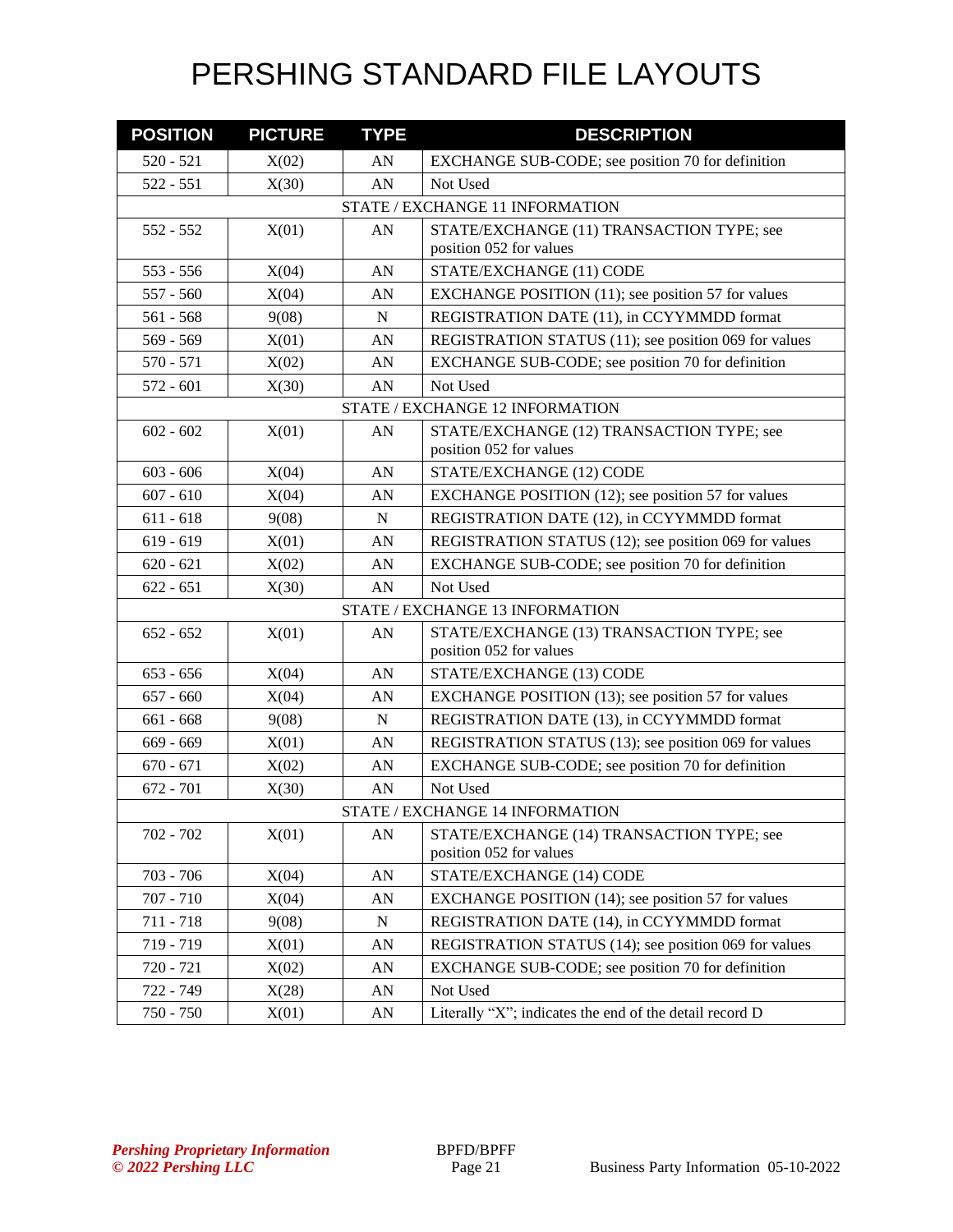# PERSHING STANDARD FILE LAYOUTS

| POSITION | PICTURE | TYPE | DESCRIPTION |
|---|---|---|---|
| 520 - 521 | X(02) | AN | EXCHANGE SUB-CODE; see position 70 for definition |
| 522 - 551 | X(30) | AN | Not Used |
| STATE / EXCHANGE 11 INFORMATION | | | |
| 552 - 552 | X(01) | AN | STATE/EXCHANGE (11) TRANSACTION TYPE; see position 052 for values |
| 553 - 556 | X(04) | AN | STATE/EXCHANGE (11) CODE |
| 557 - 560 | X(04) | AN | EXCHANGE POSITION (11); see position 57 for values |
| 561 - 568 | 9(08) | N | REGISTRATION DATE (11), in CCYYMMDD format |
| 569 - 569 | X(01) | AN | REGISTRATION STATUS (11); see position 069 for values |
| 570 - 571 | X(02) | AN | EXCHANGE SUB-CODE; see position 70 for definition |
| 572 - 601 | X(30) | AN | Not Used |
| STATE / EXCHANGE 12 INFORMATION | | | |
| 602 - 602 | X(01) | AN | STATE/EXCHANGE (12) TRANSACTION TYPE; see position 052 for values |
| 603 - 606 | X(04) | AN | STATE/EXCHANGE (12) CODE |
| 607 - 610 | X(04) | AN | EXCHANGE POSITION (12); see position 57 for values |
| 611 - 618 | 9(08) | N | REGISTRATION DATE (12), in CCYYMMDD format |
| 619 - 619 | X(01) | AN | REGISTRATION STATUS (12); see position 069 for values |
| 620 - 621 | X(02) | AN | EXCHANGE SUB-CODE; see position 70 for definition |
| 622 - 651 | X(30) | AN | Not Used |
| STATE / EXCHANGE 13 INFORMATION | | | |
| 652 - 652 | X(01) | AN | STATE/EXCHANGE (13) TRANSACTION TYPE; see position 052 for values |
| 653 - 656 | X(04) | AN | STATE/EXCHANGE (13) CODE |
| 657 - 660 | X(04) | AN | EXCHANGE POSITION (13); see position 57 for values |
| 661 - 668 | 9(08) | N | REGISTRATION DATE (13), in CCYYMMDD format |
| 669 - 669 | X(01) | AN | REGISTRATION STATUS (13); see position 069 for values |
| 670 - 671 | X(02) | AN | EXCHANGE SUB-CODE; see position 70 for definition |
| 672 - 701 | X(30) | AN | Not Used |
| STATE / EXCHANGE 14 INFORMATION | | | |
| 702 - 702 | X(01) | AN | STATE/EXCHANGE (14) TRANSACTION TYPE; see position 052 for values |
| 703 - 706 | X(04) | AN | STATE/EXCHANGE (14) CODE |
| 707 - 710 | X(04) | AN | EXCHANGE POSITION (14); see position 57 for values |
| 711 - 718 | 9(08) | N | REGISTRATION DATE (14), in CCYYMMDD format |
| 719 - 719 | X(01) | AN | REGISTRATION STATUS (14); see position 069 for values |
| 720 - 721 | X(02) | AN | EXCHANGE SUB-CODE; see position 70 for definition |
| 722 - 749 | X(28) | AN | Not Used |
| 750 - 750 | X(01) | AN | Literally “X”; indicates the end of the detail record D |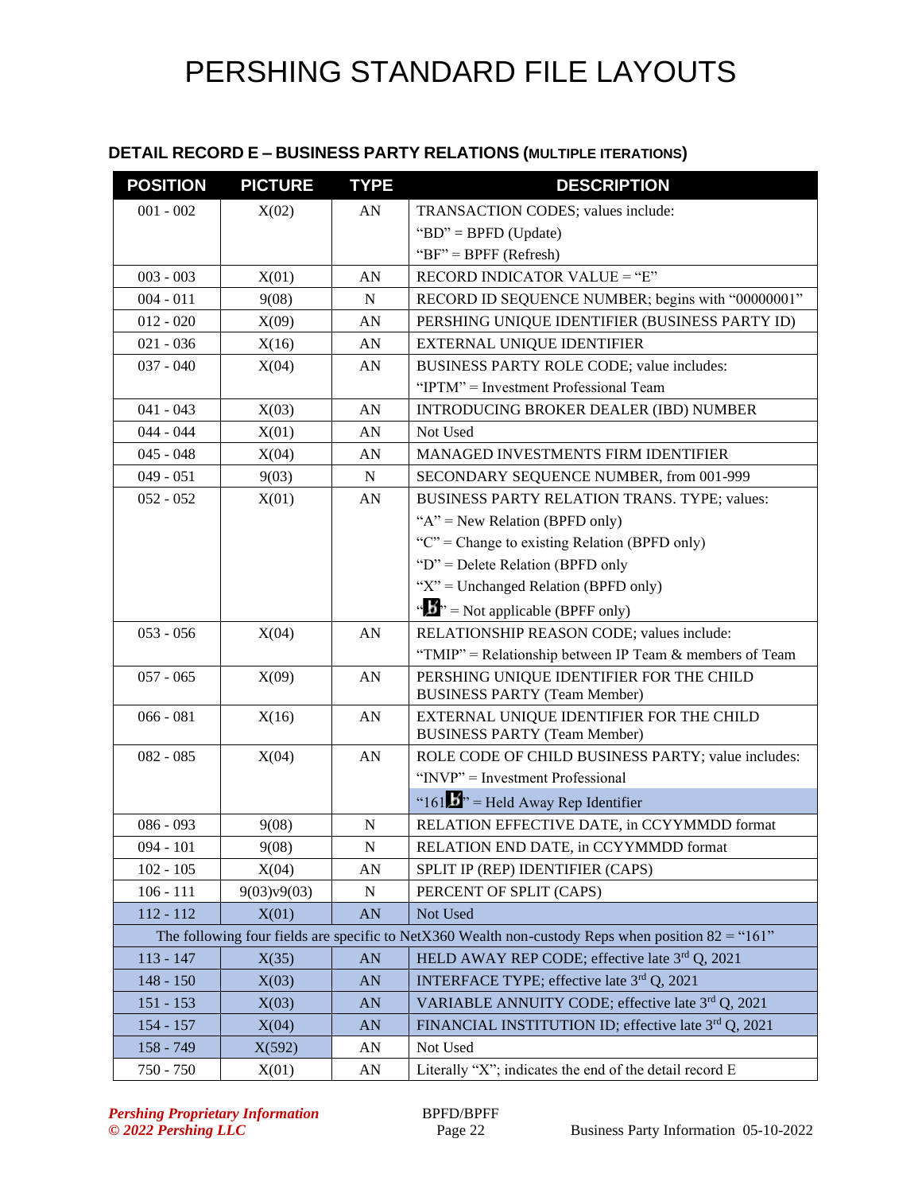# PERSHING STANDARD FILE LAYOUTS

### DETAIL RECORD E – BUSINESS PARTY RELATIONS (MULTIPLE ITERATIONS)

| POSITION | PICTURE | TYPE | DESCRIPTION |
|---|---|---|---|
| 001 - 002 | X(02) | AN | TRANSACTION CODES; values include:<br>"BD" = BPFD (Update)<br>"BF" = BPFF (Refresh) |
| 003 - 003 | X(01) | AN | RECORD INDICATOR VALUE = "E" |
| 004 - 011 | 9(08) | N | RECORD ID SEQUENCE NUMBER; begins with "00000001" |
| 012 - 020 | X(09) | AN | PERSHING UNIQUE IDENTIFIER (BUSINESS PARTY ID) |
| 021 - 036 | X(16) | AN | EXTERNAL UNIQUE IDENTIFIER |
| 037 - 040 | X(04) | AN | BUSINESS PARTY ROLE CODE; value includes:<br>"IPTM" = Investment Professional Team |
| 041 - 043 | X(03) | AN | INTRODUCING BROKER DEALER (IBD) NUMBER |
| 044 - 044 | X(01) | AN | Not Used |
| 045 - 048 | X(04) | AN | MANAGED INVESTMENTS FIRM IDENTIFIER |
| 049 - 051 | 9(03) | N | SECONDARY SEQUENCE NUMBER, from 001-999 |
| 052 - 052 | X(01) | AN | BUSINESS PARTY RELATION TRANS. TYPE; values:<br>"A" = New Relation (BPFD only)<br>"C" = Change to existing Relation (BPFD only)<br>"D" = Delete Relation (BPFD only<br>"X" = Unchanged Relation (BPFD only)<br>"b" = Not applicable (BPFF only) |
| 053 - 056 | X(04) | AN | RELATIONSHIP REASON CODE; values include:<br>"TMIP" = Relationship between IP Team & members of Team |
| 057 - 065 | X(09) | AN | PERSHING UNIQUE IDENTIFIER FOR THE CHILD BUSINESS PARTY (Team Member) |
| 066 - 081 | X(16) | AN | EXTERNAL UNIQUE IDENTIFIER FOR THE CHILD BUSINESS PARTY (Team Member) |
| 082 - 085 | X(04) | AN | ROLE CODE OF CHILD BUSINESS PARTY; value includes:<br>"INVP" = Investment Professional<br>"161b" = Held Away Rep Identifier |
| 086 - 093 | 9(08) | N | RELATION EFFECTIVE DATE, in CCYYMMDD format |
| 094 - 101 | 9(08) | N | RELATION END DATE, in CCYYMMDD format |
| 102 - 105 | X(04) | AN | SPLIT IP (REP) IDENTIFIER (CAPS) |
| 106 - 111 | 9(03)v9(03) | N | PERCENT OF SPLIT (CAPS) |
| 112 - 112 | X(01) | AN | Not Used |
| The following four fields are specific to NetX360 Wealth non-custody Reps when position 82 = "161" | | | |
| 113 - 147 | X(35) | AN | HELD AWAY REP CODE; effective late 3rd Q, 2021 |
| 148 - 150 | X(03) | AN | INTERFACE TYPE; effective late 3rd Q, 2021 |
| 151 - 153 | X(03) | AN | VARIABLE ANNUITY CODE; effective late 3rd Q, 2021 |
| 154 - 157 | X(04) | AN | FINANCIAL INSTITUTION ID; effective late 3rd Q, 2021 |
| 158 - 749 | X(592) | AN | Not Used |
| 750 - 750 | X(01) | AN | Literally "X"; indicates the end of the detail record E |

*Pershing Proprietary Information*
*© 2022 Pershing LLC*

BPFD/BPFF

Business Party Information 05-10-2022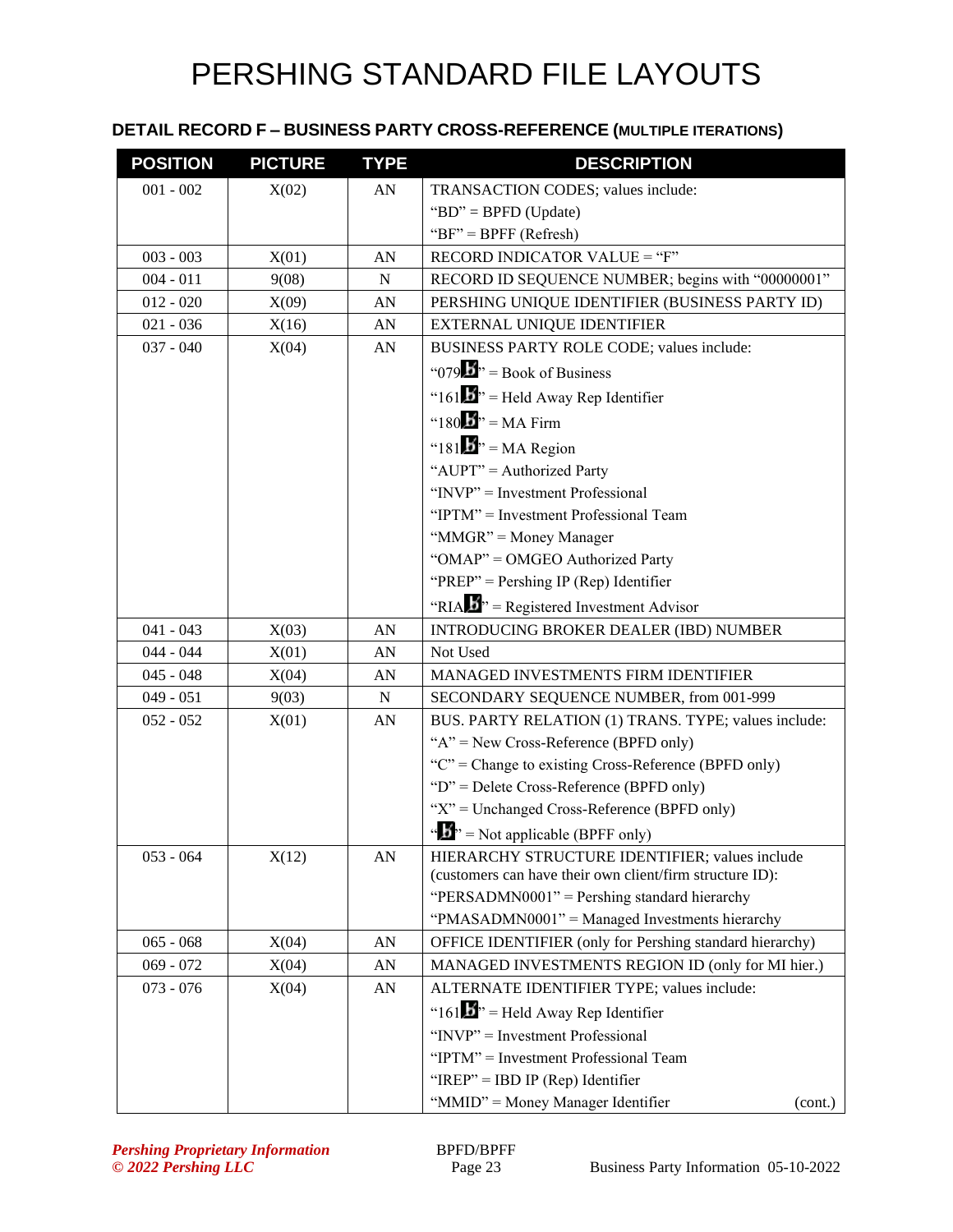# PERSHING STANDARD FILE LAYOUTS

### DETAIL RECORD F – BUSINESS PARTY CROSS-REFERENCE (MULTIPLE ITERATIONS)

| POSITION | PICTURE | TYPE | DESCRIPTION |
|---|---|---|---|
| 001 - 002 | X(02) | AN | TRANSACTION CODES; values include:<br>"BD" = BPFD (Update)<br>"BF" = BPFF (Refresh) |
| 003 - 003 | X(01) | AN | RECORD INDICATOR VALUE = "F" |
| 004 - 011 | 9(08) | N | RECORD ID SEQUENCE NUMBER; begins with "00000001" |
| 012 - 020 | X(09) | AN | PERSHING UNIQUE IDENTIFIER (BUSINESS PARTY ID) |
| 021 - 036 | X(16) | AN | EXTERNAL UNIQUE IDENTIFIER |
| 037 - 040 | X(04) | AN | BUSINESS PARTY ROLE CODE; values include:<br>"079b" = Book of Business<br>"161b" = Held Away Rep Identifier<br>"180b" = MA Firm<br>"181b" = MA Region<br>"AUPT" = Authorized Party<br>"INVP" = Investment Professional<br>"IPTM" = Investment Professional Team<br>"MMGR" = Money Manager<br>"OMAP" = OMGEO Authorized Party<br>"PREP" = Pershing IP (Rep) Identifier<br>"RIAb" = Registered Investment Advisor |
| 041 - 043 | X(03) | AN | INTRODUCING BROKER DEALER (IBD) NUMBER |
| 044 - 044 | X(01) | AN | Not Used |
| 045 - 048 | X(04) | AN | MANAGED INVESTMENTS FIRM IDENTIFIER |
| 049 - 051 | 9(03) | N | SECONDARY SEQUENCE NUMBER, from 001-999 |
| 052 - 052 | X(01) | AN | BUS. PARTY RELATION (1) TRANS. TYPE; values include:<br>"A" = New Cross-Reference (BPFD only)<br>"C" = Change to existing Cross-Reference (BPFD only)<br>"D" = Delete Cross-Reference (BPFD only)<br>"X" = Unchanged Cross-Reference (BPFD only)<br>"b" = Not applicable (BPFF only) |
| 053 - 064 | X(12) | AN | HIERARCHY STRUCTURE IDENTIFIER; values include (customers can have their own client/firm structure ID):<br>"PERSADMN0001" = Pershing standard hierarchy<br>"PMASADMN0001" = Managed Investments hierarchy |
| 065 - 068 | X(04) | AN | OFFICE IDENTIFIER (only for Pershing standard hierarchy) |
| 069 - 072 | X(04) | AN | MANAGED INVESTMENTS REGION ID (only for MI hier.) |
| 073 - 076 | X(04) | AN | ALTERNATE IDENTIFIER TYPE; values include:<br>"161b" = Held Away Rep Identifier<br>"INVP" = Investment Professional<br>"IPTM" = Investment Professional Team<br>"IREP" = IBD IP (Rep) Identifier<br>"MMID" = Money Manager Identifier (cont.) |

*Pershing Proprietary Information*
*© 2022 Pershing LLC*

BPFD/BPFF

Business Party Information 05-10-2022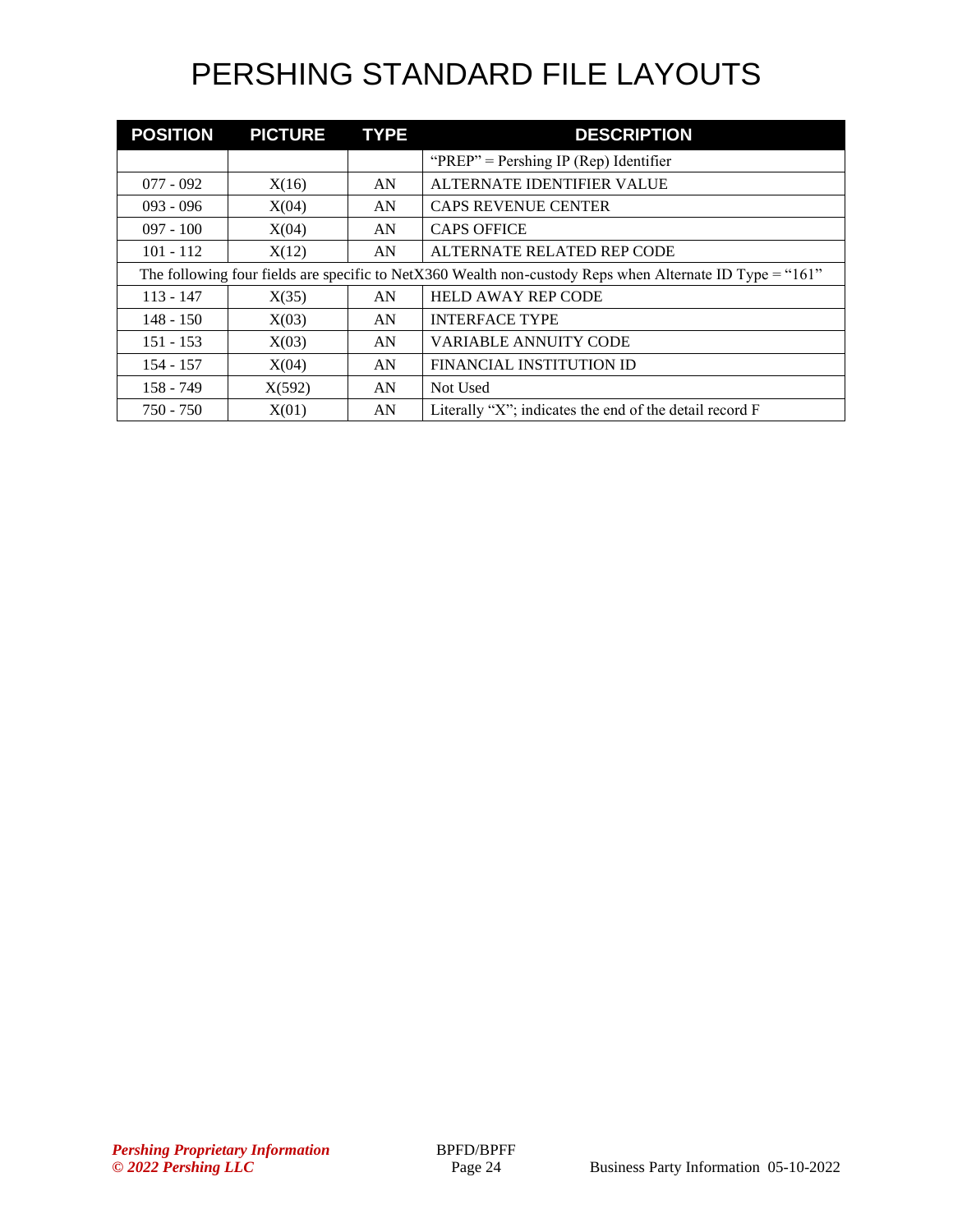# PERSHING STANDARD FILE LAYOUTS

| POSITION | PICTURE | TYPE | DESCRIPTION |
|---|---|---|---|
| | | | "PREP" = Pershing IP (Rep) Identifier |
| 077 - 092 | X(16) | AN | ALTERNATE IDENTIFIER VALUE |
| 093 - 096 | X(04) | AN | CAPS REVENUE CENTER |
| 097 - 100 | X(04) | AN | CAPS OFFICE |
| 101 - 112 | X(12) | AN | ALTERNATE RELATED REP CODE |
| The following four fields are specific to NetX360 Wealth non-custody Reps when Alternate ID Type = "161" | | | |
| 113 - 147 | X(35) | AN | HELD AWAY REP CODE |
| 148 - 150 | X(03) | AN | INTERFACE TYPE |
| 151 - 153 | X(03) | AN | VARIABLE ANNUITY CODE |
| 154 - 157 | X(04) | AN | FINANCIAL INSTITUTION ID |
| 158 - 749 | X(592) | AN | Not Used |
| 750 - 750 | X(01) | AN | Literally "X"; indicates the end of the detail record F |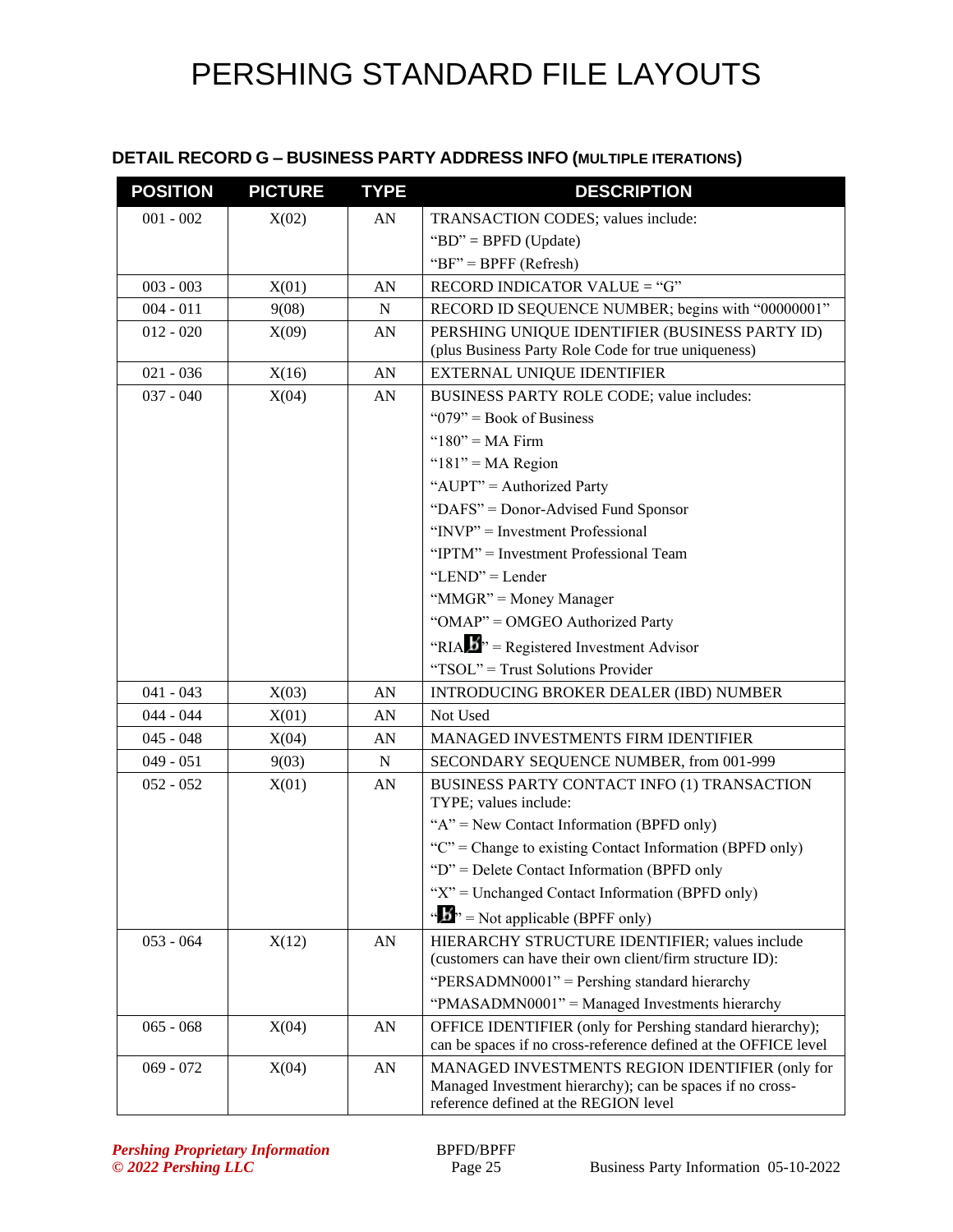# PERSHING STANDARD FILE LAYOUTS

### DETAIL RECORD G – BUSINESS PARTY ADDRESS INFO (MULTIPLE ITERATIONS)

| POSITION | PICTURE | TYPE | DESCRIPTION |
|---|---|---|---|
| 001 - 002 | X(02) | AN | TRANSACTION CODES; values include:<br>"BD" = BPFD (Update)<br>"BF" = BPFF (Refresh) |
| 003 - 003 | X(01) | AN | RECORD INDICATOR VALUE = "G" |
| 004 - 011 | 9(08) | N | RECORD ID SEQUENCE NUMBER; begins with "00000001" |
| 012 - 020 | X(09) | AN | PERSHING UNIQUE IDENTIFIER (BUSINESS PARTY ID) (plus Business Party Role Code for true uniqueness) |
| 021 - 036 | X(16) | AN | EXTERNAL UNIQUE IDENTIFIER |
| 037 - 040 | X(04) | AN | BUSINESS PARTY ROLE CODE; value includes:<br>"079" = Book of Business<br>"180" = MA Firm<br>"181" = MA Region<br>"AUPT" = Authorized Party<br>"DAFS" = Donor-Advised Fund Sponsor<br>"INVP" = Investment Professional<br>"IPTM" = Investment Professional Team<br>"LEND" = Lender<br>"MMGR" = Money Manager<br>"OMAP" = OMGEO Authorized Party<br>"RIAb" = Registered Investment Advisor<br>"TSOL" = Trust Solutions Provider |
| 041 - 043 | X(03) | AN | INTRODUCING BROKER DEALER (IBD) NUMBER |
| 044 - 044 | X(01) | AN | Not Used |
| 045 - 048 | X(04) | AN | MANAGED INVESTMENTS FIRM IDENTIFIER |
| 049 - 051 | 9(03) | N | SECONDARY SEQUENCE NUMBER, from 001-999 |
| 052 - 052 | X(01) | AN | BUSINESS PARTY CONTACT INFO (1) TRANSACTION TYPE; values include:<br>"A" = New Contact Information (BPFD only)<br>"C" = Change to existing Contact Information (BPFD only)<br>"D" = Delete Contact Information (BPFD only<br>"X" = Unchanged Contact Information (BPFD only)<br>"b" = Not applicable (BPFF only) |
| 053 - 064 | X(12) | AN | HIERARCHY STRUCTURE IDENTIFIER; values include (customers can have their own client/firm structure ID):<br>"PERSADMN0001" = Pershing standard hierarchy<br>"PMASADMN0001" = Managed Investments hierarchy |
| 065 - 068 | X(04) | AN | OFFICE IDENTIFIER (only for Pershing standard hierarchy); can be spaces if no cross-reference defined at the OFFICE level |
| 069 - 072 | X(04) | AN | MANAGED INVESTMENTS REGION IDENTIFIER (only for Managed Investment hierarchy); can be spaces if no cross-reference defined at the REGION level |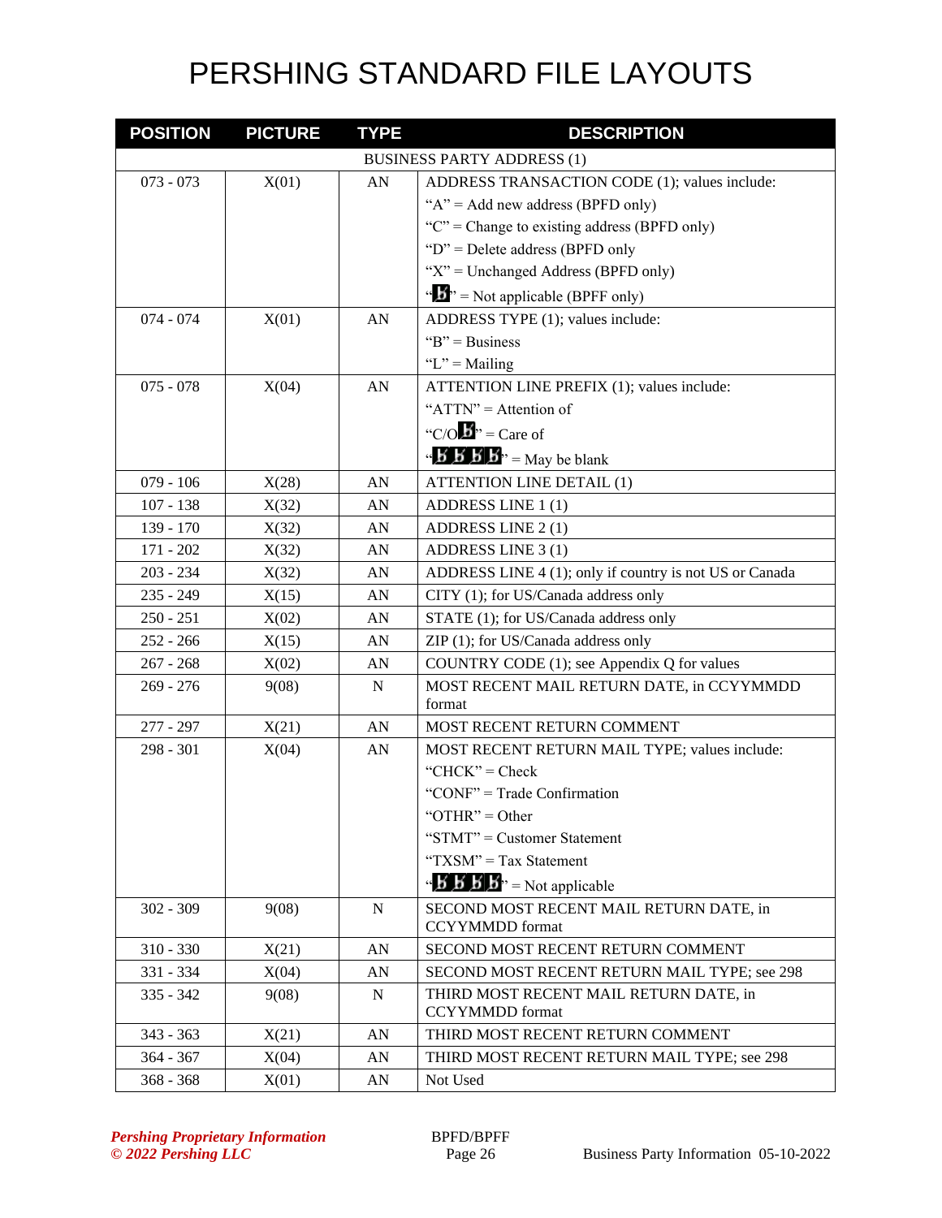# PERSHING STANDARD FILE LAYOUTS

| POSITION | PICTURE | TYPE | DESCRIPTION |
|---|---|---|---|
| | | | BUSINESS PARTY ADDRESS (1) |
| 073 - 073 | X(01) | AN | ADDRESS TRANSACTION CODE (1); values include:<br>“A” = Add new address (BPFD only)<br>“C” = Change to existing address (BPFD only)<br>“D” = Delete address (BPFD only<br>“X” = Unchanged Address (BPFD only)<br>“ƀ” = Not applicable (BPFF only) |
| 074 - 074 | X(01) | AN | ADDRESS TYPE (1); values include:<br>“B” = Business<br>“L” = Mailing |
| 075 - 078 | X(04) | AN | ATTENTION LINE PREFIX (1); values include:<br>“ATTN” = Attention of<br>“C/Oƀ” = Care of<br>“ƀƀƀƀ” = May be blank |
| 079 - 106 | X(28) | AN | ATTENTION LINE DETAIL (1) |
| 107 - 138 | X(32) | AN | ADDRESS LINE 1 (1) |
| 139 - 170 | X(32) | AN | ADDRESS LINE 2 (1) |
| 171 - 202 | X(32) | AN | ADDRESS LINE 3 (1) |
| 203 - 234 | X(32) | AN | ADDRESS LINE 4 (1); only if country is not US or Canada |
| 235 - 249 | X(15) | AN | CITY (1); for US/Canada address only |
| 250 - 251 | X(02) | AN | STATE (1); for US/Canada address only |
| 252 - 266 | X(15) | AN | ZIP (1); for US/Canada address only |
| 267 - 268 | X(02) | AN | COUNTRY CODE (1); see Appendix Q for values |
| 269 - 276 | 9(08) | N | MOST RECENT MAIL RETURN DATE, in CCYYMMDD format |
| 277 - 297 | X(21) | AN | MOST RECENT RETURN COMMENT |
| 298 - 301 | X(04) | AN | MOST RECENT RETURN MAIL TYPE; values include:<br>“CHCK” = Check<br>“CONF” = Trade Confirmation<br>“OTHR” = Other<br>“STMT” = Customer Statement<br>“TXSM” = Tax Statement<br>“ƀƀƀƀ” = Not applicable |
| 302 - 309 | 9(08) | N | SECOND MOST RECENT MAIL RETURN DATE, in CCYYMMDD format |
| 310 - 330 | X(21) | AN | SECOND MOST RECENT RETURN COMMENT |
| 331 - 334 | X(04) | AN | SECOND MOST RECENT RETURN MAIL TYPE; see 298 |
| 335 - 342 | 9(08) | N | THIRD MOST RECENT MAIL RETURN DATE, in CCYYMMDD format |
| 343 - 363 | X(21) | AN | THIRD MOST RECENT RETURN COMMENT |
| 364 - 367 | X(04) | AN | THIRD MOST RECENT RETURN MAIL TYPE; see 298 |
| 368 - 368 | X(01) | AN | Not Used |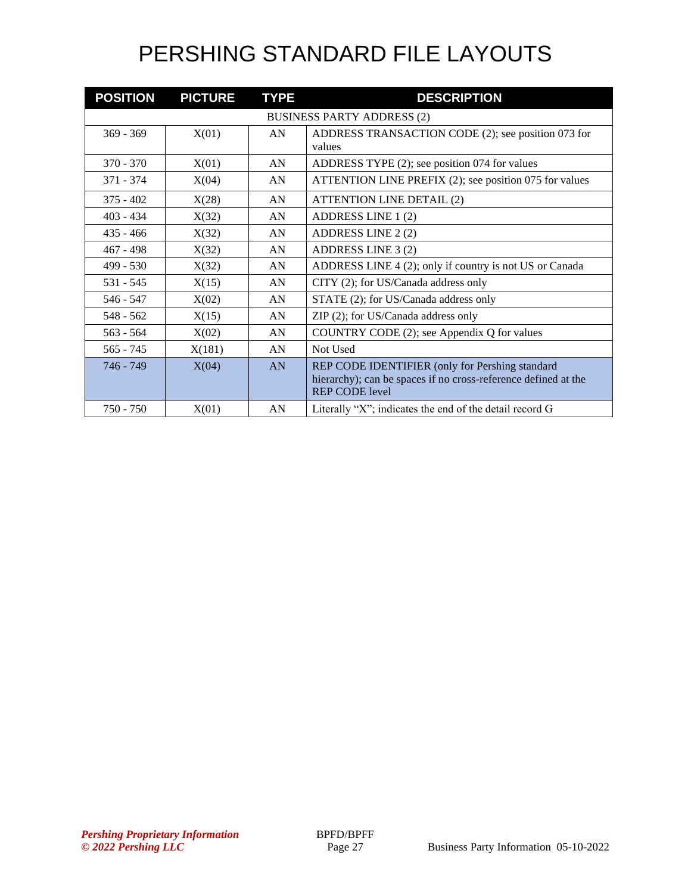# PERSHING STANDARD FILE LAYOUTS

| POSITION | PICTURE | TYPE | DESCRIPTION |
|---|---|---|---|
| | | | BUSINESS PARTY ADDRESS (2) |
| 369 - 369 | X(01) | AN | ADDRESS TRANSACTION CODE (2); see position 073 for values |
| 370 - 370 | X(01) | AN | ADDRESS TYPE (2); see position 074 for values |
| 371 - 374 | X(04) | AN | ATTENTION LINE PREFIX (2); see position 075 for values |
| 375 - 402 | X(28) | AN | ATTENTION LINE DETAIL (2) |
| 403 - 434 | X(32) | AN | ADDRESS LINE 1 (2) |
| 435 - 466 | X(32) | AN | ADDRESS LINE 2 (2) |
| 467 - 498 | X(32) | AN | ADDRESS LINE 3 (2) |
| 499 - 530 | X(32) | AN | ADDRESS LINE 4 (2); only if country is not US or Canada |
| 531 - 545 | X(15) | AN | CITY (2); for US/Canada address only |
| 546 - 547 | X(02) | AN | STATE (2); for US/Canada address only |
| 548 - 562 | X(15) | AN | ZIP (2); for US/Canada address only |
| 563 - 564 | X(02) | AN | COUNTRY CODE (2); see Appendix Q for values |
| 565 - 745 | X(181) | AN | Not Used |
| 746 - 749 | X(04) | AN | REP CODE IDENTIFIER (only for Pershing standard hierarchy); can be spaces if no cross-reference defined at the REP CODE level |
| 750 - 750 | X(01) | AN | Literally "X"; indicates the end of the detail record G |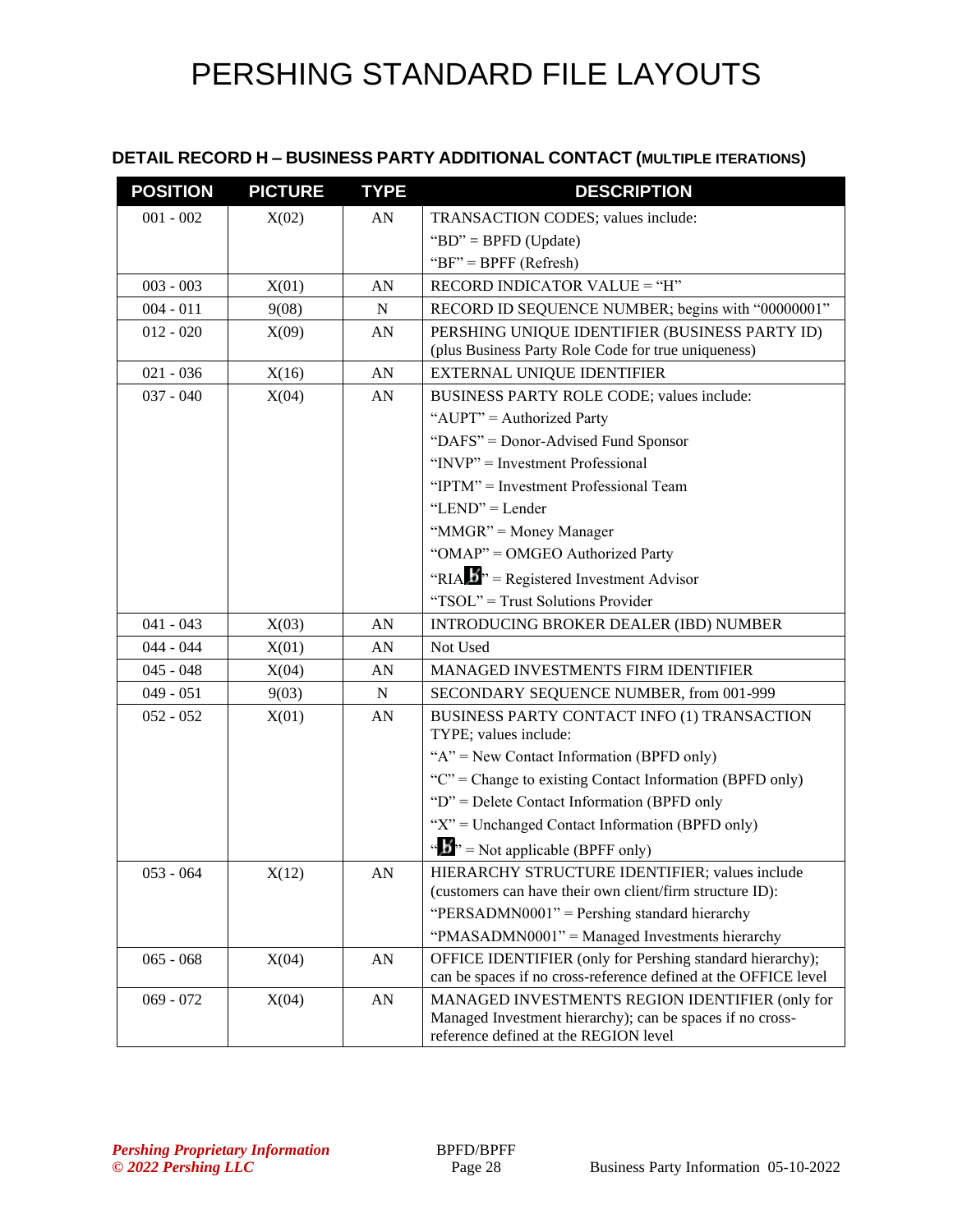# PERSHING STANDARD FILE LAYOUTS

### DETAIL RECORD H – BUSINESS PARTY ADDITIONAL CONTACT (MULTIPLE ITERATIONS)

| POSITION | PICTURE | TYPE | DESCRIPTION |
|---|---|---|---|
| 001 - 002 | X(02) | AN | TRANSACTION CODES; values include:<br>"BD" = BPFD (Update)<br>"BF" = BPFF (Refresh) |
| 003 - 003 | X(01) | AN | RECORD INDICATOR VALUE = "H" |
| 004 - 011 | 9(08) | N | RECORD ID SEQUENCE NUMBER; begins with "00000001" |
| 012 - 020 | X(09) | AN | PERSHING UNIQUE IDENTIFIER (BUSINESS PARTY ID) (plus Business Party Role Code for true uniqueness) |
| 021 - 036 | X(16) | AN | EXTERNAL UNIQUE IDENTIFIER |
| 037 - 040 | X(04) | AN | BUSINESS PARTY ROLE CODE; values include:<br>"AUPT" = Authorized Party<br>"DAFS" = Donor-Advised Fund Sponsor<br>"INVP" = Investment Professional<br>"IPTM" = Investment Professional Team<br>"LEND" = Lender<br>"MMGR" = Money Manager<br>"OMAP" = OMGEO Authorized Party<br>"RIAƀ" = Registered Investment Advisor<br>"TSOL" = Trust Solutions Provider |
| 041 - 043 | X(03) | AN | INTRODUCING BROKER DEALER (IBD) NUMBER |
| 044 - 044 | X(01) | AN | Not Used |
| 045 - 048 | X(04) | AN | MANAGED INVESTMENTS FIRM IDENTIFIER |
| 049 - 051 | 9(03) | N | SECONDARY SEQUENCE NUMBER, from 001-999 |
| 052 - 052 | X(01) | AN | BUSINESS PARTY CONTACT INFO (1) TRANSACTION TYPE; values include:<br>"A" = New Contact Information (BPFD only)<br>"C" = Change to existing Contact Information (BPFD only)<br>"D" = Delete Contact Information (BPFD only<br>"X" = Unchanged Contact Information (BPFD only)<br>"ƀ" = Not applicable (BPFF only) |
| 053 - 064 | X(12) | AN | HIERARCHY STRUCTURE IDENTIFIER; values include (customers can have their own client/firm structure ID):<br>"PERSADMN0001" = Pershing standard hierarchy<br>"PMASADMN0001" = Managed Investments hierarchy |
| 065 - 068 | X(04) | AN | OFFICE IDENTIFIER (only for Pershing standard hierarchy); can be spaces if no cross-reference defined at the OFFICE level |
| 069 - 072 | X(04) | AN | MANAGED INVESTMENTS REGION IDENTIFIER (only for Managed Investment hierarchy); can be spaces if no cross-reference defined at the REGION level |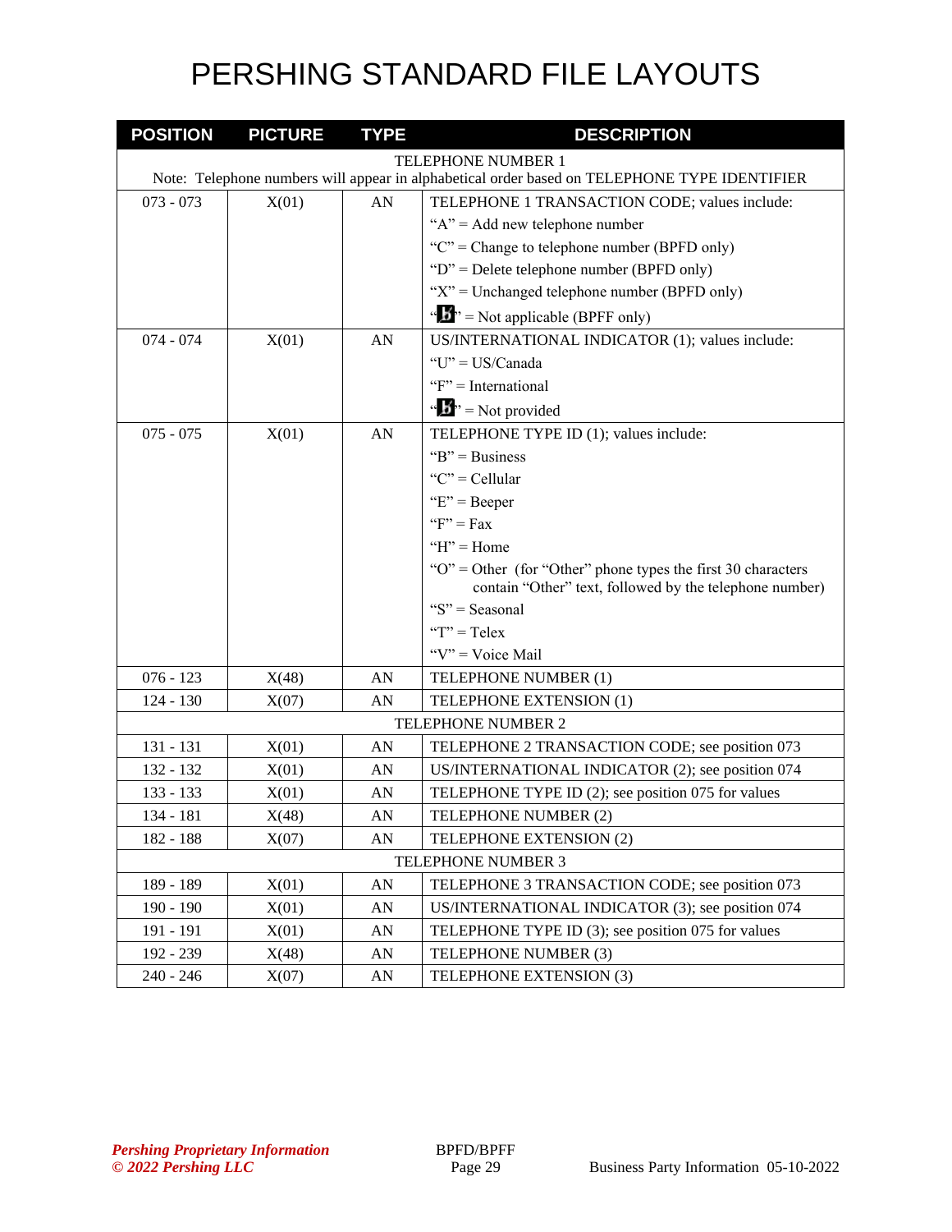# PERSHING STANDARD FILE LAYOUTS

| POSITION | PICTURE | TYPE | DESCRIPTION |
|---|---|---|---|
| TELEPHONE NUMBER 1<br>Note: Telephone numbers will appear in alphabetical order based on TELEPHONE TYPE IDENTIFIER | | | |
| 073 - 073 | X(01) | AN | TELEPHONE 1 TRANSACTION CODE; values include:<br>"A" = Add new telephone number<br>"C" = Change to telephone number (BPFD only)<br>"D" = Delete telephone number (BPFD only)<br>"X" = Unchanged telephone number (BPFD only)<br>"b" = Not applicable (BPFF only) |
| 074 - 074 | X(01) | AN | US/INTERNATIONAL INDICATOR (1); values include:<br>"U" = US/Canada<br>"F" = International<br>"b" = Not provided |
| 075 - 075 | X(01) | AN | TELEPHONE TYPE ID (1); values include:<br>"B" = Business<br>"C" = Cellular<br>"E" = Beeper<br>"F" = Fax<br>"H" = Home<br>"O" = Other (for "Other" phone types the first 30 characters contain "Other" text, followed by the telephone number)<br>"S" = Seasonal<br>"T" = Telex<br>"V" = Voice Mail |
| 076 - 123 | X(48) | AN | TELEPHONE NUMBER (1) |
| 124 - 130 | X(07) | AN | TELEPHONE EXTENSION (1) |
| TELEPHONE NUMBER 2 | | | |
| 131 - 131 | X(01) | AN | TELEPHONE 2 TRANSACTION CODE; see position 073 |
| 132 - 132 | X(01) | AN | US/INTERNATIONAL INDICATOR (2); see position 074 |
| 133 - 133 | X(01) | AN | TELEPHONE TYPE ID (2); see position 075 for values |
| 134 - 181 | X(48) | AN | TELEPHONE NUMBER (2) |
| 182 - 188 | X(07) | AN | TELEPHONE EXTENSION (2) |
| TELEPHONE NUMBER 3 | | | |
| 189 - 189 | X(01) | AN | TELEPHONE 3 TRANSACTION CODE; see position 073 |
| 190 - 190 | X(01) | AN | US/INTERNATIONAL INDICATOR (3); see position 074 |
| 191 - 191 | X(01) | AN | TELEPHONE TYPE ID (3); see position 075 for values |
| 192 - 239 | X(48) | AN | TELEPHONE NUMBER (3) |
| 240 - 246 | X(07) | AN | TELEPHONE EXTENSION (3) |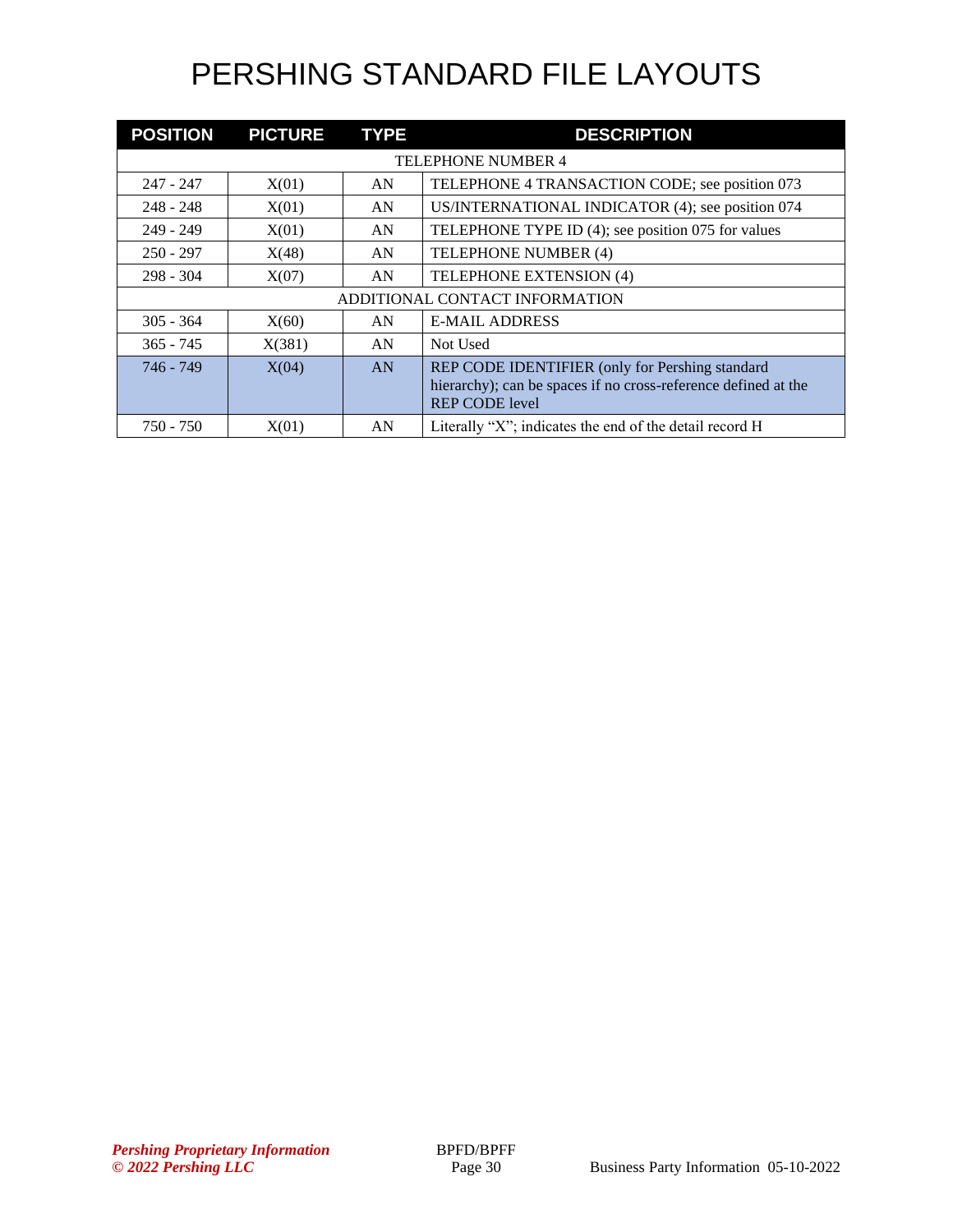# PERSHING STANDARD FILE LAYOUTS

| POSITION | PICTURE | TYPE | DESCRIPTION |
|---|---|---|---|
| TELEPHONE NUMBER 4 | | | |
| 247 - 247 | X(01) | AN | TELEPHONE 4 TRANSACTION CODE; see position 073 |
| 248 - 248 | X(01) | AN | US/INTERNATIONAL INDICATOR (4); see position 074 |
| 249 - 249 | X(01) | AN | TELEPHONE TYPE ID (4); see position 075 for values |
| 250 - 297 | X(48) | AN | TELEPHONE NUMBER (4) |
| 298 - 304 | X(07) | AN | TELEPHONE EXTENSION (4) |
| ADDITIONAL CONTACT INFORMATION | | | |
| 305 - 364 | X(60) | AN | E-MAIL ADDRESS |
| 365 - 745 | X(381) | AN | Not Used |
| 746 - 749 | X(04) | AN | REP CODE IDENTIFIER (only for Pershing standard hierarchy); can be spaces if no cross-reference defined at the REP CODE level |
| 750 - 750 | X(01) | AN | Literally "X"; indicates the end of the detail record H |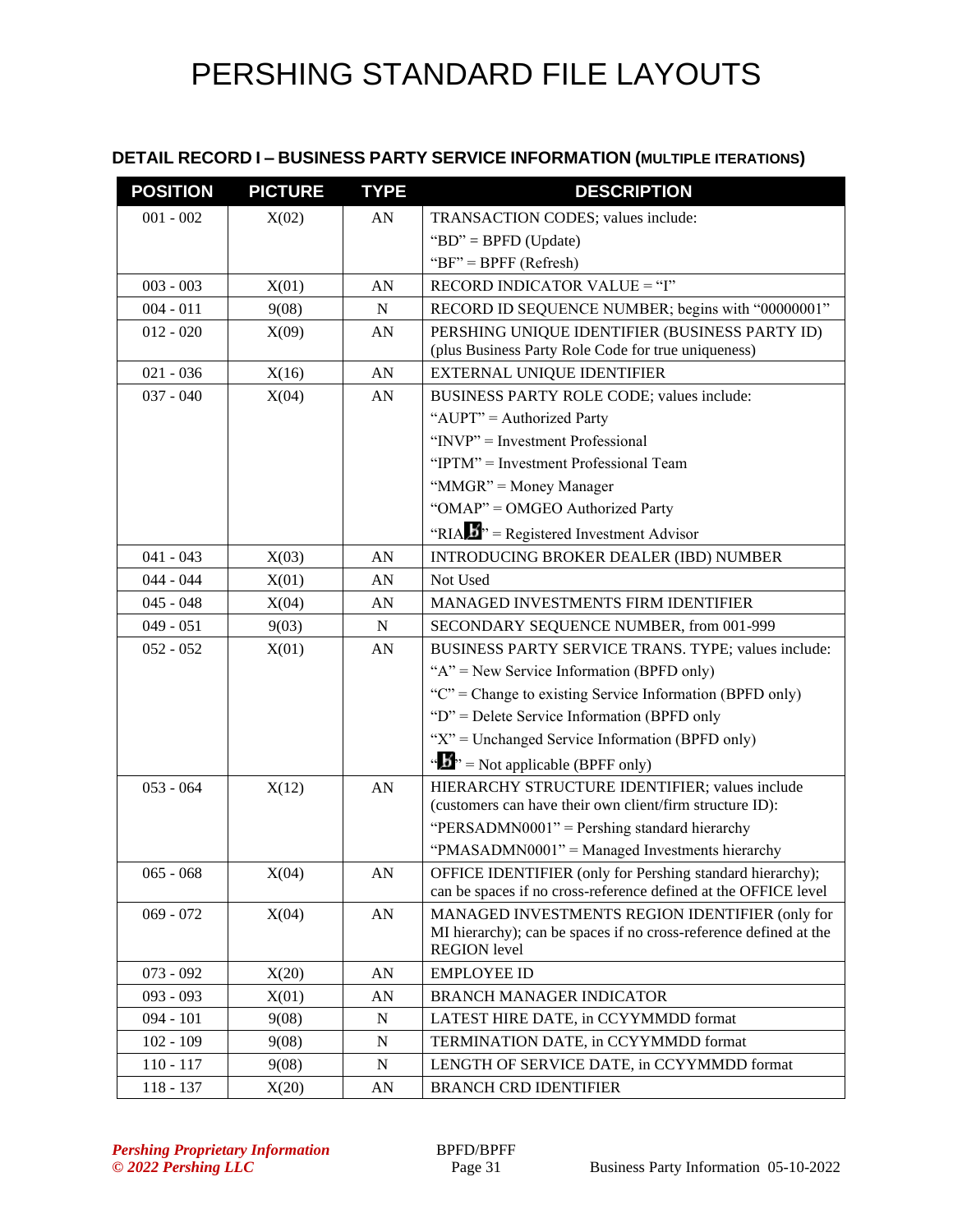# PERSHING STANDARD FILE LAYOUTS

### DETAIL RECORD I – BUSINESS PARTY SERVICE INFORMATION (MULTIPLE ITERATIONS)

| POSITION | PICTURE | TYPE | DESCRIPTION |
|---|---|---|---|
| 001 - 002 | X(02) | AN | TRANSACTION CODES; values include:<br>"BD" = BPFD (Update)<br>"BF" = BPFF (Refresh) |
| 003 - 003 | X(01) | AN | RECORD INDICATOR VALUE = "I" |
| 004 - 011 | 9(08) | N | RECORD ID SEQUENCE NUMBER; begins with "00000001" |
| 012 - 020 | X(09) | AN | PERSHING UNIQUE IDENTIFIER (BUSINESS PARTY ID) (plus Business Party Role Code for true uniqueness) |
| 021 - 036 | X(16) | AN | EXTERNAL UNIQUE IDENTIFIER |
| 037 - 040 | X(04) | AN | BUSINESS PARTY ROLE CODE; values include:<br>"AUPT" = Authorized Party<br>"INVP" = Investment Professional<br>"IPTM" = Investment Professional Team<br>"MMGR" = Money Manager<br>"OMAP" = OMGEO Authorized Party<br>"RIAb" = Registered Investment Advisor |
| 041 - 043 | X(03) | AN | INTRODUCING BROKER DEALER (IBD) NUMBER |
| 044 - 044 | X(01) | AN | Not Used |
| 045 - 048 | X(04) | AN | MANAGED INVESTMENTS FIRM IDENTIFIER |
| 049 - 051 | 9(03) | N | SECONDARY SEQUENCE NUMBER, from 001-999 |
| 052 - 052 | X(01) | AN | BUSINESS PARTY SERVICE TRANS. TYPE; values include:<br>"A" = New Service Information (BPFD only)<br>"C" = Change to existing Service Information (BPFD only)<br>"D" = Delete Service Information (BPFD only<br>"X" = Unchanged Service Information (BPFD only)<br>"b" = Not applicable (BPFF only) |
| 053 - 064 | X(12) | AN | HIERARCHY STRUCTURE IDENTIFIER; values include (customers can have their own client/firm structure ID):<br>"PERSADMN0001" = Pershing standard hierarchy<br>"PMASADMN0001" = Managed Investments hierarchy |
| 065 - 068 | X(04) | AN | OFFICE IDENTIFIER (only for Pershing standard hierarchy); can be spaces if no cross-reference defined at the OFFICE level |
| 069 - 072 | X(04) | AN | MANAGED INVESTMENTS REGION IDENTIFIER (only for MI hierarchy); can be spaces if no cross-reference defined at the REGION level |
| 073 - 092 | X(20) | AN | EMPLOYEE ID |
| 093 - 093 | X(01) | AN | BRANCH MANAGER INDICATOR |
| 094 - 101 | 9(08) | N | LATEST HIRE DATE, in CCYYMMDD format |
| 102 - 109 | 9(08) | N | TERMINATION DATE, in CCYYMMDD format |
| 110 - 117 | 9(08) | N | LENGTH OF SERVICE DATE, in CCYYMMDD format |
| 118 - 137 | X(20) | AN | BRANCH CRD IDENTIFIER |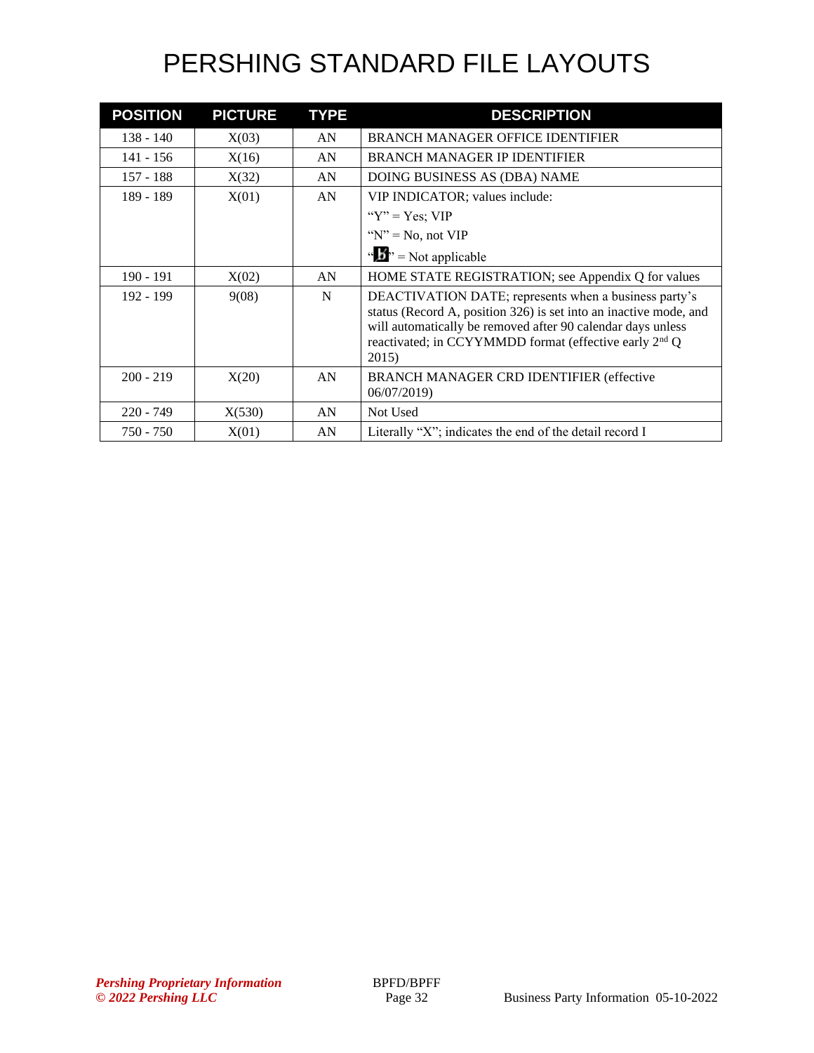# PERSHING STANDARD FILE LAYOUTS

| POSITION | PICTURE | TYPE | DESCRIPTION |
|---|---|---|---|
| 138 - 140 | X(03) | AN | BRANCH MANAGER OFFICE IDENTIFIER |
| 141 - 156 | X(16) | AN | BRANCH MANAGER IP IDENTIFIER |
| 157 - 188 | X(32) | AN | DOING BUSINESS AS (DBA) NAME |
| 189 - 189 | X(01) | AN | VIP INDICATOR; values include:<br>"Y" = Yes; VIP<br>"N" = No, not VIP<br>"b" = Not applicable |
| 190 - 191 | X(02) | AN | HOME STATE REGISTRATION; see Appendix Q for values |
| 192 - 199 | 9(08) | N | DEACTIVATION DATE; represents when a business party's status (Record A, position 326) is set into an inactive mode, and will automatically be removed after 90 calendar days unless reactivated; in CCYYMMDD format (effective early 2nd Q 2015) |
| 200 - 219 | X(20) | AN | BRANCH MANAGER CRD IDENTIFIER (effective 06/07/2019) |
| 220 - 749 | X(530) | AN | Not Used |
| 750 - 750 | X(01) | AN | Literally "X"; indicates the end of the detail record I |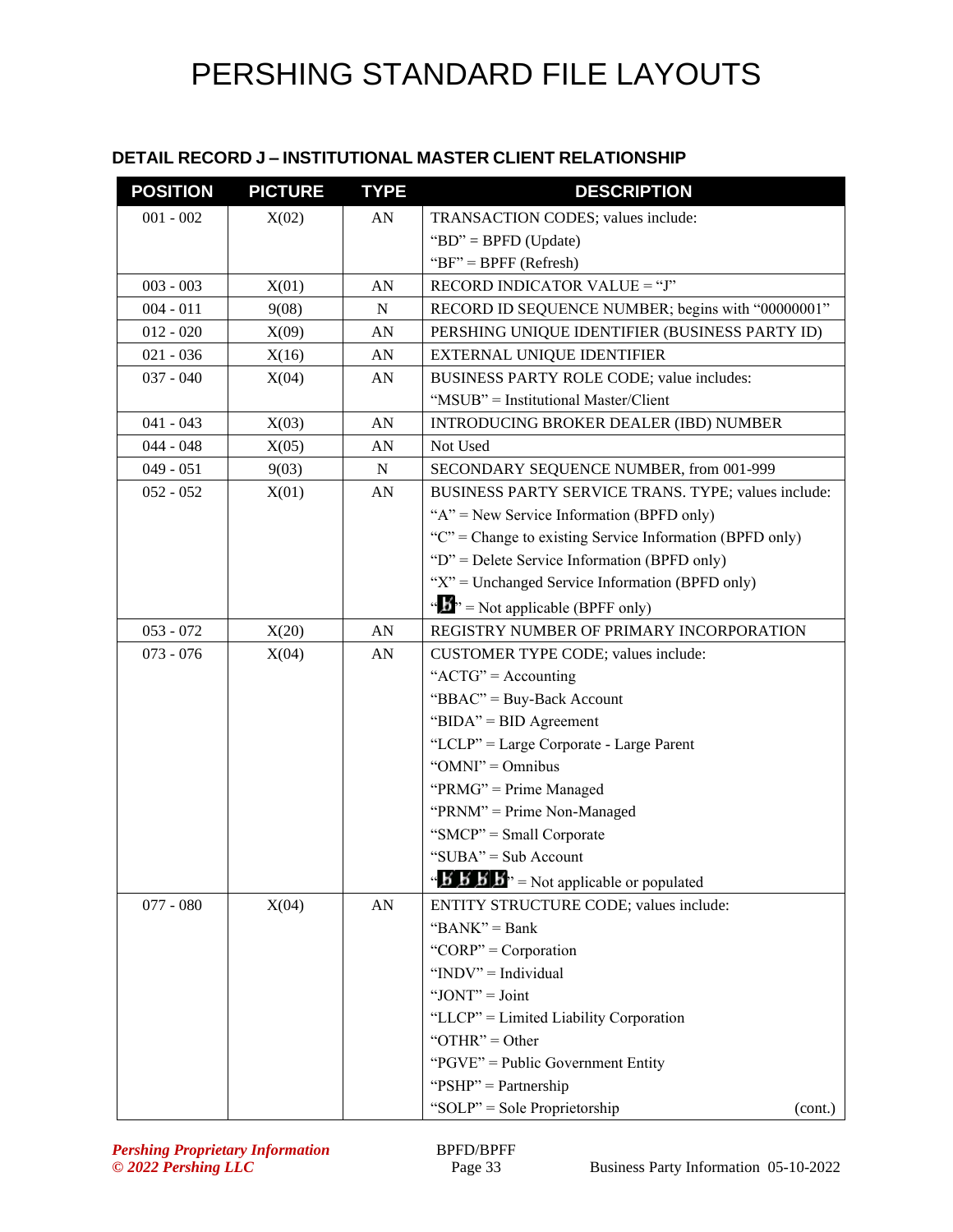# PERSHING STANDARD FILE LAYOUTS

### DETAIL RECORD J – INSTITUTIONAL MASTER CLIENT RELATIONSHIP

| POSITION | PICTURE | TYPE | DESCRIPTION |
|---|---|---|---|
| 001 - 002 | X(02) | AN | TRANSACTION CODES; values include:<br>"BD" = BPFD (Update)<br>"BF" = BPFF (Refresh) |
| 003 - 003 | X(01) | AN | RECORD INDICATOR VALUE = "J" |
| 004 - 011 | 9(08) | N | RECORD ID SEQUENCE NUMBER; begins with "00000001" |
| 012 - 020 | X(09) | AN | PERSHING UNIQUE IDENTIFIER (BUSINESS PARTY ID) |
| 021 - 036 | X(16) | AN | EXTERNAL UNIQUE IDENTIFIER |
| 037 - 040 | X(04) | AN | BUSINESS PARTY ROLE CODE; value includes:<br>"MSUB" = Institutional Master/Client |
| 041 - 043 | X(03) | AN | INTRODUCING BROKER DEALER (IBD) NUMBER |
| 044 - 048 | X(05) | AN | Not Used |
| 049 - 051 | 9(03) | N | SECONDARY SEQUENCE NUMBER, from 001-999 |
| 052 - 052 | X(01) | AN | BUSINESS PARTY SERVICE TRANS. TYPE; values include:<br>"A" = New Service Information (BPFD only)<br>"C" = Change to existing Service Information (BPFD only)<br>"D" = Delete Service Information (BPFD only)<br>"X" = Unchanged Service Information (BPFD only)<br>"b̸" = Not applicable (BPFF only) |
| 053 - 072 | X(20) | AN | REGISTRY NUMBER OF PRIMARY INCORPORATION |
| 073 - 076 | X(04) | AN | CUSTOMER TYPE CODE; values include:<br>"ACTG" = Accounting<br>"BBAC" = Buy-Back Account<br>"BIDA" = BID Agreement<br>"LCLP" = Large Corporate - Large Parent<br>"OMNI" = Omnibus<br>"PRMG" = Prime Managed<br>"PRNM" = Prime Non-Managed<br>"SMCP" = Small Corporate<br>"SUBA" = Sub Account<br>"b̸b̸b̸b̸" = Not applicable or populated |
| 077 - 080 | X(04) | AN | ENTITY STRUCTURE CODE; values include:<br>"BANK" = Bank<br>"CORP" = Corporation<br>"INDV" = Individual<br>"JONT" = Joint<br>"LLCP" = Limited Liability Corporation<br>"OTHR" = Other<br>"PGVE" = Public Government Entity<br>"PSHP" = Partnership<br>"SOLP" = Sole Proprietorship (cont.) |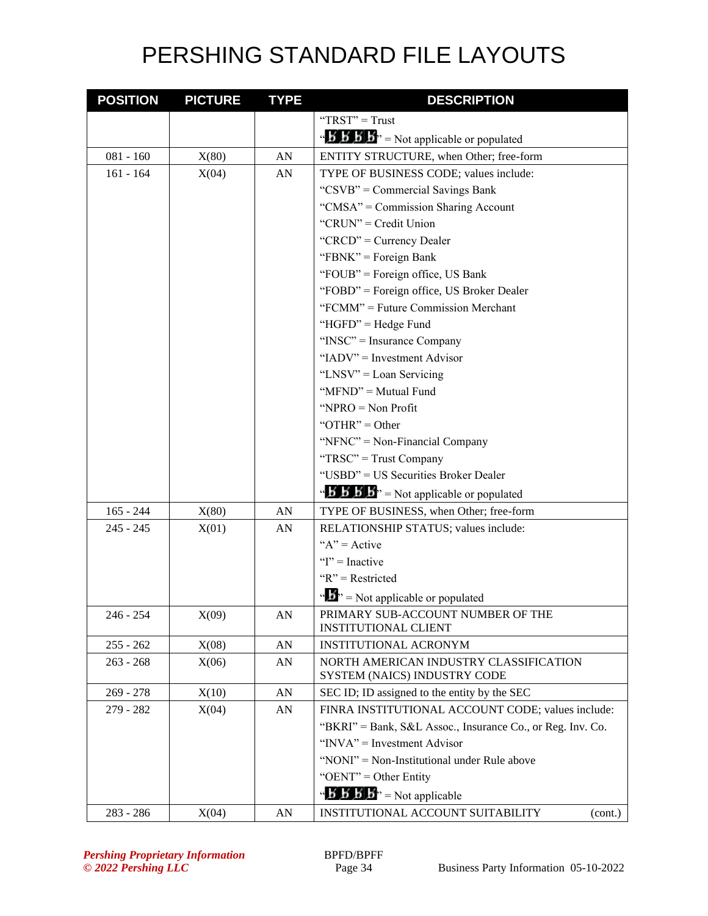# PERSHING STANDARD FILE LAYOUTS

| POSITION | PICTURE | TYPE | DESCRIPTION |
|---|---|---|---|
| | | | "TRST" = Trust<br>"bbbb" = Not applicable or populated |
| 081 - 160 | X(80) | AN | ENTITY STRUCTURE, when Other; free-form |
| 161 - 164 | X(04) | AN | TYPE OF BUSINESS CODE; values include:<br>"CSVB" = Commercial Savings Bank<br>"CMSA" = Commission Sharing Account<br>"CRUN" = Credit Union<br>"CRCD" = Currency Dealer<br>"FBNK" = Foreign Bank<br>"FOUB" = Foreign office, US Bank<br>"FOBD" = Foreign office, US Broker Dealer<br>"FCMM" = Future Commission Merchant<br>"HGFD" = Hedge Fund<br>"INSC" = Insurance Company<br>"IADV" = Investment Advisor<br>"LNSV" = Loan Servicing<br>"MFND" = Mutual Fund<br>"NPRO = Non Profit<br>"OTHR" = Other<br>"NFNC" = Non-Financial Company<br>"TRSC" = Trust Company<br>"USBD" = US Securities Broker Dealer<br>"bbbb" = Not applicable or populated |
| 165 - 244 | X(80) | AN | TYPE OF BUSINESS, when Other; free-form |
| 245 - 245 | X(01) | AN | RELATIONSHIP STATUS; values include:<br>"A" = Active<br>"I" = Inactive<br>"R" = Restricted<br>"b" = Not applicable or populated |
| 246 - 254 | X(09) | AN | PRIMARY SUB-ACCOUNT NUMBER OF THE INSTITUTIONAL CLIENT |
| 255 - 262 | X(08) | AN | INSTITUTIONAL ACRONYM |
| 263 - 268 | X(06) | AN | NORTH AMERICAN INDUSTRY CLASSIFICATION SYSTEM (NAICS) INDUSTRY CODE |
| 269 - 278 | X(10) | AN | SEC ID; ID assigned to the entity by the SEC |
| 279 - 282 | X(04) | AN | FINRA INSTITUTIONAL ACCOUNT CODE; values include:<br>"BKRI" = Bank, S&L Assoc., Insurance Co., or Reg. Inv. Co.<br>"INVA" = Investment Advisor<br>"NONI" = Non-Institutional under Rule above<br>"OENT" = Other Entity<br>"bbbb" = Not applicable |
| 283 - 286 | X(04) | AN | INSTITUTIONAL ACCOUNT SUITABILITY (cont.) |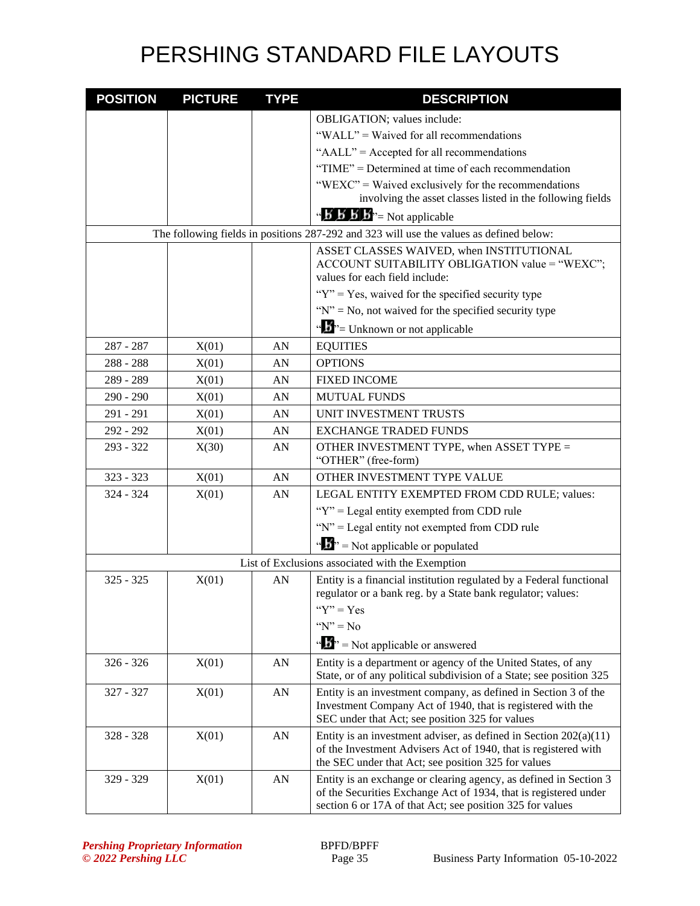# PERSHING STANDARD FILE LAYOUTS

| POSITION | PICTURE | TYPE | DESCRIPTION |
|---|---|---|---|
| | | | OBLIGATION; values include:<br>"WALL" = Waived for all recommendations<br>"AALL" = Accepted for all recommendations<br>"TIME" = Determined at time of each recommendation<br>"WEXC" = Waived exclusively for the recommendations involving the asset classes listed in the following fields<br>"bbbb"= Not applicable |
| The following fields in positions 287-292 and 323 will use the values as defined below: | | | |
| | | | ASSET CLASSES WAIVED, when INSTITUTIONAL ACCOUNT SUITABILITY OBLIGATION value = "WEXC"; values for each field include:<br>"Y" = Yes, waived for the specified security type<br>"N" = No, not waived for the specified security type<br>"b"= Unknown or not applicable |
| 287 - 287 | X(01) | AN | EQUITIES |
| 288 - 288 | X(01) | AN | OPTIONS |
| 289 - 289 | X(01) | AN | FIXED INCOME |
| 290 - 290 | X(01) | AN | MUTUAL FUNDS |
| 291 - 291 | X(01) | AN | UNIT INVESTMENT TRUSTS |
| 292 - 292 | X(01) | AN | EXCHANGE TRADED FUNDS |
| 293 - 322 | X(30) | AN | OTHER INVESTMENT TYPE, when ASSET TYPE = "OTHER" (free-form) |
| 323 - 323 | X(01) | AN | OTHER INVESTMENT TYPE VALUE |
| 324 - 324 | X(01) | AN | LEGAL ENTITY EXEMPTED FROM CDD RULE; values:<br>"Y" = Legal entity exempted from CDD rule<br>"N" = Legal entity not exempted from CDD rule<br>"b" = Not applicable or populated |
| List of Exclusions associated with the Exemption | | | |
| 325 - 325 | X(01) | AN | Entity is a financial institution regulated by a Federal functional regulator or a bank reg. by a State bank regulator; values:<br>"Y" = Yes<br>"N" = No<br>"b" = Not applicable or answered |
| 326 - 326 | X(01) | AN | Entity is a department or agency of the United States, of any State, or of any political subdivision of a State; see position 325 |
| 327 - 327 | X(01) | AN | Entity is an investment company, as defined in Section 3 of the Investment Company Act of 1940, that is registered with the SEC under that Act; see position 325 for values |
| 328 - 328 | X(01) | AN | Entity is an investment adviser, as defined in Section 202(a)(11) of the Investment Advisers Act of 1940, that is registered with the SEC under that Act; see position 325 for values |
| 329 - 329 | X(01) | AN | Entity is an exchange or clearing agency, as defined in Section 3 of the Securities Exchange Act of 1934, that is registered under section 6 or 17A of that Act; see position 325 for values |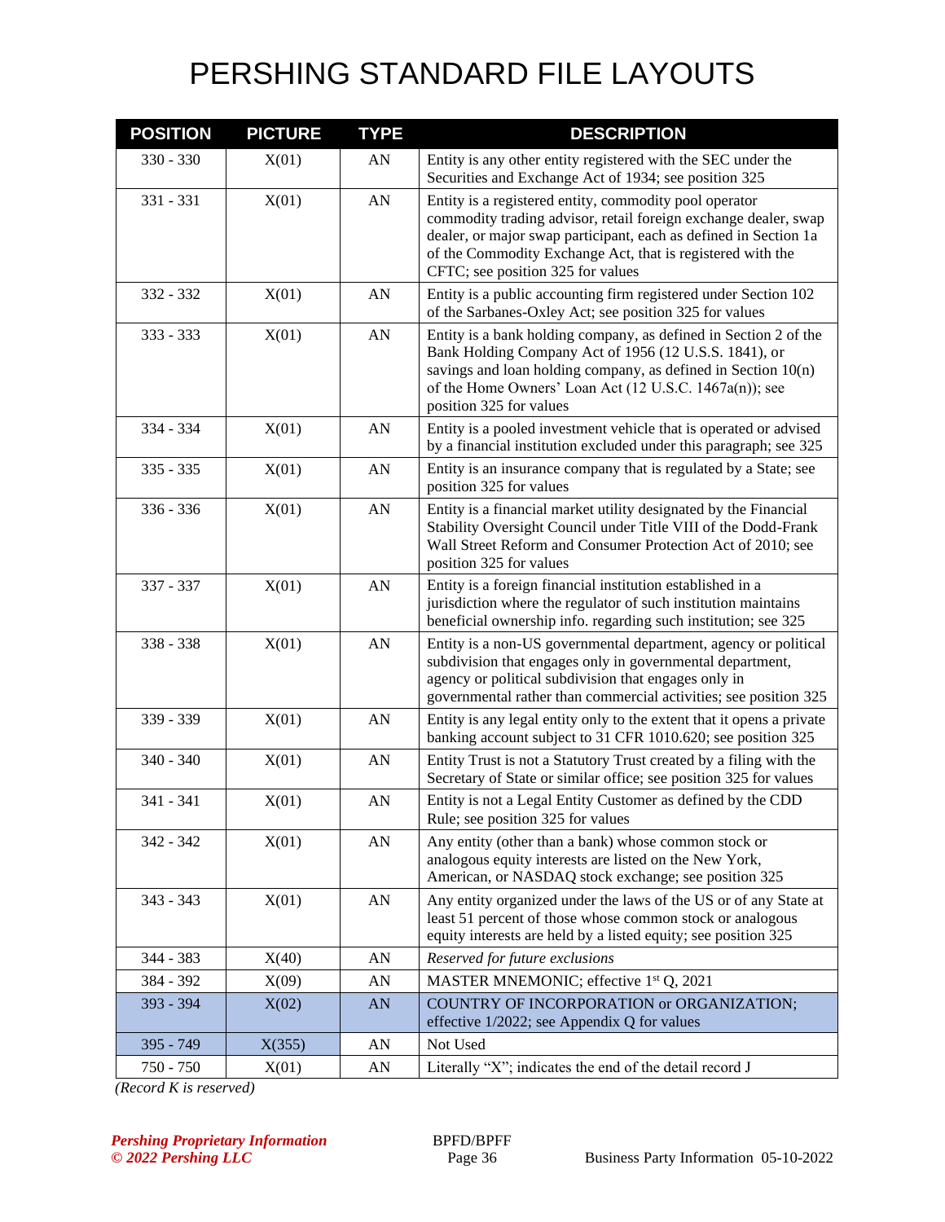# PERSHING STANDARD FILE LAYOUTS

| POSITION | PICTURE | TYPE | DESCRIPTION |
|---|---|---|---|
| 330 - 330 | X(01) | AN | Entity is any other entity registered with the SEC under the Securities and Exchange Act of 1934; see position 325 |
| 331 - 331 | X(01) | AN | Entity is a registered entity, commodity pool operator commodity trading advisor, retail foreign exchange dealer, swap dealer, or major swap participant, each as defined in Section 1a of the Commodity Exchange Act, that is registered with the CFTC; see position 325 for values |
| 332 - 332 | X(01) | AN | Entity is a public accounting firm registered under Section 102 of the Sarbanes-Oxley Act; see position 325 for values |
| 333 - 333 | X(01) | AN | Entity is a bank holding company, as defined in Section 2 of the Bank Holding Company Act of 1956 (12 U.S.S. 1841), or savings and loan holding company, as defined in Section 10(n) of the Home Owners' Loan Act (12 U.S.C. 1467a(n)); see position 325 for values |
| 334 - 334 | X(01) | AN | Entity is a pooled investment vehicle that is operated or advised by a financial institution excluded under this paragraph; see 325 |
| 335 - 335 | X(01) | AN | Entity is an insurance company that is regulated by a State; see position 325 for values |
| 336 - 336 | X(01) | AN | Entity is a financial market utility designated by the Financial Stability Oversight Council under Title VIII of the Dodd-Frank Wall Street Reform and Consumer Protection Act of 2010; see position 325 for values |
| 337 - 337 | X(01) | AN | Entity is a foreign financial institution established in a jurisdiction where the regulator of such institution maintains beneficial ownership info. regarding such institution; see 325 |
| 338 - 338 | X(01) | AN | Entity is a non-US governmental department, agency or political subdivision that engages only in governmental department, agency or political subdivision that engages only in governmental rather than commercial activities; see position 325 |
| 339 - 339 | X(01) | AN | Entity is any legal entity only to the extent that it opens a private banking account subject to 31 CFR 1010.620; see position 325 |
| 340 - 340 | X(01) | AN | Entity Trust is not a Statutory Trust created by a filing with the Secretary of State or similar office; see position 325 for values |
| 341 - 341 | X(01) | AN | Entity is not a Legal Entity Customer as defined by the CDD Rule; see position 325 for values |
| 342 - 342 | X(01) | AN | Any entity (other than a bank) whose common stock or analogous equity interests are listed on the New York, American, or NASDAQ stock exchange; see position 325 |
| 343 - 343 | X(01) | AN | Any entity organized under the laws of the US or of any State at least 51 percent of those whose common stock or analogous equity interests are held by a listed equity; see position 325 |
| 344 - 383 | X(40) | AN | *Reserved for future exclusions* |
| 384 - 392 | X(09) | AN | MASTER MNEMONIC; effective 1st Q, 2021 |
| 393 - 394 | X(02) | AN | COUNTRY OF INCORPORATION or ORGANIZATION; effective 1/2022; see Appendix Q for values |
| 395 - 749 | X(355) | AN | Not Used |
| 750 - 750 | X(01) | AN | Literally "X"; indicates the end of the detail record J |

*(Record K is reserved)*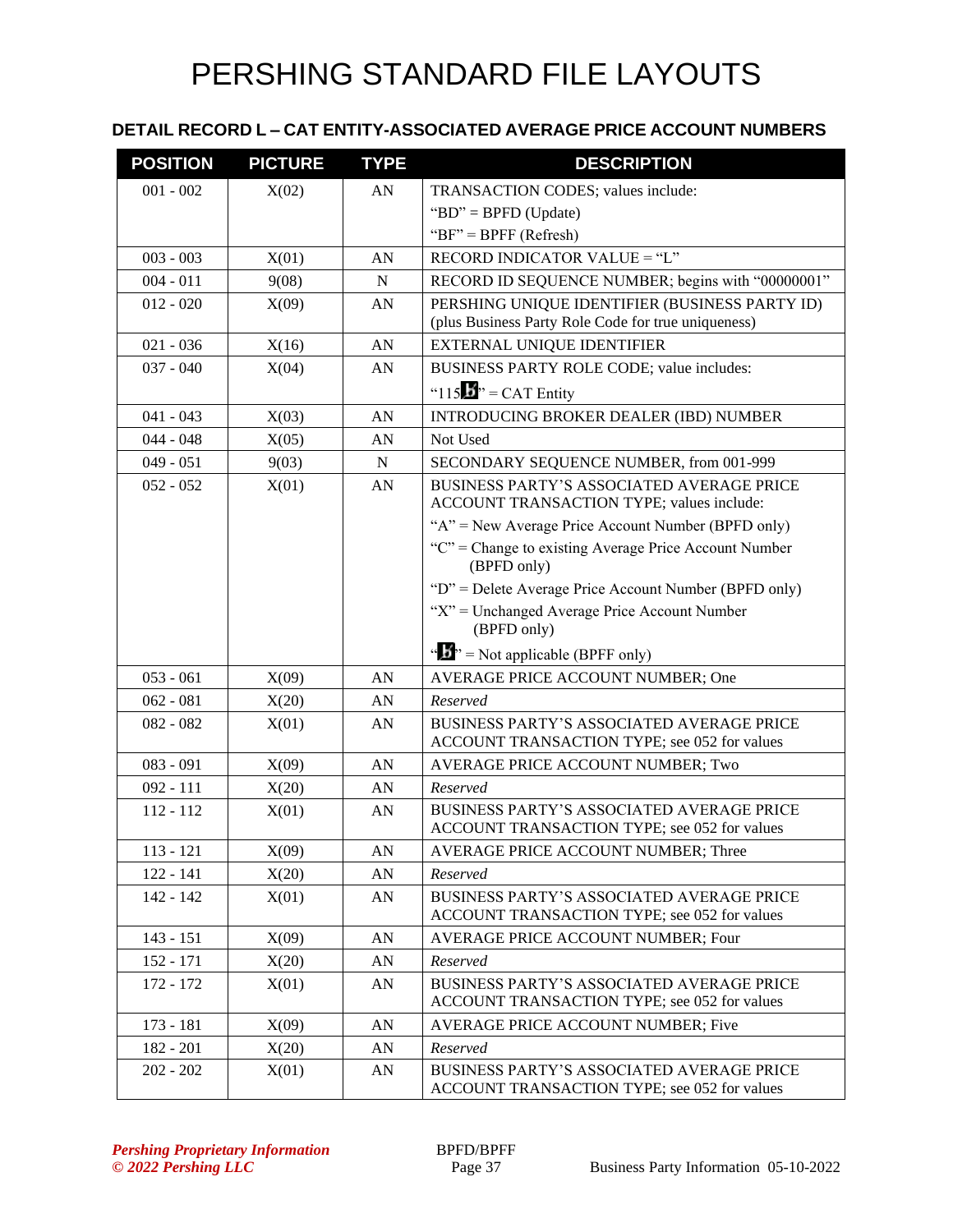# PERSHING STANDARD FILE LAYOUTS

## DETAIL RECORD L – CAT ENTITY-ASSOCIATED AVERAGE PRICE ACCOUNT NUMBERS

| POSITION | PICTURE | TYPE | DESCRIPTION |
|---|---|---|---|
| 001 - 002 | X(02) | AN | TRANSACTION CODES; values include:<br>"BD" = BPFD (Update)<br>"BF" = BPFF (Refresh) |
| 003 - 003 | X(01) | AN | RECORD INDICATOR VALUE = "L" |
| 004 - 011 | 9(08) | N | RECORD ID SEQUENCE NUMBER; begins with "00000001" |
| 012 - 020 | X(09) | AN | PERSHING UNIQUE IDENTIFIER (BUSINESS PARTY ID) (plus Business Party Role Code for true uniqueness) |
| 021 - 036 | X(16) | AN | EXTERNAL UNIQUE IDENTIFIER |
| 037 - 040 | X(04) | AN | BUSINESS PARTY ROLE CODE; value includes:<br>"115b" = CAT Entity |
| 041 - 043 | X(03) | AN | INTRODUCING BROKER DEALER (IBD) NUMBER |
| 044 - 048 | X(05) | AN | Not Used |
| 049 - 051 | 9(03) | N | SECONDARY SEQUENCE NUMBER, from 001-999 |
| 052 - 052 | X(01) | AN | BUSINESS PARTY'S ASSOCIATED AVERAGE PRICE ACCOUNT TRANSACTION TYPE; values include:<br>"A" = New Average Price Account Number (BPFD only)<br>"C" = Change to existing Average Price Account Number (BPFD only)<br>"D" = Delete Average Price Account Number (BPFD only)<br>"X" = Unchanged Average Price Account Number (BPFD only)<br>"b" = Not applicable (BPFF only) |
| 053 - 061 | X(09) | AN | AVERAGE PRICE ACCOUNT NUMBER; One |
| 062 - 081 | X(20) | AN | *Reserved* |
| 082 - 082 | X(01) | AN | BUSINESS PARTY'S ASSOCIATED AVERAGE PRICE ACCOUNT TRANSACTION TYPE; see 052 for values |
| 083 - 091 | X(09) | AN | AVERAGE PRICE ACCOUNT NUMBER; Two |
| 092 - 111 | X(20) | AN | *Reserved* |
| 112 - 112 | X(01) | AN | BUSINESS PARTY'S ASSOCIATED AVERAGE PRICE ACCOUNT TRANSACTION TYPE; see 052 for values |
| 113 - 121 | X(09) | AN | AVERAGE PRICE ACCOUNT NUMBER; Three |
| 122 - 141 | X(20) | AN | *Reserved* |
| 142 - 142 | X(01) | AN | BUSINESS PARTY'S ASSOCIATED AVERAGE PRICE ACCOUNT TRANSACTION TYPE; see 052 for values |
| 143 - 151 | X(09) | AN | AVERAGE PRICE ACCOUNT NUMBER; Four |
| 152 - 171 | X(20) | AN | *Reserved* |
| 172 - 172 | X(01) | AN | BUSINESS PARTY'S ASSOCIATED AVERAGE PRICE ACCOUNT TRANSACTION TYPE; see 052 for values |
| 173 - 181 | X(09) | AN | AVERAGE PRICE ACCOUNT NUMBER; Five |
| 182 - 201 | X(20) | AN | *Reserved* |
| 202 - 202 | X(01) | AN | BUSINESS PARTY'S ASSOCIATED AVERAGE PRICE ACCOUNT TRANSACTION TYPE; see 052 for values |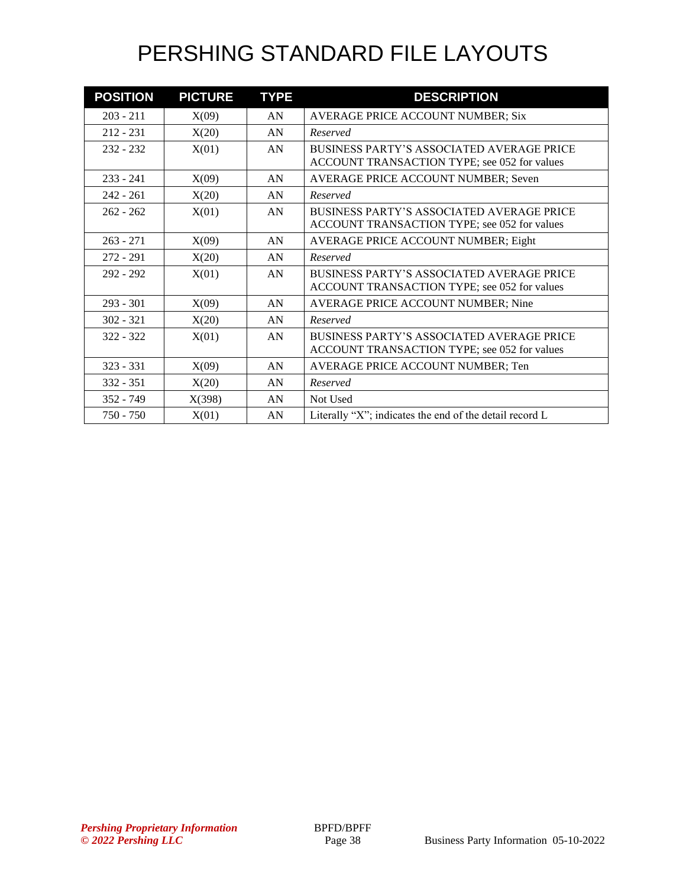# PERSHING STANDARD FILE LAYOUTS

| POSITION | PICTURE | TYPE | DESCRIPTION |
|---|---|---|---|
| 203 - 211 | X(09) | AN | AVERAGE PRICE ACCOUNT NUMBER; Six |
| 212 - 231 | X(20) | AN | *Reserved* |
| 232 - 232 | X(01) | AN | BUSINESS PARTY'S ASSOCIATED AVERAGE PRICE ACCOUNT TRANSACTION TYPE; see 052 for values |
| 233 - 241 | X(09) | AN | AVERAGE PRICE ACCOUNT NUMBER; Seven |
| 242 - 261 | X(20) | AN | *Reserved* |
| 262 - 262 | X(01) | AN | BUSINESS PARTY'S ASSOCIATED AVERAGE PRICE ACCOUNT TRANSACTION TYPE; see 052 for values |
| 263 - 271 | X(09) | AN | AVERAGE PRICE ACCOUNT NUMBER; Eight |
| 272 - 291 | X(20) | AN | *Reserved* |
| 292 - 292 | X(01) | AN | BUSINESS PARTY'S ASSOCIATED AVERAGE PRICE ACCOUNT TRANSACTION TYPE; see 052 for values |
| 293 - 301 | X(09) | AN | AVERAGE PRICE ACCOUNT NUMBER; Nine |
| 302 - 321 | X(20) | AN | *Reserved* |
| 322 - 322 | X(01) | AN | BUSINESS PARTY'S ASSOCIATED AVERAGE PRICE ACCOUNT TRANSACTION TYPE; see 052 for values |
| 323 - 331 | X(09) | AN | AVERAGE PRICE ACCOUNT NUMBER; Ten |
| 332 - 351 | X(20) | AN | *Reserved* |
| 352 - 749 | X(398) | AN | Not Used |
| 750 - 750 | X(01) | AN | Literally "X"; indicates the end of the detail record L |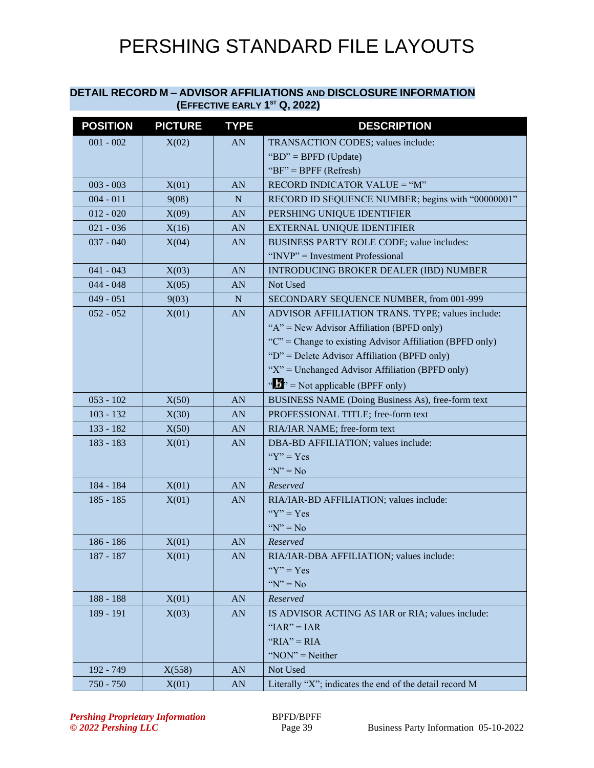# PERSHING STANDARD FILE LAYOUTS

## DETAIL RECORD M – ADVISOR AFFILIATIONS AND DISCLOSURE INFORMATION (EFFECTIVE EARLY 1ST Q, 2022)

| POSITION | PICTURE | TYPE | DESCRIPTION |
|---|---|---|---|
| 001 - 002 | X(02) | AN | TRANSACTION CODES; values include:<br>"BD" = BPFD (Update)<br>"BF" = BPFF (Refresh) |
| 003 - 003 | X(01) | AN | RECORD INDICATOR VALUE = "M" |
| 004 - 011 | 9(08) | N | RECORD ID SEQUENCE NUMBER; begins with "00000001" |
| 012 - 020 | X(09) | AN | PERSHING UNIQUE IDENTIFIER |
| 021 - 036 | X(16) | AN | EXTERNAL UNIQUE IDENTIFIER |
| 037 - 040 | X(04) | AN | BUSINESS PARTY ROLE CODE; value includes:<br>"INVP" = Investment Professional |
| 041 - 043 | X(03) | AN | INTRODUCING BROKER DEALER (IBD) NUMBER |
| 044 - 048 | X(05) | AN | Not Used |
| 049 - 051 | 9(03) | N | SECONDARY SEQUENCE NUMBER, from 001-999 |
| 052 - 052 | X(01) | AN | ADVISOR AFFILIATION TRANS. TYPE; values include:<br>"A" = New Advisor Affiliation (BPFD only)<br>"C" = Change to existing Advisor Affiliation (BPFD only)<br>"D" = Delete Advisor Affiliation (BPFD only)<br>"X" = Unchanged Advisor Affiliation (BPFD only)<br>"b" = Not applicable (BPFF only) |
| 053 - 102 | X(50) | AN | BUSINESS NAME (Doing Business As), free-form text |
| 103 - 132 | X(30) | AN | PROFESSIONAL TITLE; free-form text |
| 133 - 182 | X(50) | AN | RIA/IAR NAME; free-form text |
| 183 - 183 | X(01) | AN | DBA-BD AFFILIATION; values include:<br>"Y" = Yes<br>"N" = No |
| 184 - 184 | X(01) | AN | *Reserved* |
| 185 - 185 | X(01) | AN | RIA/IAR-BD AFFILIATION; values include:<br>"Y" = Yes<br>"N" = No |
| 186 - 186 | X(01) | AN | *Reserved* |
| 187 - 187 | X(01) | AN | RIA/IAR-DBA AFFILIATION; values include:<br>"Y" = Yes<br>"N" = No |
| 188 - 188 | X(01) | AN | *Reserved* |
| 189 - 191 | X(03) | AN | IS ADVISOR ACTING AS IAR or RIA; values include:<br>"IAR" = IAR<br>"RIA" = RIA<br>"NON" = Neither |
| 192 - 749 | X(558) | AN | Not Used |
| 750 - 750 | X(01) | AN | Literally "X"; indicates the end of the detail record M |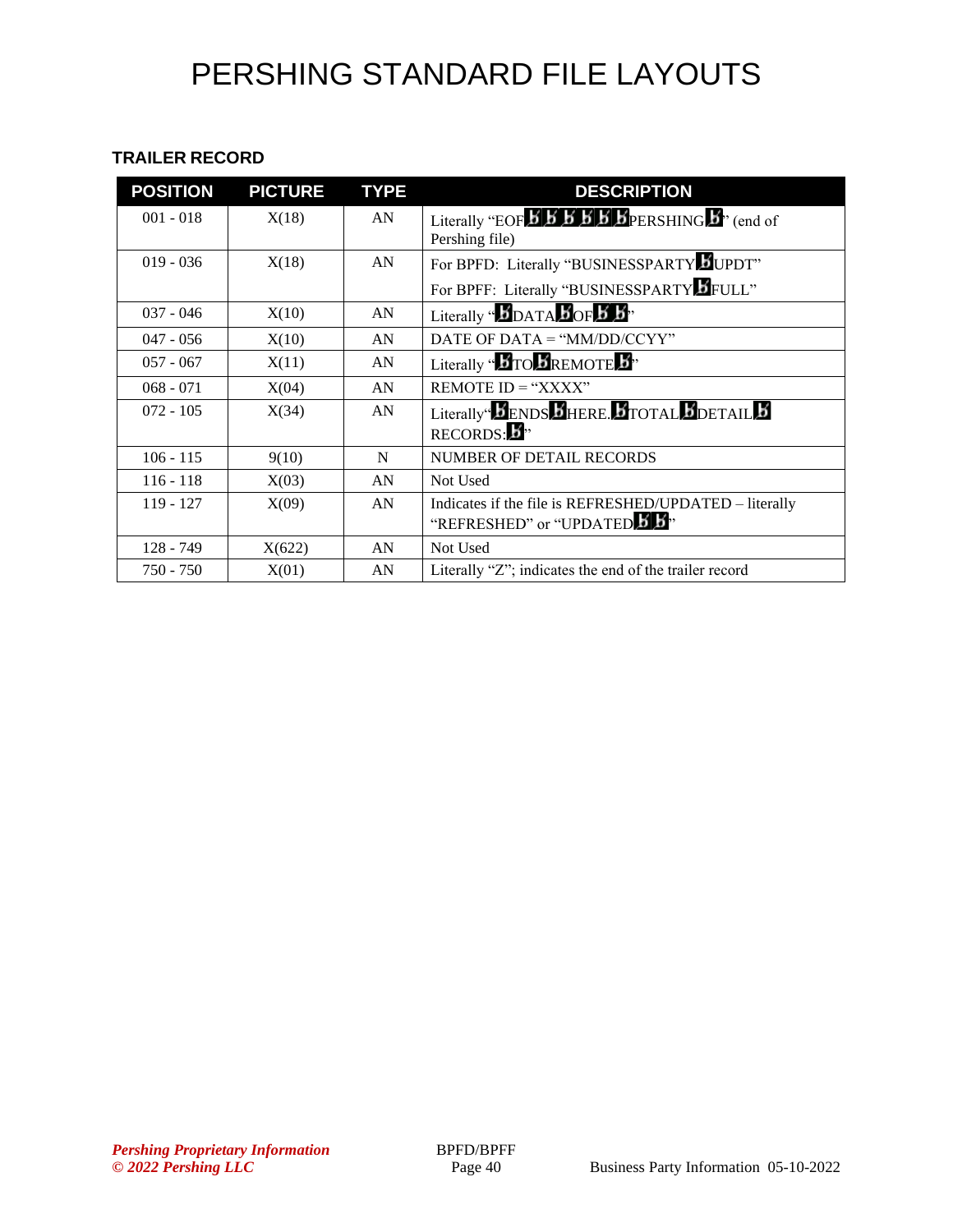# PERSHING STANDARD FILE LAYOUTS

### TRAILER RECORD

| POSITION | PICTURE | TYPE | DESCRIPTION |
|---|---|---|---|
| 001 - 018 | X(18) | AN | Literally "EOFƀƀƀƀƀƀPERSHINGƀ" (end of Pershing file) |
| 019 - 036 | X(18) | AN | For BPFD: Literally "BUSINESSPARTYƀUPDT"<br>For BPFF: Literally "BUSINESSPARTYƀFULL" |
| 037 - 046 | X(10) | AN | Literally "ƀDATAƀOFƀƀ" |
| 047 - 056 | X(10) | AN | DATE OF DATA = "MM/DD/CCYY" |
| 057 - 067 | X(11) | AN | Literally "ƀTOƀREMOTEƀ" |
| 068 - 071 | X(04) | AN | REMOTE ID = "XXXX" |
| 072 - 105 | X(34) | AN | Literally"ƀENDSƀHERE.ƀTOTALƀDETAILƀRECORDS:ƀ" |
| 106 - 115 | 9(10) | N | NUMBER OF DETAIL RECORDS |
| 116 - 118 | X(03) | AN | Not Used |
| 119 - 127 | X(09) | AN | Indicates if the file is REFRESHED/UPDATED – literally "REFRESHED" or "UPDATEDƀƀ" |
| 128 - 749 | X(622) | AN | Not Used |
| 750 - 750 | X(01) | AN | Literally "Z"; indicates the end of the trailer record |